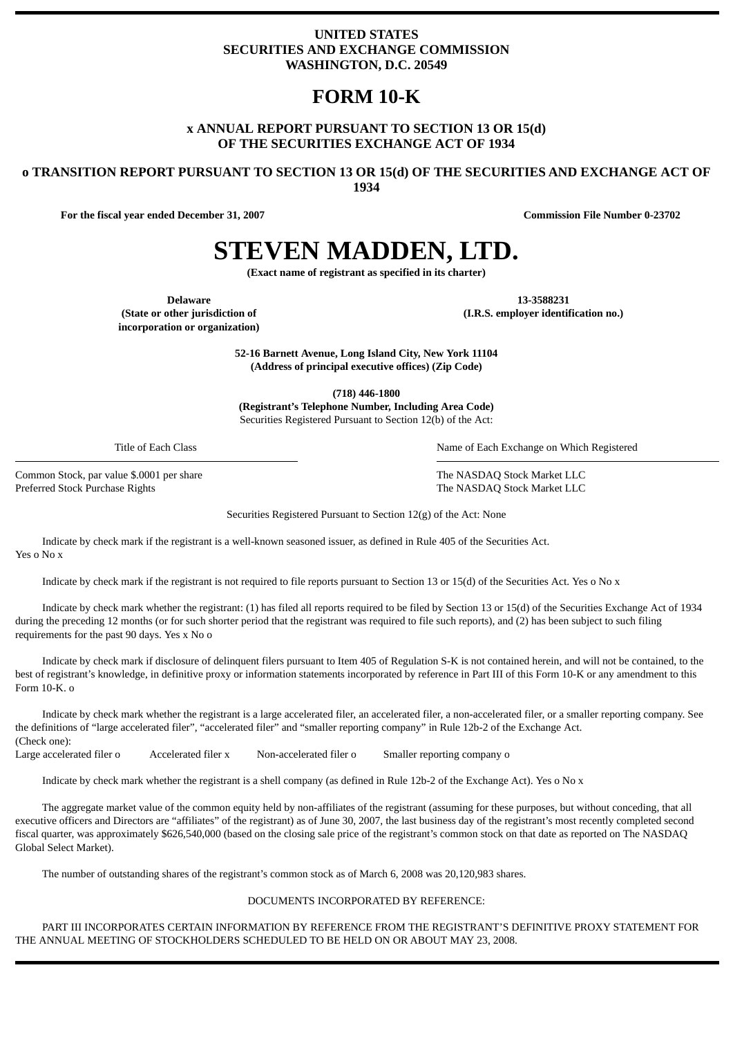**UNITED STATES**
**SECURITIES AND EXCHANGE COMMISSION**
**WASHINGTON, D.C. 20549**

# FORM 10-K

**x ANNUAL REPORT PURSUANT TO SECTION 13 OR 15(d)**
**OF THE SECURITIES EXCHANGE ACT OF 1934**

**o TRANSITION REPORT PURSUANT TO SECTION 13 OR 15(d) OF THE SECURITIES AND EXCHANGE ACT OF 1934**

**For the fiscal year ended December 31, 2007** | **Commission File Number 0-23702**

# STEVEN MADDEN, LTD.

**(Exact name of registrant as specified in its charter)**

| **Delaware** | **13-3588231** |
|---|---|
| **(State or other jurisdiction of incorporation or organization)** | **(I.R.S. employer identification no.)** |

**52-16 Barnett Avenue, Long Island City, New York 11104**
**(Address of principal executive offices) (Zip Code)**

**(718) 446-1800**
**(Registrant's Telephone Number, Including Area Code)**
Securities Registered Pursuant to Section 12(b) of the Act:

| Title of Each Class | Name of Each Exchange on Which Registered |
|---|---|
| Common Stock, par value $.0001 per share | The NASDAQ Stock Market LLC |
| Preferred Stock Purchase Rights | The NASDAQ Stock Market LLC |

Securities Registered Pursuant to Section 12(g) of the Act: None

Indicate by check mark if the registrant is a well-known seasoned issuer, as defined in Rule 405 of the Securities Act. Yes o No x

Indicate by check mark if the registrant is not required to file reports pursuant to Section 13 or 15(d) of the Securities Act. Yes o No x

Indicate by check mark whether the registrant: (1) has filed all reports required to be filed by Section 13 or 15(d) of the Securities Exchange Act of 1934 during the preceding 12 months (or for such shorter period that the registrant was required to file such reports), and (2) has been subject to such filing requirements for the past 90 days. Yes x No o

Indicate by check mark if disclosure of delinquent filers pursuant to Item 405 of Regulation S-K is not contained herein, and will not be contained, to the best of registrant's knowledge, in definitive proxy or information statements incorporated by reference in Part III of this Form 10-K or any amendment to this Form 10-K. o

Indicate by check mark whether the registrant is a large accelerated filer, an accelerated filer, a non-accelerated filer, or a smaller reporting company. See the definitions of "large accelerated filer", "accelerated filer" and "smaller reporting company" in Rule 12b-2 of the Exchange Act.
(Check one):
Large accelerated filer o Accelerated filer x Non-accelerated filer o Smaller reporting company o

Indicate by check mark whether the registrant is a shell company (as defined in Rule 12b-2 of the Exchange Act). Yes o No x

The aggregate market value of the common equity held by non-affiliates of the registrant (assuming for these purposes, but without conceding, that all executive officers and Directors are "affiliates" of the registrant) as of June 30, 2007, the last business day of the registrant's most recently completed second fiscal quarter, was approximately $626,540,000 (based on the closing sale price of the registrant's common stock on that date as reported on The NASDAQ Global Select Market).

The number of outstanding shares of the registrant's common stock as of March 6, 2008 was 20,120,983 shares.

DOCUMENTS INCORPORATED BY REFERENCE:

PART III INCORPORATES CERTAIN INFORMATION BY REFERENCE FROM THE REGISTRANT'S DEFINITIVE PROXY STATEMENT FOR THE ANNUAL MEETING OF STOCKHOLDERS SCHEDULED TO BE HELD ON OR ABOUT MAY 23, 2008.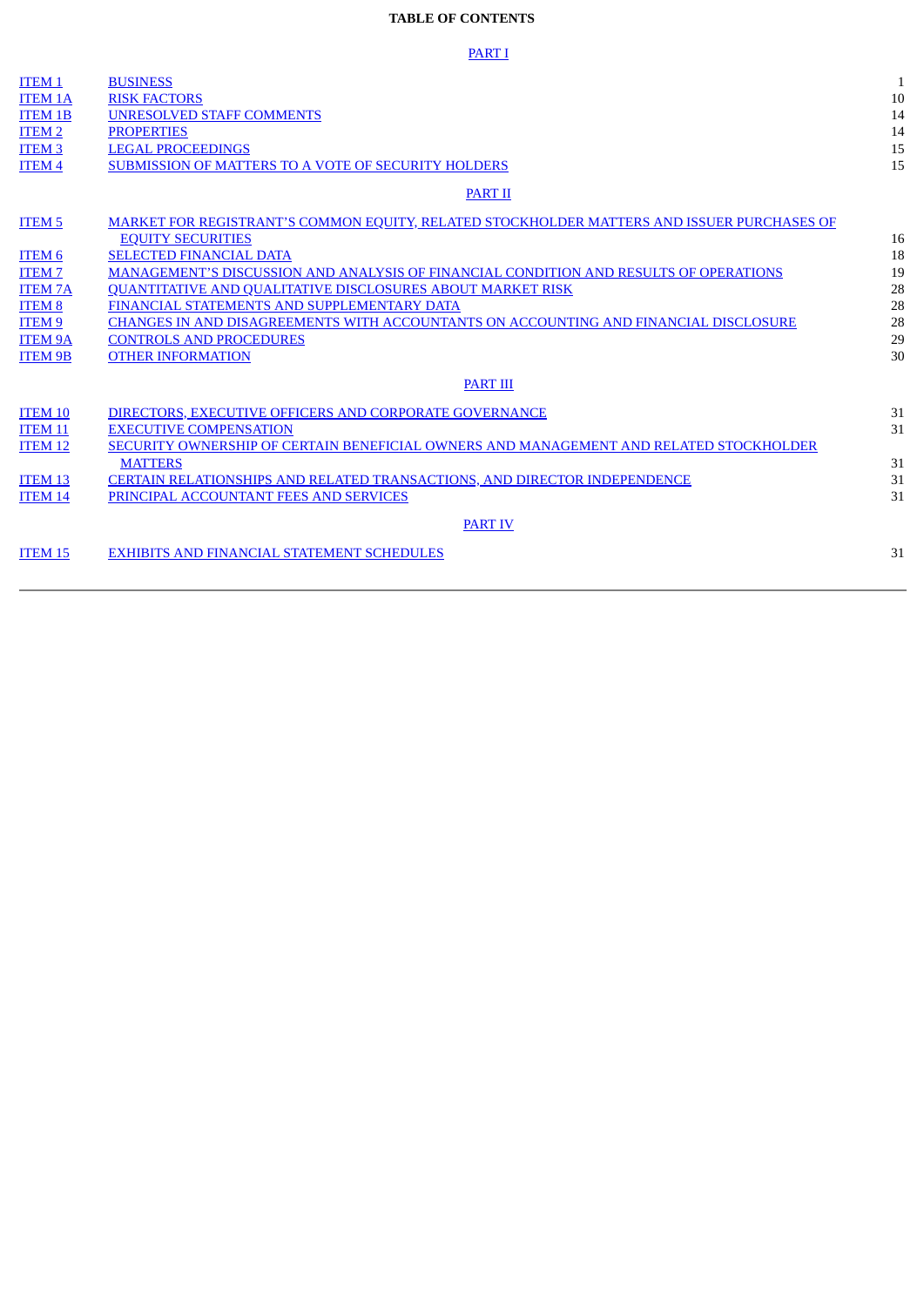**TABLE OF CONTENTS**

| | | |
|---|---|---|
| | PART I | |
| ITEM 1 | BUSINESS | 1 |
| ITEM 1A | RISK FACTORS | 10 |
| ITEM 1B | UNRESOLVED STAFF COMMENTS | 14 |
| ITEM 2 | PROPERTIES | 14 |
| ITEM 3 | LEGAL PROCEEDINGS | 15 |
| ITEM 4 | SUBMISSION OF MATTERS TO A VOTE OF SECURITY HOLDERS | 15 |
| | PART II | |
| ITEM 5 | MARKET FOR REGISTRANT'S COMMON EQUITY, RELATED STOCKHOLDER MATTERS AND ISSUER PURCHASES OF EQUITY SECURITIES | 16 |
| ITEM 6 | SELECTED FINANCIAL DATA | 18 |
| ITEM 7 | MANAGEMENT'S DISCUSSION AND ANALYSIS OF FINANCIAL CONDITION AND RESULTS OF OPERATIONS | 19 |
| ITEM 7A | QUANTITATIVE AND QUALITATIVE DISCLOSURES ABOUT MARKET RISK | 28 |
| ITEM 8 | FINANCIAL STATEMENTS AND SUPPLEMENTARY DATA | 28 |
| ITEM 9 | CHANGES IN AND DISAGREEMENTS WITH ACCOUNTANTS ON ACCOUNTING AND FINANCIAL DISCLOSURE | 28 |
| ITEM 9A | CONTROLS AND PROCEDURES | 29 |
| ITEM 9B | OTHER INFORMATION | 30 |
| | PART III | |
| ITEM 10 | DIRECTORS, EXECUTIVE OFFICERS AND CORPORATE GOVERNANCE | 31 |
| ITEM 11 | EXECUTIVE COMPENSATION | 31 |
| ITEM 12 | SECURITY OWNERSHIP OF CERTAIN BENEFICIAL OWNERS AND MANAGEMENT AND RELATED STOCKHOLDER MATTERS | 31 |
| ITEM 13 | CERTAIN RELATIONSHIPS AND RELATED TRANSACTIONS, AND DIRECTOR INDEPENDENCE | 31 |
| ITEM 14 | PRINCIPAL ACCOUNTANT FEES AND SERVICES | 31 |
| | PART IV | |
| ITEM 15 | EXHIBITS AND FINANCIAL STATEMENT SCHEDULES | 31 |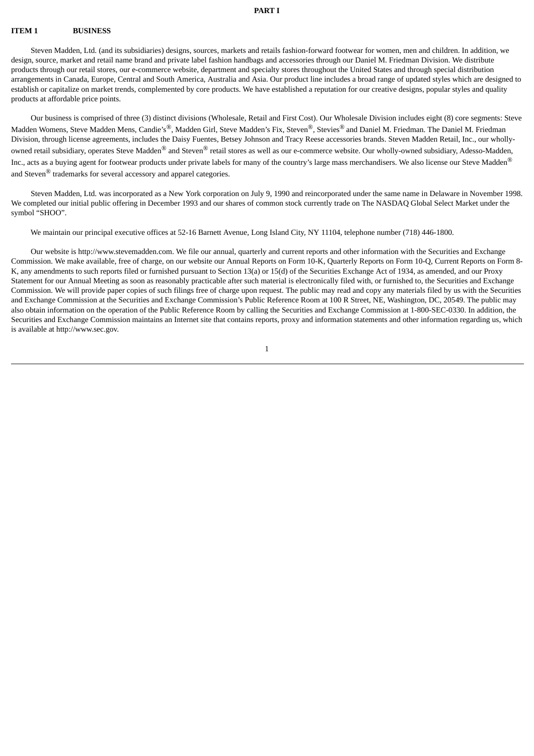# PART I

## ITEM 1 BUSINESS

Steven Madden, Ltd. (and its subsidiaries) designs, sources, markets and retails fashion-forward footwear for women, men and children. In addition, we design, source, market and retail name brand and private label fashion handbags and accessories through our Daniel M. Friedman Division. We distribute products through our retail stores, our e-commerce website, department and specialty stores throughout the United States and through special distribution arrangements in Canada, Europe, Central and South America, Australia and Asia. Our product line includes a broad range of updated styles which are designed to establish or capitalize on market trends, complemented by core products. We have established a reputation for our creative designs, popular styles and quality products at affordable price points.

Our business is comprised of three (3) distinct divisions (Wholesale, Retail and First Cost). Our Wholesale Division includes eight (8) core segments: Steve Madden Womens, Steve Madden Mens, Candie's®, Madden Girl, Steve Madden's Fix, Steven®, Stevies® and Daniel M. Friedman. The Daniel M. Friedman Division, through license agreements, includes the Daisy Fuentes, Betsey Johnson and Tracy Reese accessories brands. Steven Madden Retail, Inc., our wholly-owned retail subsidiary, operates Steve Madden® and Steven® retail stores as well as our e-commerce website. Our wholly-owned subsidiary, Adesso-Madden, Inc., acts as a buying agent for footwear products under private labels for many of the country's large mass merchandisers. We also license our Steve Madden® and Steven® trademarks for several accessory and apparel categories.

Steven Madden, Ltd. was incorporated as a New York corporation on July 9, 1990 and reincorporated under the same name in Delaware in November 1998. We completed our initial public offering in December 1993 and our shares of common stock currently trade on The NASDAQ Global Select Market under the symbol "SHOO".

We maintain our principal executive offices at 52-16 Barnett Avenue, Long Island City, NY 11104, telephone number (718) 446-1800.

Our website is http://www.stevemadden.com. We file our annual, quarterly and current reports and other information with the Securities and Exchange Commission. We make available, free of charge, on our website our Annual Reports on Form 10-K, Quarterly Reports on Form 10-Q, Current Reports on Form 8-K, any amendments to such reports filed or furnished pursuant to Section 13(a) or 15(d) of the Securities Exchange Act of 1934, as amended, and our Proxy Statement for our Annual Meeting as soon as reasonably practicable after such material is electronically filed with, or furnished to, the Securities and Exchange Commission. We will provide paper copies of such filings free of charge upon request. The public may read and copy any materials filed by us with the Securities and Exchange Commission at the Securities and Exchange Commission's Public Reference Room at 100 R Street, NE, Washington, DC, 20549. The public may also obtain information on the operation of the Public Reference Room by calling the Securities and Exchange Commission at 1-800-SEC-0330. In addition, the Securities and Exchange Commission maintains an Internet site that contains reports, proxy and information statements and other information regarding us, which is available at http://www.sec.gov.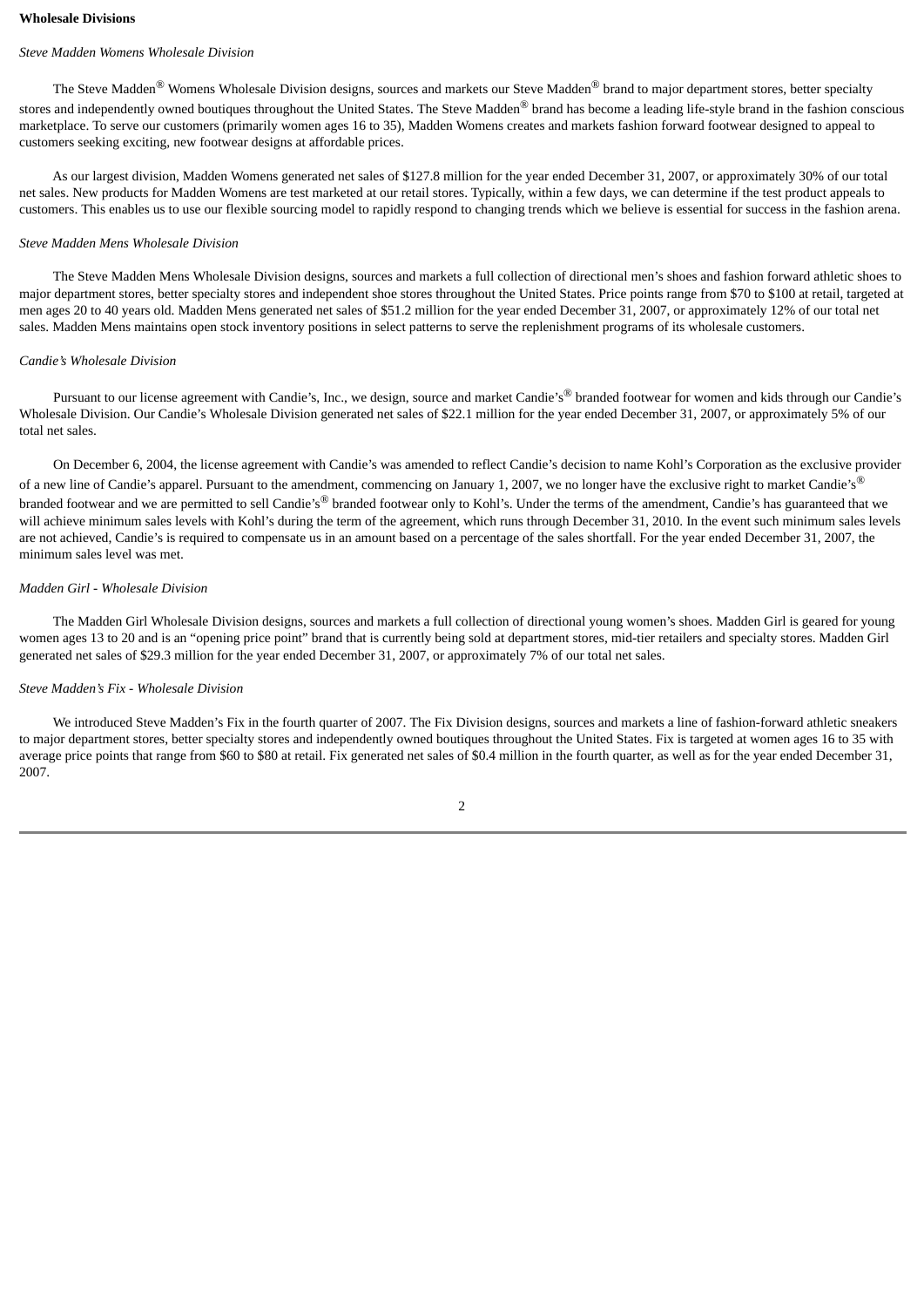**Wholesale Divisions**

*Steve Madden Womens Wholesale Division*

The Steve Madden® Womens Wholesale Division designs, sources and markets our Steve Madden® brand to major department stores, better specialty stores and independently owned boutiques throughout the United States. The Steve Madden® brand has become a leading life-style brand in the fashion conscious marketplace. To serve our customers (primarily women ages 16 to 35), Madden Womens creates and markets fashion forward footwear designed to appeal to customers seeking exciting, new footwear designs at affordable prices.

As our largest division, Madden Womens generated net sales of $127.8 million for the year ended December 31, 2007, or approximately 30% of our total net sales. New products for Madden Womens are test marketed at our retail stores. Typically, within a few days, we can determine if the test product appeals to customers. This enables us to use our flexible sourcing model to rapidly respond to changing trends which we believe is essential for success in the fashion arena.

*Steve Madden Mens Wholesale Division*

The Steve Madden Mens Wholesale Division designs, sources and markets a full collection of directional men's shoes and fashion forward athletic shoes to major department stores, better specialty stores and independent shoe stores throughout the United States. Price points range from $70 to $100 at retail, targeted at men ages 20 to 40 years old. Madden Mens generated net sales of $51.2 million for the year ended December 31, 2007, or approximately 12% of our total net sales. Madden Mens maintains open stock inventory positions in select patterns to serve the replenishment programs of its wholesale customers.

*Candie's Wholesale Division*

Pursuant to our license agreement with Candie's, Inc., we design, source and market Candie's® branded footwear for women and kids through our Candie's Wholesale Division. Our Candie's Wholesale Division generated net sales of $22.1 million for the year ended December 31, 2007, or approximately 5% of our total net sales.

On December 6, 2004, the license agreement with Candie's was amended to reflect Candie's decision to name Kohl's Corporation as the exclusive provider of a new line of Candie's apparel. Pursuant to the amendment, commencing on January 1, 2007, we no longer have the exclusive right to market Candie's® branded footwear and we are permitted to sell Candie's® branded footwear only to Kohl's. Under the terms of the amendment, Candie's has guaranteed that we will achieve minimum sales levels with Kohl's during the term of the agreement, which runs through December 31, 2010. In the event such minimum sales levels are not achieved, Candie's is required to compensate us in an amount based on a percentage of the sales shortfall. For the year ended December 31, 2007, the minimum sales level was met.

*Madden Girl - Wholesale Division*

The Madden Girl Wholesale Division designs, sources and markets a full collection of directional young women's shoes. Madden Girl is geared for young women ages 13 to 20 and is an "opening price point" brand that is currently being sold at department stores, mid-tier retailers and specialty stores. Madden Girl generated net sales of $29.3 million for the year ended December 31, 2007, or approximately 7% of our total net sales.

*Steve Madden's Fix - Wholesale Division*

We introduced Steve Madden's Fix in the fourth quarter of 2007. The Fix Division designs, sources and markets a line of fashion-forward athletic sneakers to major department stores, better specialty stores and independently owned boutiques throughout the United States. Fix is targeted at women ages 16 to 35 with average price points that range from $60 to $80 at retail. Fix generated net sales of $0.4 million in the fourth quarter, as well as for the year ended December 31, 2007.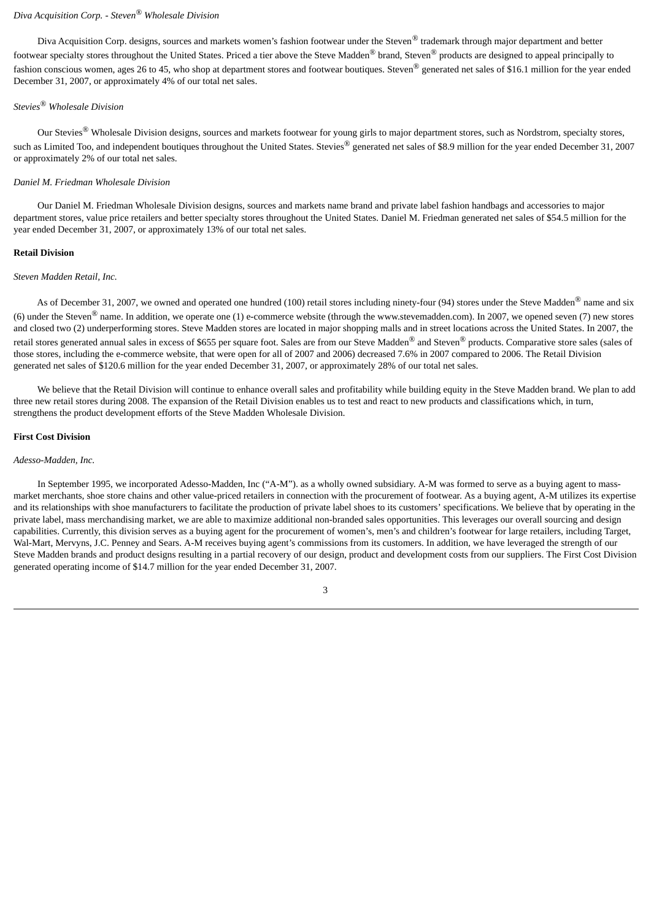*Diva Acquisition Corp. - Steven® Wholesale Division*

Diva Acquisition Corp. designs, sources and markets women's fashion footwear under the Steven® trademark through major department and better footwear specialty stores throughout the United States. Priced a tier above the Steve Madden® brand, Steven® products are designed to appeal principally to fashion conscious women, ages 26 to 45, who shop at department stores and footwear boutiques. Steven® generated net sales of $16.1 million for the year ended December 31, 2007, or approximately 4% of our total net sales.

*Stevies® Wholesale Division*

Our Stevies® Wholesale Division designs, sources and markets footwear for young girls to major department stores, such as Nordstrom, specialty stores, such as Limited Too, and independent boutiques throughout the United States. Stevies® generated net sales of $8.9 million for the year ended December 31, 2007 or approximately 2% of our total net sales.

*Daniel M. Friedman Wholesale Division*

Our Daniel M. Friedman Wholesale Division designs, sources and markets name brand and private label fashion handbags and accessories to major department stores, value price retailers and better specialty stores throughout the United States. Daniel M. Friedman generated net sales of $54.5 million for the year ended December 31, 2007, or approximately 13% of our total net sales.

**Retail Division**

*Steven Madden Retail, Inc.*

As of December 31, 2007, we owned and operated one hundred (100) retail stores including ninety-four (94) stores under the Steve Madden® name and six (6) under the Steven® name. In addition, we operate one (1) e-commerce website (through the www.stevemadden.com). In 2007, we opened seven (7) new stores and closed two (2) underperforming stores. Steve Madden stores are located in major shopping malls and in street locations across the United States. In 2007, the retail stores generated annual sales in excess of $655 per square foot. Sales are from our Steve Madden® and Steven® products. Comparative store sales (sales of those stores, including the e-commerce website, that were open for all of 2007 and 2006) decreased 7.6% in 2007 compared to 2006. The Retail Division generated net sales of $120.6 million for the year ended December 31, 2007, or approximately 28% of our total net sales.

We believe that the Retail Division will continue to enhance overall sales and profitability while building equity in the Steve Madden brand. We plan to add three new retail stores during 2008. The expansion of the Retail Division enables us to test and react to new products and classifications which, in turn, strengthens the product development efforts of the Steve Madden Wholesale Division.

**First Cost Division**

*Adesso-Madden, Inc.*

In September 1995, we incorporated Adesso-Madden, Inc ("A-M"). as a wholly owned subsidiary. A-M was formed to serve as a buying agent to mass-market merchants, shoe store chains and other value-priced retailers in connection with the procurement of footwear. As a buying agent, A-M utilizes its expertise and its relationships with shoe manufacturers to facilitate the production of private label shoes to its customers' specifications. We believe that by operating in the private label, mass merchandising market, we are able to maximize additional non-branded sales opportunities. This leverages our overall sourcing and design capabilities. Currently, this division serves as a buying agent for the procurement of women's, men's and children's footwear for large retailers, including Target, Wal-Mart, Mervyns, J.C. Penney and Sears. A-M receives buying agent's commissions from its customers. In addition, we have leveraged the strength of our Steve Madden brands and product designs resulting in a partial recovery of our design, product and development costs from our suppliers. The First Cost Division generated operating income of $14.7 million for the year ended December 31, 2007.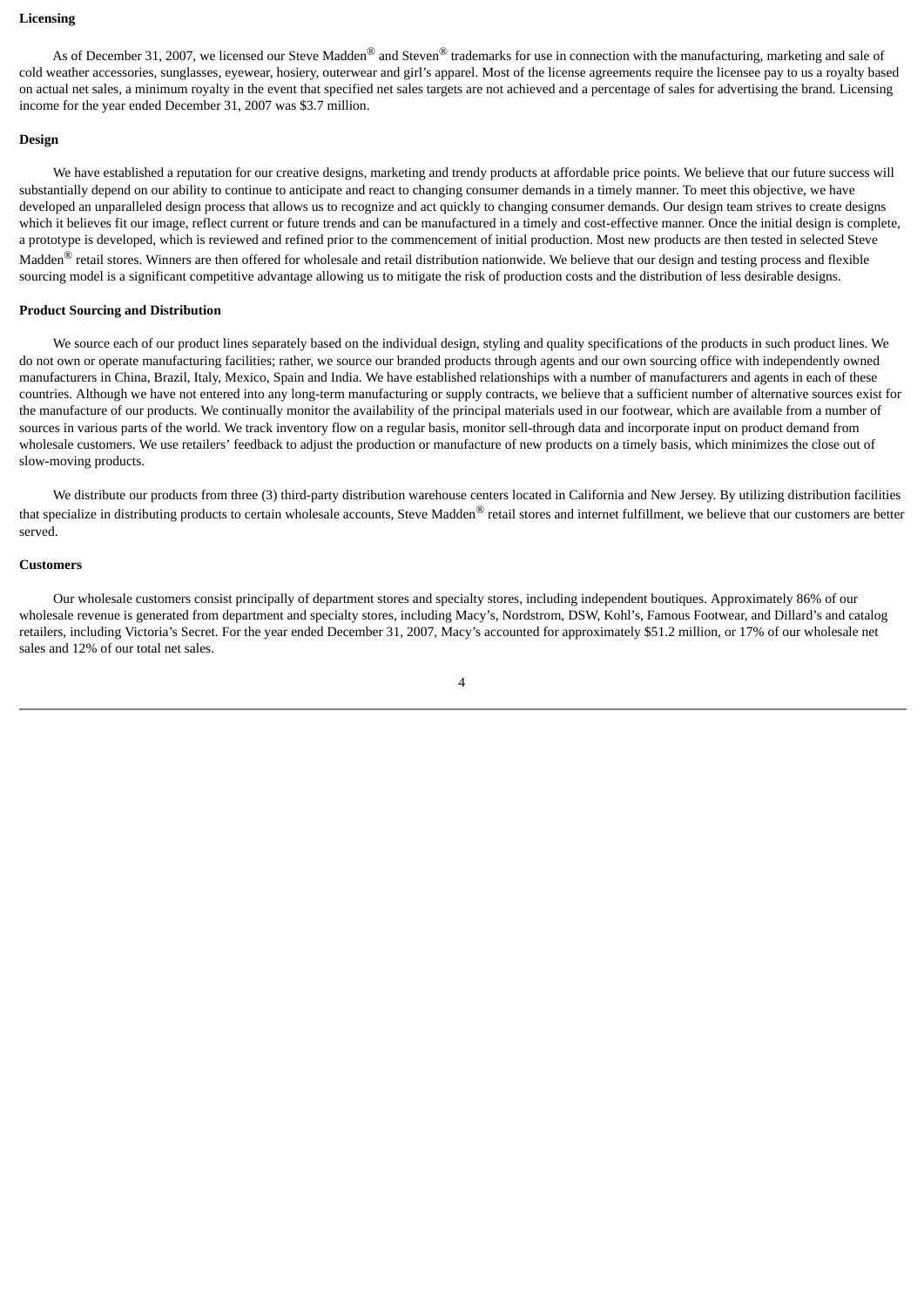## Licensing

As of December 31, 2007, we licensed our Steve Madden® and Steven® trademarks for use in connection with the manufacturing, marketing and sale of cold weather accessories, sunglasses, eyewear, hosiery, outerwear and girl's apparel. Most of the license agreements require the licensee pay to us a royalty based on actual net sales, a minimum royalty in the event that specified net sales targets are not achieved and a percentage of sales for advertising the brand. Licensing income for the year ended December 31, 2007 was $3.7 million.

## Design

We have established a reputation for our creative designs, marketing and trendy products at affordable price points. We believe that our future success will substantially depend on our ability to continue to anticipate and react to changing consumer demands in a timely manner. To meet this objective, we have developed an unparalleled design process that allows us to recognize and act quickly to changing consumer demands. Our design team strives to create designs which it believes fit our image, reflect current or future trends and can be manufactured in a timely and cost-effective manner. Once the initial design is complete, a prototype is developed, which is reviewed and refined prior to the commencement of initial production. Most new products are then tested in selected Steve Madden® retail stores. Winners are then offered for wholesale and retail distribution nationwide. We believe that our design and testing process and flexible sourcing model is a significant competitive advantage allowing us to mitigate the risk of production costs and the distribution of less desirable designs.

## Product Sourcing and Distribution

We source each of our product lines separately based on the individual design, styling and quality specifications of the products in such product lines. We do not own or operate manufacturing facilities; rather, we source our branded products through agents and our own sourcing office with independently owned manufacturers in China, Brazil, Italy, Mexico, Spain and India. We have established relationships with a number of manufacturers and agents in each of these countries. Although we have not entered into any long-term manufacturing or supply contracts, we believe that a sufficient number of alternative sources exist for the manufacture of our products. We continually monitor the availability of the principal materials used in our footwear, which are available from a number of sources in various parts of the world. We track inventory flow on a regular basis, monitor sell-through data and incorporate input on product demand from wholesale customers. We use retailers' feedback to adjust the production or manufacture of new products on a timely basis, which minimizes the close out of slow-moving products.

We distribute our products from three (3) third-party distribution warehouse centers located in California and New Jersey. By utilizing distribution facilities that specialize in distributing products to certain wholesale accounts, Steve Madden® retail stores and internet fulfillment, we believe that our customers are better served.

## Customers

Our wholesale customers consist principally of department stores and specialty stores, including independent boutiques. Approximately 86% of our wholesale revenue is generated from department and specialty stores, including Macy's, Nordstrom, DSW, Kohl's, Famous Footwear, and Dillard's and catalog retailers, including Victoria's Secret. For the year ended December 31, 2007, Macy's accounted for approximately $51.2 million, or 17% of our wholesale net sales and 12% of our total net sales.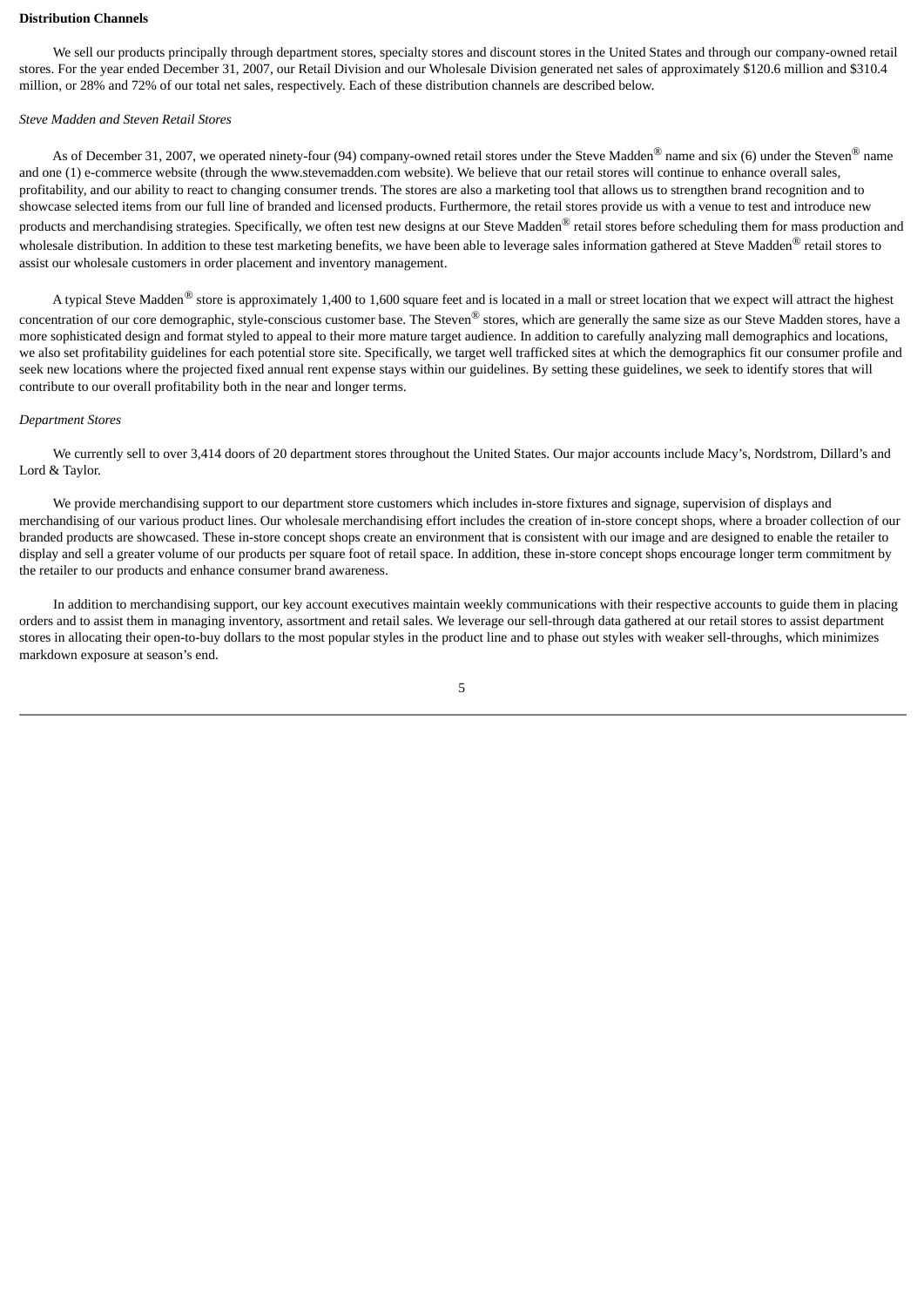**Distribution Channels**

We sell our products principally through department stores, specialty stores and discount stores in the United States and through our company-owned retail stores. For the year ended December 31, 2007, our Retail Division and our Wholesale Division generated net sales of approximately $120.6 million and $310.4 million, or 28% and 72% of our total net sales, respectively. Each of these distribution channels are described below.

*Steve Madden and Steven Retail Stores*

As of December 31, 2007, we operated ninety-four (94) company-owned retail stores under the Steve Madden® name and six (6) under the Steven® name and one (1) e-commerce website (through the www.stevemadden.com website). We believe that our retail stores will continue to enhance overall sales, profitability, and our ability to react to changing consumer trends. The stores are also a marketing tool that allows us to strengthen brand recognition and to showcase selected items from our full line of branded and licensed products. Furthermore, the retail stores provide us with a venue to test and introduce new products and merchandising strategies. Specifically, we often test new designs at our Steve Madden® retail stores before scheduling them for mass production and wholesale distribution. In addition to these test marketing benefits, we have been able to leverage sales information gathered at Steve Madden® retail stores to assist our wholesale customers in order placement and inventory management.

A typical Steve Madden® store is approximately 1,400 to 1,600 square feet and is located in a mall or street location that we expect will attract the highest concentration of our core demographic, style-conscious customer base. The Steven® stores, which are generally the same size as our Steve Madden stores, have a more sophisticated design and format styled to appeal to their more mature target audience. In addition to carefully analyzing mall demographics and locations, we also set profitability guidelines for each potential store site. Specifically, we target well trafficked sites at which the demographics fit our consumer profile and seek new locations where the projected fixed annual rent expense stays within our guidelines. By setting these guidelines, we seek to identify stores that will contribute to our overall profitability both in the near and longer terms.

*Department Stores*

We currently sell to over 3,414 doors of 20 department stores throughout the United States. Our major accounts include Macy's, Nordstrom, Dillard's and Lord & Taylor.

We provide merchandising support to our department store customers which includes in-store fixtures and signage, supervision of displays and merchandising of our various product lines. Our wholesale merchandising effort includes the creation of in-store concept shops, where a broader collection of our branded products are showcased. These in-store concept shops create an environment that is consistent with our image and are designed to enable the retailer to display and sell a greater volume of our products per square foot of retail space. In addition, these in-store concept shops encourage longer term commitment by the retailer to our products and enhance consumer brand awareness.

In addition to merchandising support, our key account executives maintain weekly communications with their respective accounts to guide them in placing orders and to assist them in managing inventory, assortment and retail sales. We leverage our sell-through data gathered at our retail stores to assist department stores in allocating their open-to-buy dollars to the most popular styles in the product line and to phase out styles with weaker sell-throughs, which minimizes markdown exposure at season's end.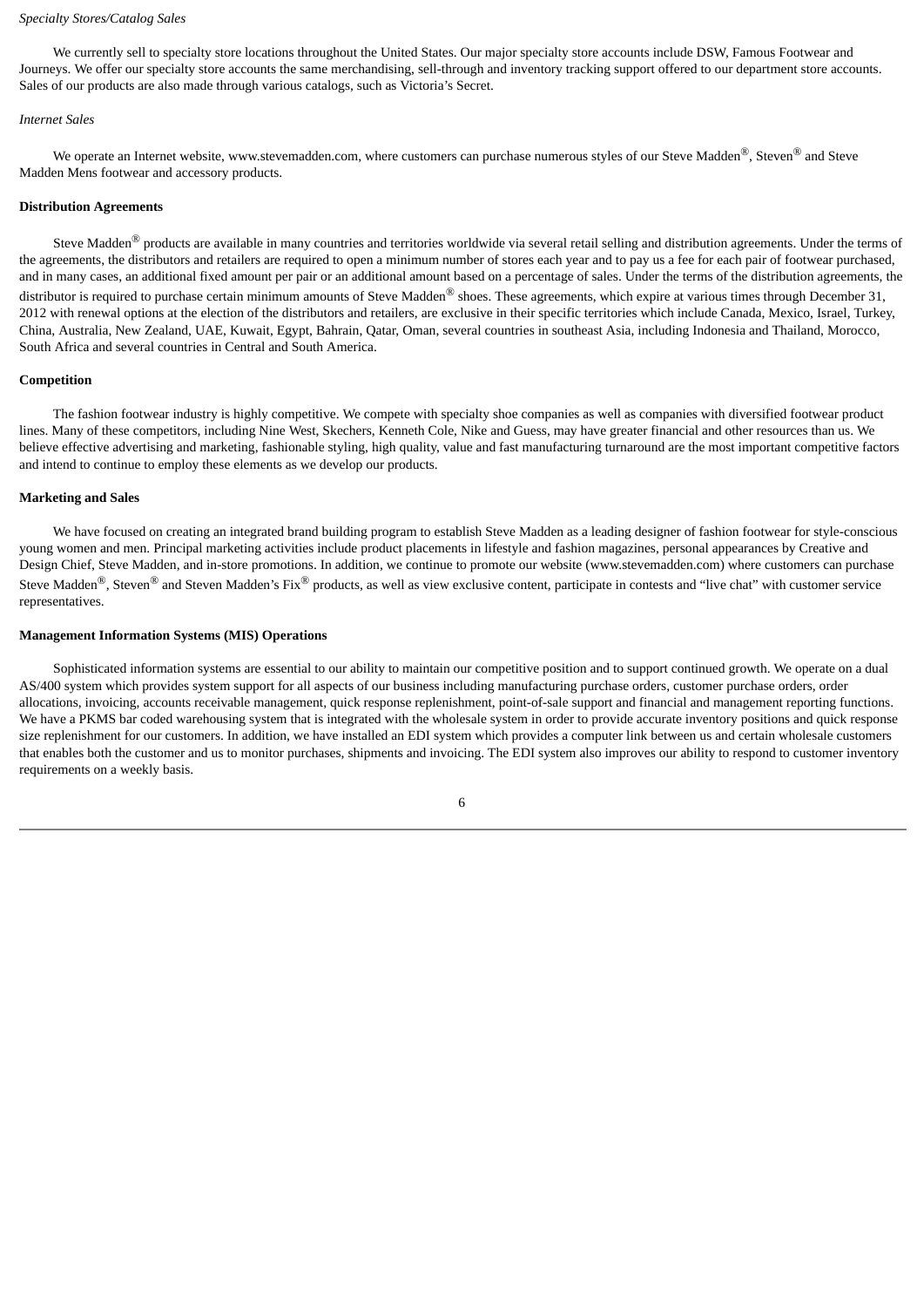*Specialty Stores/Catalog Sales*

We currently sell to specialty store locations throughout the United States. Our major specialty store accounts include DSW, Famous Footwear and Journeys. We offer our specialty store accounts the same merchandising, sell-through and inventory tracking support offered to our department store accounts. Sales of our products are also made through various catalogs, such as Victoria's Secret.

*Internet Sales*

We operate an Internet website, www.stevemadden.com, where customers can purchase numerous styles of our Steve Madden®, Steven® and Steve Madden Mens footwear and accessory products.

**Distribution Agreements**

Steve Madden® products are available in many countries and territories worldwide via several retail selling and distribution agreements. Under the terms of the agreements, the distributors and retailers are required to open a minimum number of stores each year and to pay us a fee for each pair of footwear purchased, and in many cases, an additional fixed amount per pair or an additional amount based on a percentage of sales. Under the terms of the distribution agreements, the distributor is required to purchase certain minimum amounts of Steve Madden® shoes. These agreements, which expire at various times through December 31, 2012 with renewal options at the election of the distributors and retailers, are exclusive in their specific territories which include Canada, Mexico, Israel, Turkey, China, Australia, New Zealand, UAE, Kuwait, Egypt, Bahrain, Qatar, Oman, several countries in southeast Asia, including Indonesia and Thailand, Morocco, South Africa and several countries in Central and South America.

**Competition**

The fashion footwear industry is highly competitive. We compete with specialty shoe companies as well as companies with diversified footwear product lines. Many of these competitors, including Nine West, Skechers, Kenneth Cole, Nike and Guess, may have greater financial and other resources than us. We believe effective advertising and marketing, fashionable styling, high quality, value and fast manufacturing turnaround are the most important competitive factors and intend to continue to employ these elements as we develop our products.

**Marketing and Sales**

We have focused on creating an integrated brand building program to establish Steve Madden as a leading designer of fashion footwear for style-conscious young women and men. Principal marketing activities include product placements in lifestyle and fashion magazines, personal appearances by Creative and Design Chief, Steve Madden, and in-store promotions. In addition, we continue to promote our website (www.stevemadden.com) where customers can purchase Steve Madden®, Steven® and Steven Madden's Fix® products, as well as view exclusive content, participate in contests and "live chat" with customer service representatives.

**Management Information Systems (MIS) Operations**

Sophisticated information systems are essential to our ability to maintain our competitive position and to support continued growth. We operate on a dual AS/400 system which provides system support for all aspects of our business including manufacturing purchase orders, customer purchase orders, order allocations, invoicing, accounts receivable management, quick response replenishment, point-of-sale support and financial and management reporting functions. We have a PKMS bar coded warehousing system that is integrated with the wholesale system in order to provide accurate inventory positions and quick response size replenishment for our customers. In addition, we have installed an EDI system which provides a computer link between us and certain wholesale customers that enables both the customer and us to monitor purchases, shipments and invoicing. The EDI system also improves our ability to respond to customer inventory requirements on a weekly basis.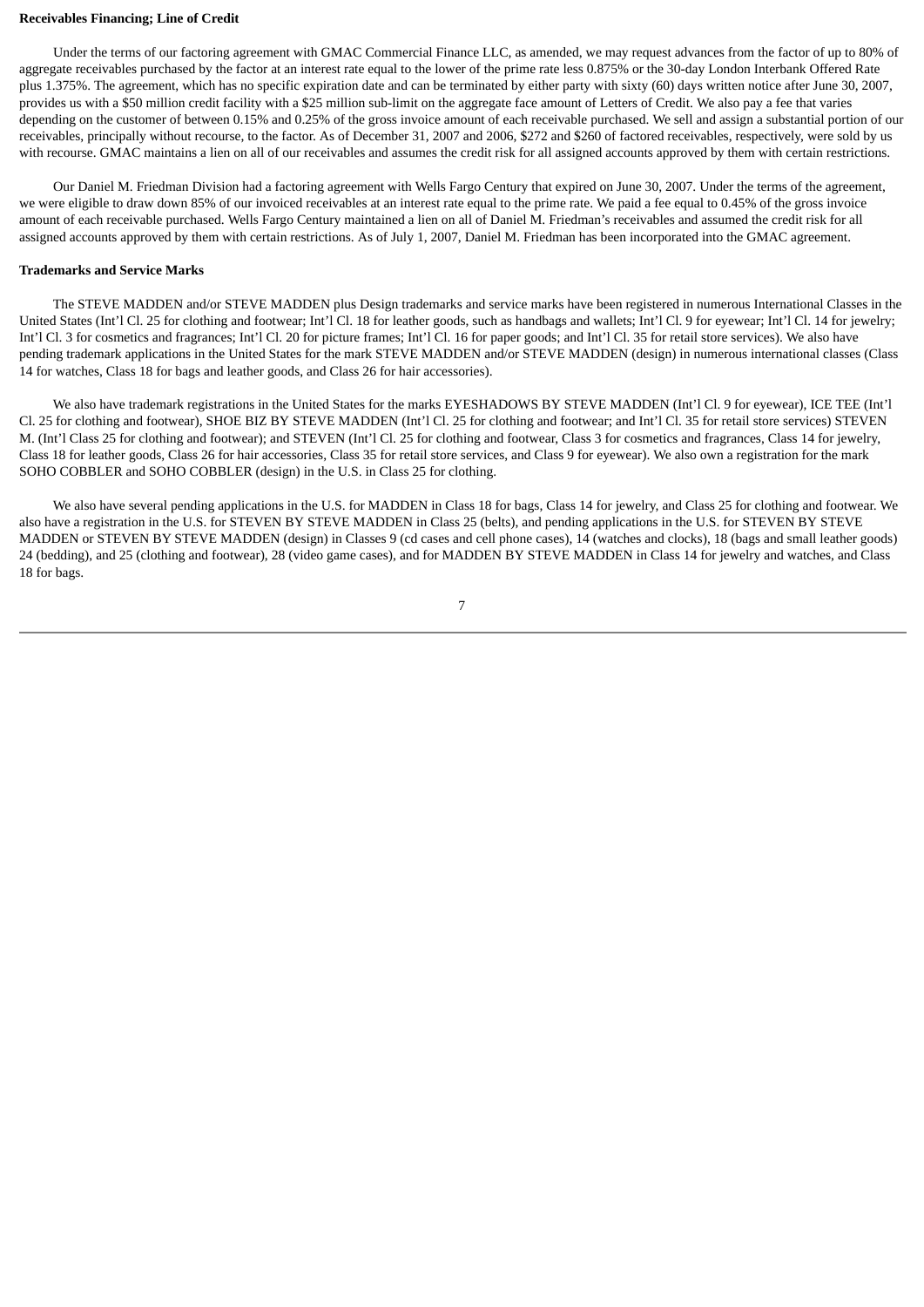**Receivables Financing; Line of Credit**

Under the terms of our factoring agreement with GMAC Commercial Finance LLC, as amended, we may request advances from the factor of up to 80% of aggregate receivables purchased by the factor at an interest rate equal to the lower of the prime rate less 0.875% or the 30-day London Interbank Offered Rate plus 1.375%. The agreement, which has no specific expiration date and can be terminated by either party with sixty (60) days written notice after June 30, 2007, provides us with a $50 million credit facility with a $25 million sub-limit on the aggregate face amount of Letters of Credit. We also pay a fee that varies depending on the customer of between 0.15% and 0.25% of the gross invoice amount of each receivable purchased. We sell and assign a substantial portion of our receivables, principally without recourse, to the factor. As of December 31, 2007 and 2006, $272 and $260 of factored receivables, respectively, were sold by us with recourse. GMAC maintains a lien on all of our receivables and assumes the credit risk for all assigned accounts approved by them with certain restrictions.

Our Daniel M. Friedman Division had a factoring agreement with Wells Fargo Century that expired on June 30, 2007. Under the terms of the agreement, we were eligible to draw down 85% of our invoiced receivables at an interest rate equal to the prime rate. We paid a fee equal to 0.45% of the gross invoice amount of each receivable purchased. Wells Fargo Century maintained a lien on all of Daniel M. Friedman's receivables and assumed the credit risk for all assigned accounts approved by them with certain restrictions. As of July 1, 2007, Daniel M. Friedman has been incorporated into the GMAC agreement.

**Trademarks and Service Marks**

The STEVE MADDEN and/or STEVE MADDEN plus Design trademarks and service marks have been registered in numerous International Classes in the United States (Int'l Cl. 25 for clothing and footwear; Int'l Cl. 18 for leather goods, such as handbags and wallets; Int'l Cl. 9 for eyewear; Int'l Cl. 14 for jewelry; Int'l Cl. 3 for cosmetics and fragrances; Int'l Cl. 20 for picture frames; Int'l Cl. 16 for paper goods; and Int'l Cl. 35 for retail store services). We also have pending trademark applications in the United States for the mark STEVE MADDEN and/or STEVE MADDEN (design) in numerous international classes (Class 14 for watches, Class 18 for bags and leather goods, and Class 26 for hair accessories).

We also have trademark registrations in the United States for the marks EYESHADOWS BY STEVE MADDEN (Int'l Cl. 9 for eyewear), ICE TEE (Int'l Cl. 25 for clothing and footwear), SHOE BIZ BY STEVE MADDEN (Int'l Cl. 25 for clothing and footwear; and Int'l Cl. 35 for retail store services) STEVEN M. (Int'l Class 25 for clothing and footwear); and STEVEN (Int'l Cl. 25 for clothing and footwear, Class 3 for cosmetics and fragrances, Class 14 for jewelry, Class 18 for leather goods, Class 26 for hair accessories, Class 35 for retail store services, and Class 9 for eyewear). We also own a registration for the mark SOHO COBBLER and SOHO COBBLER (design) in the U.S. in Class 25 for clothing.

We also have several pending applications in the U.S. for MADDEN in Class 18 for bags, Class 14 for jewelry, and Class 25 for clothing and footwear. We also have a registration in the U.S. for STEVEN BY STEVE MADDEN in Class 25 (belts), and pending applications in the U.S. for STEVEN BY STEVE MADDEN or STEVEN BY STEVE MADDEN (design) in Classes 9 (cd cases and cell phone cases), 14 (watches and clocks), 18 (bags and small leather goods) 24 (bedding), and 25 (clothing and footwear), 28 (video game cases), and for MADDEN BY STEVE MADDEN in Class 14 for jewelry and watches, and Class 18 for bags.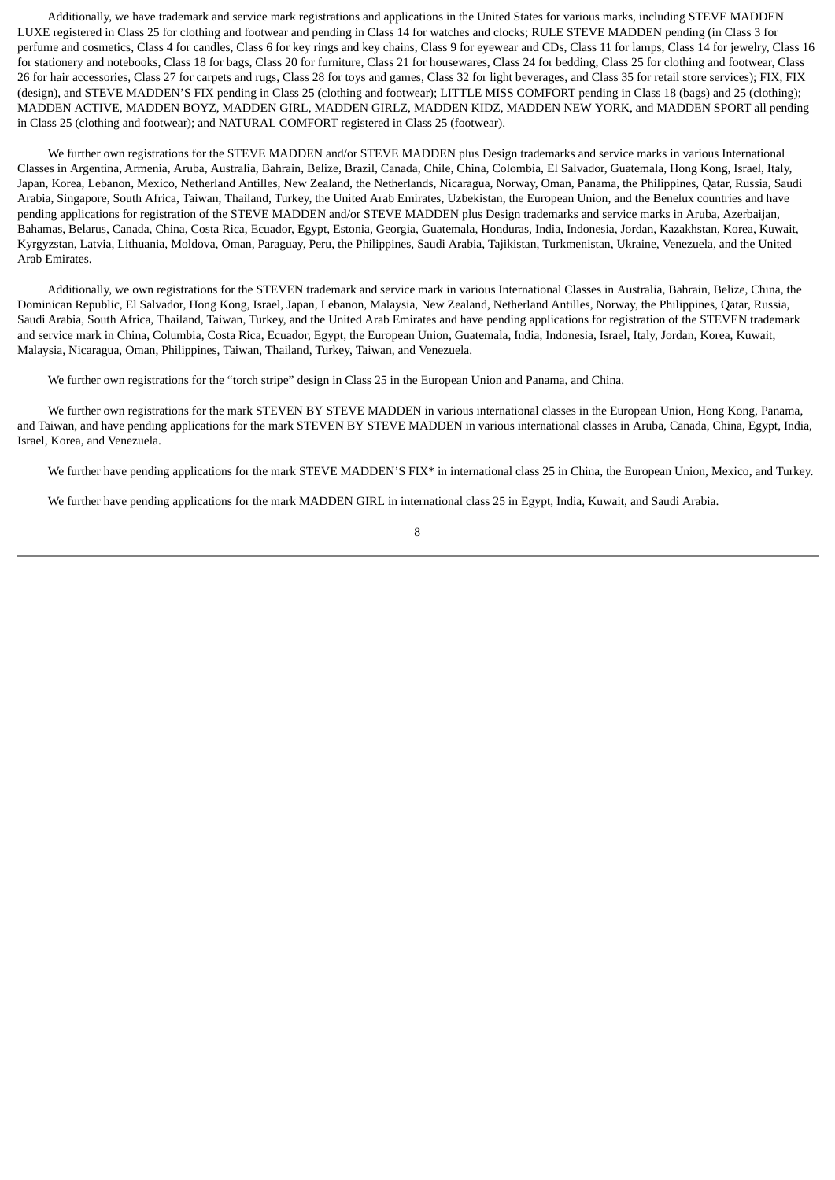Additionally, we have trademark and service mark registrations and applications in the United States for various marks, including STEVE MADDEN LUXE registered in Class 25 for clothing and footwear and pending in Class 14 for watches and clocks; RULE STEVE MADDEN pending (in Class 3 for perfume and cosmetics, Class 4 for candles, Class 6 for key rings and key chains, Class 9 for eyewear and CDs, Class 11 for lamps, Class 14 for jewelry, Class 16 for stationery and notebooks, Class 18 for bags, Class 20 for furniture, Class 21 for housewares, Class 24 for bedding, Class 25 for clothing and footwear, Class 26 for hair accessories, Class 27 for carpets and rugs, Class 28 for toys and games, Class 32 for light beverages, and Class 35 for retail store services); FIX, FIX (design), and STEVE MADDEN'S FIX pending in Class 25 (clothing and footwear); LITTLE MISS COMFORT pending in Class 18 (bags) and 25 (clothing); MADDEN ACTIVE, MADDEN BOYZ, MADDEN GIRL, MADDEN GIRLZ, MADDEN KIDZ, MADDEN NEW YORK, and MADDEN SPORT all pending in Class 25 (clothing and footwear); and NATURAL COMFORT registered in Class 25 (footwear).

We further own registrations for the STEVE MADDEN and/or STEVE MADDEN plus Design trademarks and service marks in various International Classes in Argentina, Armenia, Aruba, Australia, Bahrain, Belize, Brazil, Canada, Chile, China, Colombia, El Salvador, Guatemala, Hong Kong, Israel, Italy, Japan, Korea, Lebanon, Mexico, Netherland Antilles, New Zealand, the Netherlands, Nicaragua, Norway, Oman, Panama, the Philippines, Qatar, Russia, Saudi Arabia, Singapore, South Africa, Taiwan, Thailand, Turkey, the United Arab Emirates, Uzbekistan, the European Union, and the Benelux countries and have pending applications for registration of the STEVE MADDEN and/or STEVE MADDEN plus Design trademarks and service marks in Aruba, Azerbaijan, Bahamas, Belarus, Canada, China, Costa Rica, Ecuador, Egypt, Estonia, Georgia, Guatemala, Honduras, India, Indonesia, Jordan, Kazakhstan, Korea, Kuwait, Kyrgyzstan, Latvia, Lithuania, Moldova, Oman, Paraguay, Peru, the Philippines, Saudi Arabia, Tajikistan, Turkmenistan, Ukraine, Venezuela, and the United Arab Emirates.

Additionally, we own registrations for the STEVEN trademark and service mark in various International Classes in Australia, Bahrain, Belize, China, the Dominican Republic, El Salvador, Hong Kong, Israel, Japan, Lebanon, Malaysia, New Zealand, Netherland Antilles, Norway, the Philippines, Qatar, Russia, Saudi Arabia, South Africa, Thailand, Taiwan, Turkey, and the United Arab Emirates and have pending applications for registration of the STEVEN trademark and service mark in China, Columbia, Costa Rica, Ecuador, Egypt, the European Union, Guatemala, India, Indonesia, Israel, Italy, Jordan, Korea, Kuwait, Malaysia, Nicaragua, Oman, Philippines, Taiwan, Thailand, Turkey, Taiwan, and Venezuela.

We further own registrations for the "torch stripe" design in Class 25 in the European Union and Panama, and China.

We further own registrations for the mark STEVEN BY STEVE MADDEN in various international classes in the European Union, Hong Kong, Panama, and Taiwan, and have pending applications for the mark STEVEN BY STEVE MADDEN in various international classes in Aruba, Canada, China, Egypt, India, Israel, Korea, and Venezuela.

We further have pending applications for the mark STEVE MADDEN'S FIX* in international class 25 in China, the European Union, Mexico, and Turkey.

We further have pending applications for the mark MADDEN GIRL in international class 25 in Egypt, India, Kuwait, and Saudi Arabia.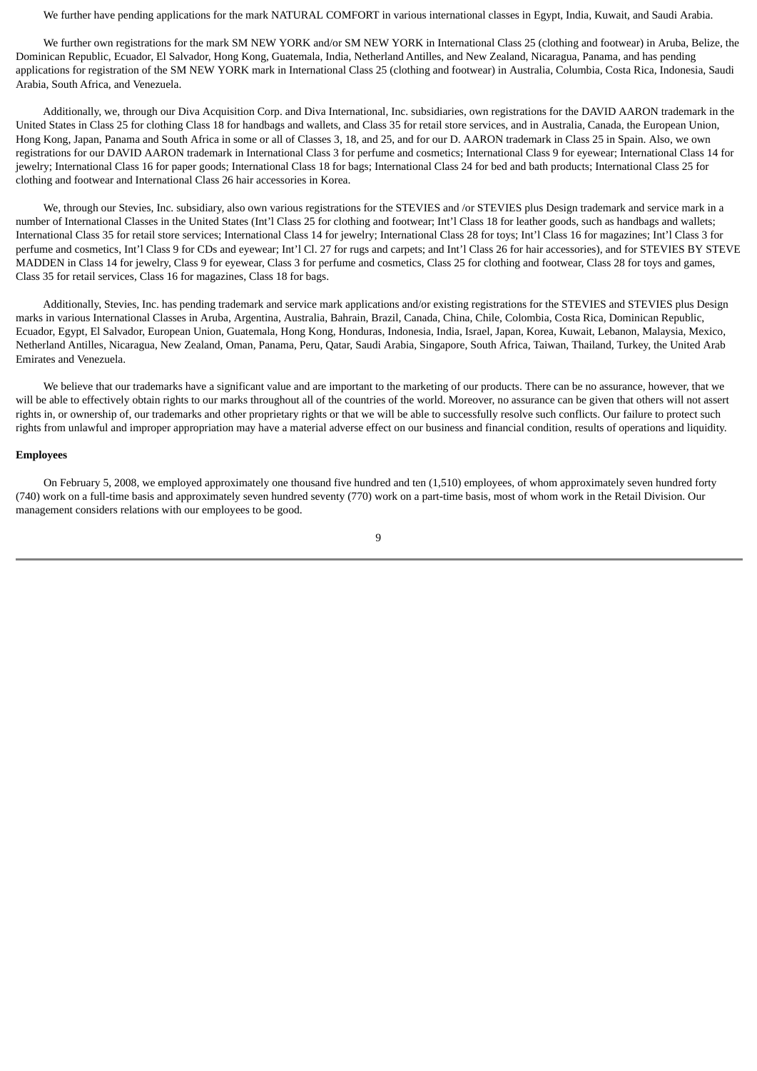We further have pending applications for the mark NATURAL COMFORT in various international classes in Egypt, India, Kuwait, and Saudi Arabia.

We further own registrations for the mark SM NEW YORK and/or SM NEW YORK in International Class 25 (clothing and footwear) in Aruba, Belize, the Dominican Republic, Ecuador, El Salvador, Hong Kong, Guatemala, India, Netherland Antilles, and New Zealand, Nicaragua, Panama, and has pending applications for registration of the SM NEW YORK mark in International Class 25 (clothing and footwear) in Australia, Columbia, Costa Rica, Indonesia, Saudi Arabia, South Africa, and Venezuela.

Additionally, we, through our Diva Acquisition Corp. and Diva International, Inc. subsidiaries, own registrations for the DAVID AARON trademark in the United States in Class 25 for clothing Class 18 for handbags and wallets, and Class 35 for retail store services, and in Australia, Canada, the European Union, Hong Kong, Japan, Panama and South Africa in some or all of Classes 3, 18, and 25, and for our D. AARON trademark in Class 25 in Spain. Also, we own registrations for our DAVID AARON trademark in International Class 3 for perfume and cosmetics; International Class 9 for eyewear; International Class 14 for jewelry; International Class 16 for paper goods; International Class 18 for bags; International Class 24 for bed and bath products; International Class 25 for clothing and footwear and International Class 26 hair accessories in Korea.

We, through our Stevies, Inc. subsidiary, also own various registrations for the STEVIES and /or STEVIES plus Design trademark and service mark in a number of International Classes in the United States (Int'l Class 25 for clothing and footwear; Int'l Class 18 for leather goods, such as handbags and wallets; International Class 35 for retail store services; International Class 14 for jewelry; International Class 28 for toys; Int'l Class 16 for magazines; Int'l Class 3 for perfume and cosmetics, Int'l Class 9 for CDs and eyewear; Int'l Cl. 27 for rugs and carpets; and Int'l Class 26 for hair accessories), and for STEVIES BY STEVE MADDEN in Class 14 for jewelry, Class 9 for eyewear, Class 3 for perfume and cosmetics, Class 25 for clothing and footwear, Class 28 for toys and games, Class 35 for retail services, Class 16 for magazines, Class 18 for bags.

Additionally, Stevies, Inc. has pending trademark and service mark applications and/or existing registrations for the STEVIES and STEVIES plus Design marks in various International Classes in Aruba, Argentina, Australia, Bahrain, Brazil, Canada, China, Chile, Colombia, Costa Rica, Dominican Republic, Ecuador, Egypt, El Salvador, European Union, Guatemala, Hong Kong, Honduras, Indonesia, India, Israel, Japan, Korea, Kuwait, Lebanon, Malaysia, Mexico, Netherland Antilles, Nicaragua, New Zealand, Oman, Panama, Peru, Qatar, Saudi Arabia, Singapore, South Africa, Taiwan, Thailand, Turkey, the United Arab Emirates and Venezuela.

We believe that our trademarks have a significant value and are important to the marketing of our products. There can be no assurance, however, that we will be able to effectively obtain rights to our marks throughout all of the countries of the world. Moreover, no assurance can be given that others will not assert rights in, or ownership of, our trademarks and other proprietary rights or that we will be able to successfully resolve such conflicts. Our failure to protect such rights from unlawful and improper appropriation may have a material adverse effect on our business and financial condition, results of operations and liquidity.

**Employees**

On February 5, 2008, we employed approximately one thousand five hundred and ten (1,510) employees, of whom approximately seven hundred forty (740) work on a full-time basis and approximately seven hundred seventy (770) work on a part-time basis, most of whom work in the Retail Division. Our management considers relations with our employees to be good.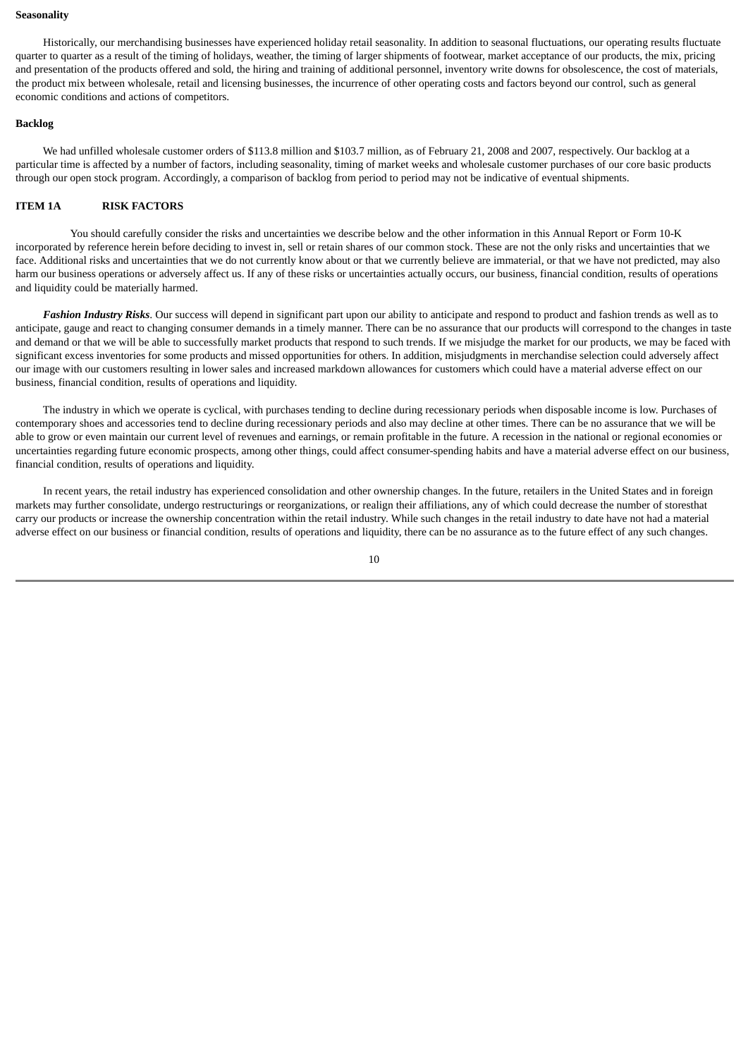**Seasonality**

Historically, our merchandising businesses have experienced holiday retail seasonality. In addition to seasonal fluctuations, our operating results fluctuate quarter to quarter as a result of the timing of holidays, weather, the timing of larger shipments of footwear, market acceptance of our products, the mix, pricing and presentation of the products offered and sold, the hiring and training of additional personnel, inventory write downs for obsolescence, the cost of materials, the product mix between wholesale, retail and licensing businesses, the incurrence of other operating costs and factors beyond our control, such as general economic conditions and actions of competitors.

**Backlog**

We had unfilled wholesale customer orders of $113.8 million and $103.7 million, as of February 21, 2008 and 2007, respectively. Our backlog at a particular time is affected by a number of factors, including seasonality, timing of market weeks and wholesale customer purchases of our core basic products through our open stock program. Accordingly, a comparison of backlog from period to period may not be indicative of eventual shipments.

**ITEM 1A RISK FACTORS**

You should carefully consider the risks and uncertainties we describe below and the other information in this Annual Report or Form 10-K incorporated by reference herein before deciding to invest in, sell or retain shares of our common stock. These are not the only risks and uncertainties that we face. Additional risks and uncertainties that we do not currently know about or that we currently believe are immaterial, or that we have not predicted, may also harm our business operations or adversely affect us. If any of these risks or uncertainties actually occurs, our business, financial condition, results of operations and liquidity could be materially harmed.

***Fashion Industry Risks***. Our success will depend in significant part upon our ability to anticipate and respond to product and fashion trends as well as to anticipate, gauge and react to changing consumer demands in a timely manner. There can be no assurance that our products will correspond to the changes in taste and demand or that we will be able to successfully market products that respond to such trends. If we misjudge the market for our products, we may be faced with significant excess inventories for some products and missed opportunities for others. In addition, misjudgments in merchandise selection could adversely affect our image with our customers resulting in lower sales and increased markdown allowances for customers which could have a material adverse effect on our business, financial condition, results of operations and liquidity.

The industry in which we operate is cyclical, with purchases tending to decline during recessionary periods when disposable income is low. Purchases of contemporary shoes and accessories tend to decline during recessionary periods and also may decline at other times. There can be no assurance that we will be able to grow or even maintain our current level of revenues and earnings, or remain profitable in the future. A recession in the national or regional economies or uncertainties regarding future economic prospects, among other things, could affect consumer-spending habits and have a material adverse effect on our business, financial condition, results of operations and liquidity.

In recent years, the retail industry has experienced consolidation and other ownership changes. In the future, retailers in the United States and in foreign markets may further consolidate, undergo restructurings or reorganizations, or realign their affiliations, any of which could decrease the number of storesthat carry our products or increase the ownership concentration within the retail industry. While such changes in the retail industry to date have not had a material adverse effect on our business or financial condition, results of operations and liquidity, there can be no assurance as to the future effect of any such changes.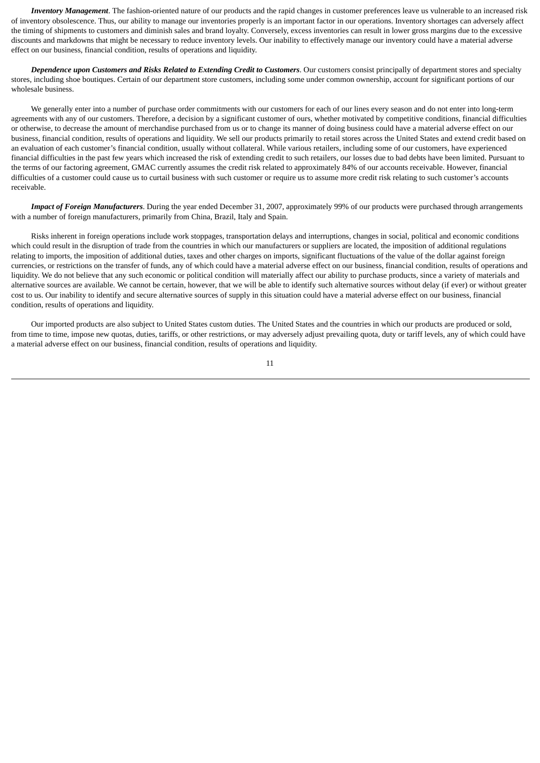***Inventory Management***. The fashion-oriented nature of our products and the rapid changes in customer preferences leave us vulnerable to an increased risk of inventory obsolescence. Thus, our ability to manage our inventories properly is an important factor in our operations. Inventory shortages can adversely affect the timing of shipments to customers and diminish sales and brand loyalty. Conversely, excess inventories can result in lower gross margins due to the excessive discounts and markdowns that might be necessary to reduce inventory levels. Our inability to effectively manage our inventory could have a material adverse effect on our business, financial condition, results of operations and liquidity.

***Dependence upon Customers and Risks Related to Extending Credit to Customers***. Our customers consist principally of department stores and specialty stores, including shoe boutiques. Certain of our department store customers, including some under common ownership, account for significant portions of our wholesale business.

We generally enter into a number of purchase order commitments with our customers for each of our lines every season and do not enter into long-term agreements with any of our customers. Therefore, a decision by a significant customer of ours, whether motivated by competitive conditions, financial difficulties or otherwise, to decrease the amount of merchandise purchased from us or to change its manner of doing business could have a material adverse effect on our business, financial condition, results of operations and liquidity. We sell our products primarily to retail stores across the United States and extend credit based on an evaluation of each customer's financial condition, usually without collateral. While various retailers, including some of our customers, have experienced financial difficulties in the past few years which increased the risk of extending credit to such retailers, our losses due to bad debts have been limited. Pursuant to the terms of our factoring agreement, GMAC currently assumes the credit risk related to approximately 84% of our accounts receivable. However, financial difficulties of a customer could cause us to curtail business with such customer or require us to assume more credit risk relating to such customer's accounts receivable.

***Impact of Foreign Manufacturers***. During the year ended December 31, 2007, approximately 99% of our products were purchased through arrangements with a number of foreign manufacturers, primarily from China, Brazil, Italy and Spain.

Risks inherent in foreign operations include work stoppages, transportation delays and interruptions, changes in social, political and economic conditions which could result in the disruption of trade from the countries in which our manufacturers or suppliers are located, the imposition of additional regulations relating to imports, the imposition of additional duties, taxes and other charges on imports, significant fluctuations of the value of the dollar against foreign currencies, or restrictions on the transfer of funds, any of which could have a material adverse effect on our business, financial condition, results of operations and liquidity. We do not believe that any such economic or political condition will materially affect our ability to purchase products, since a variety of materials and alternative sources are available. We cannot be certain, however, that we will be able to identify such alternative sources without delay (if ever) or without greater cost to us. Our inability to identify and secure alternative sources of supply in this situation could have a material adverse effect on our business, financial condition, results of operations and liquidity.

Our imported products are also subject to United States custom duties. The United States and the countries in which our products are produced or sold, from time to time, impose new quotas, duties, tariffs, or other restrictions, or may adversely adjust prevailing quota, duty or tariff levels, any of which could have a material adverse effect on our business, financial condition, results of operations and liquidity.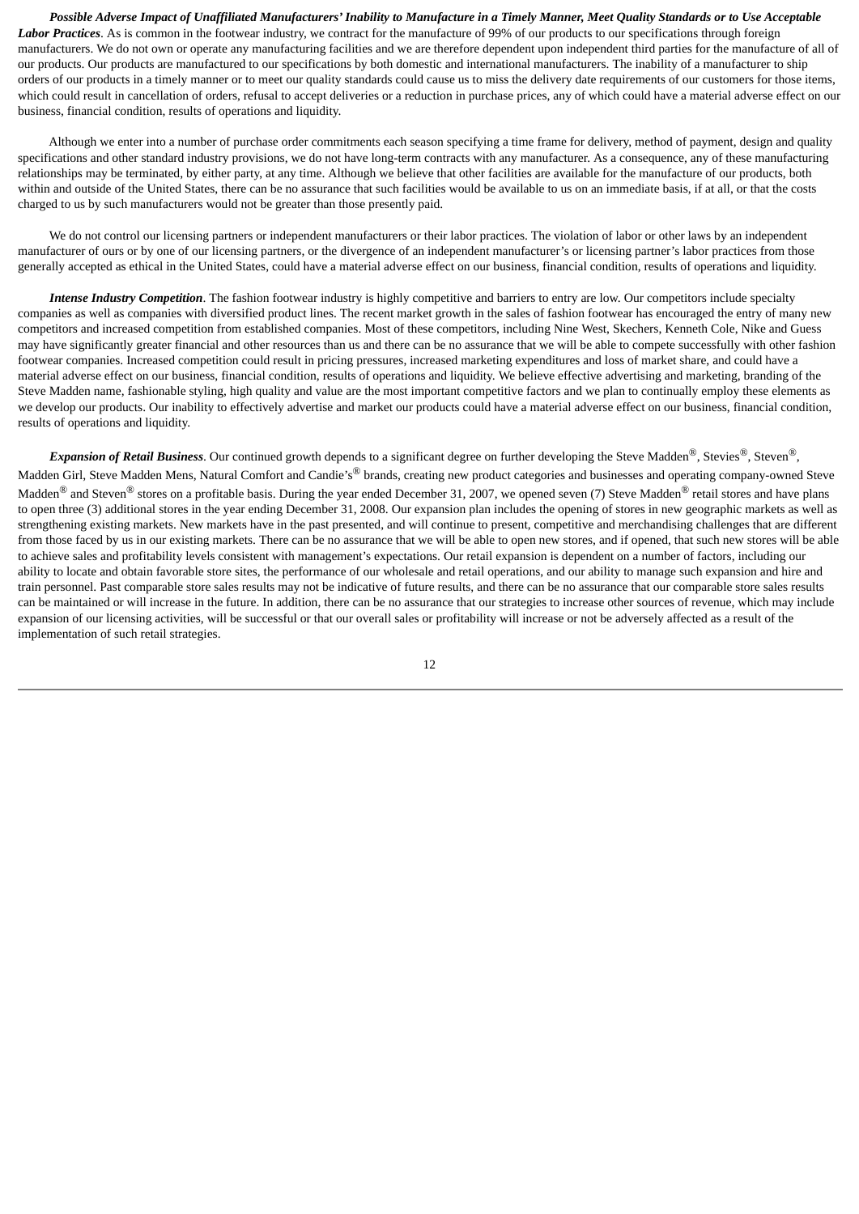***Possible Adverse Impact of Unaffiliated Manufacturers' Inability to Manufacture in a Timely Manner, Meet Quality Standards or to Use Acceptable Labor Practices***. As is common in the footwear industry, we contract for the manufacture of 99% of our products to our specifications through foreign manufacturers. We do not own or operate any manufacturing facilities and we are therefore dependent upon independent third parties for the manufacture of all of our products. Our products are manufactured to our specifications by both domestic and international manufacturers. The inability of a manufacturer to ship orders of our products in a timely manner or to meet our quality standards could cause us to miss the delivery date requirements of our customers for those items, which could result in cancellation of orders, refusal to accept deliveries or a reduction in purchase prices, any of which could have a material adverse effect on our business, financial condition, results of operations and liquidity.

Although we enter into a number of purchase order commitments each season specifying a time frame for delivery, method of payment, design and quality specifications and other standard industry provisions, we do not have long-term contracts with any manufacturer. As a consequence, any of these manufacturing relationships may be terminated, by either party, at any time. Although we believe that other facilities are available for the manufacture of our products, both within and outside of the United States, there can be no assurance that such facilities would be available to us on an immediate basis, if at all, or that the costs charged to us by such manufacturers would not be greater than those presently paid.

We do not control our licensing partners or independent manufacturers or their labor practices. The violation of labor or other laws by an independent manufacturer of ours or by one of our licensing partners, or the divergence of an independent manufacturer's or licensing partner's labor practices from those generally accepted as ethical in the United States, could have a material adverse effect on our business, financial condition, results of operations and liquidity.

***Intense Industry Competition***. The fashion footwear industry is highly competitive and barriers to entry are low. Our competitors include specialty companies as well as companies with diversified product lines. The recent market growth in the sales of fashion footwear has encouraged the entry of many new competitors and increased competition from established companies. Most of these competitors, including Nine West, Skechers, Kenneth Cole, Nike and Guess may have significantly greater financial and other resources than us and there can be no assurance that we will be able to compete successfully with other fashion footwear companies. Increased competition could result in pricing pressures, increased marketing expenditures and loss of market share, and could have a material adverse effect on our business, financial condition, results of operations and liquidity. We believe effective advertising and marketing, branding of the Steve Madden name, fashionable styling, high quality and value are the most important competitive factors and we plan to continually employ these elements as we develop our products. Our inability to effectively advertise and market our products could have a material adverse effect on our business, financial condition, results of operations and liquidity.

***Expansion of Retail Business***. Our continued growth depends to a significant degree on further developing the Steve Madden®, Stevies®, Steven®, Madden Girl, Steve Madden Mens, Natural Comfort and Candie's® brands, creating new product categories and businesses and operating company-owned Steve Madden® and Steven® stores on a profitable basis. During the year ended December 31, 2007, we opened seven (7) Steve Madden® retail stores and have plans to open three (3) additional stores in the year ending December 31, 2008. Our expansion plan includes the opening of stores in new geographic markets as well as strengthening existing markets. New markets have in the past presented, and will continue to present, competitive and merchandising challenges that are different from those faced by us in our existing markets. There can be no assurance that we will be able to open new stores, and if opened, that such new stores will be able to achieve sales and profitability levels consistent with management's expectations. Our retail expansion is dependent on a number of factors, including our ability to locate and obtain favorable store sites, the performance of our wholesale and retail operations, and our ability to manage such expansion and hire and train personnel. Past comparable store sales results may not be indicative of future results, and there can be no assurance that our comparable store sales results can be maintained or will increase in the future. In addition, there can be no assurance that our strategies to increase other sources of revenue, which may include expansion of our licensing activities, will be successful or that our overall sales or profitability will increase or not be adversely affected as a result of the implementation of such retail strategies.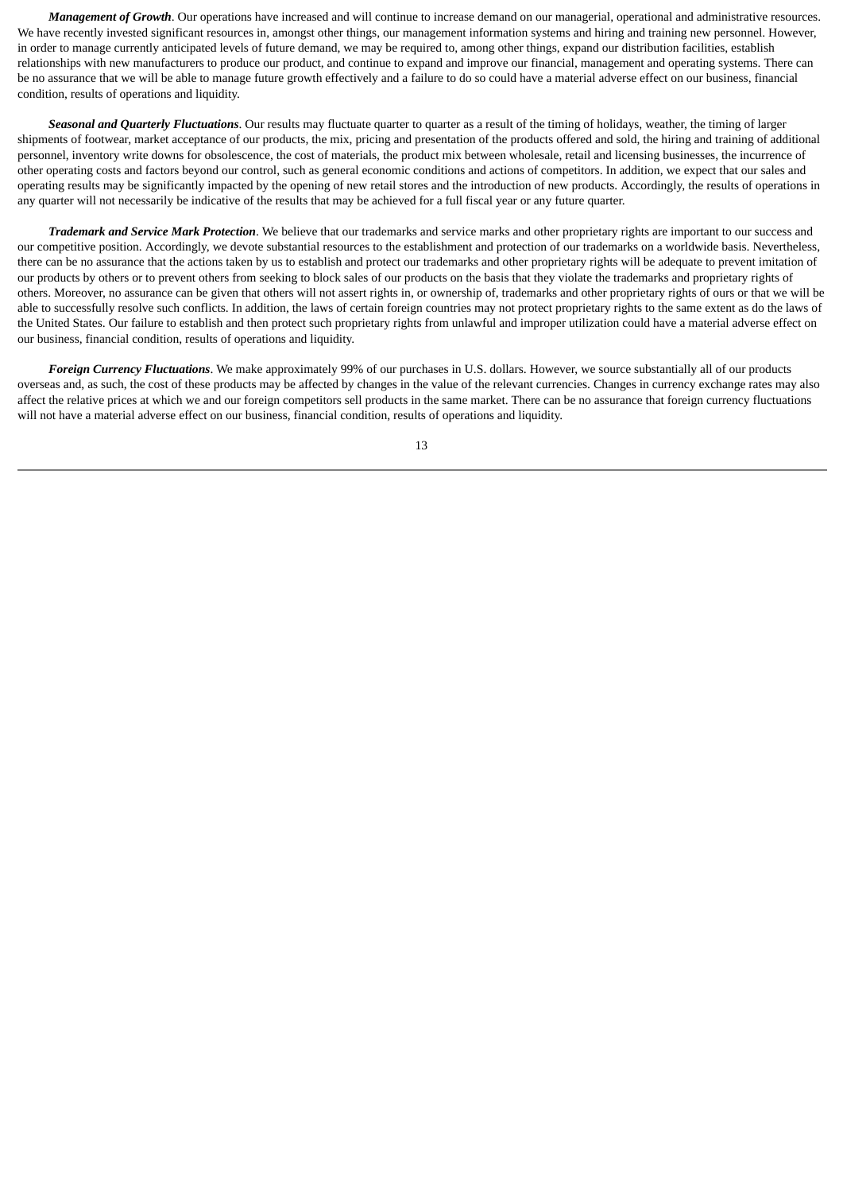***Management of Growth***. Our operations have increased and will continue to increase demand on our managerial, operational and administrative resources. We have recently invested significant resources in, amongst other things, our management information systems and hiring and training new personnel. However, in order to manage currently anticipated levels of future demand, we may be required to, among other things, expand our distribution facilities, establish relationships with new manufacturers to produce our product, and continue to expand and improve our financial, management and operating systems. There can be no assurance that we will be able to manage future growth effectively and a failure to do so could have a material adverse effect on our business, financial condition, results of operations and liquidity.

***Seasonal and Quarterly Fluctuations***. Our results may fluctuate quarter to quarter as a result of the timing of holidays, weather, the timing of larger shipments of footwear, market acceptance of our products, the mix, pricing and presentation of the products offered and sold, the hiring and training of additional personnel, inventory write downs for obsolescence, the cost of materials, the product mix between wholesale, retail and licensing businesses, the incurrence of other operating costs and factors beyond our control, such as general economic conditions and actions of competitors. In addition, we expect that our sales and operating results may be significantly impacted by the opening of new retail stores and the introduction of new products. Accordingly, the results of operations in any quarter will not necessarily be indicative of the results that may be achieved for a full fiscal year or any future quarter.

***Trademark and Service Mark Protection***. We believe that our trademarks and service marks and other proprietary rights are important to our success and our competitive position. Accordingly, we devote substantial resources to the establishment and protection of our trademarks on a worldwide basis. Nevertheless, there can be no assurance that the actions taken by us to establish and protect our trademarks and other proprietary rights will be adequate to prevent imitation of our products by others or to prevent others from seeking to block sales of our products on the basis that they violate the trademarks and proprietary rights of others. Moreover, no assurance can be given that others will not assert rights in, or ownership of, trademarks and other proprietary rights of ours or that we will be able to successfully resolve such conflicts. In addition, the laws of certain foreign countries may not protect proprietary rights to the same extent as do the laws of the United States. Our failure to establish and then protect such proprietary rights from unlawful and improper utilization could have a material adverse effect on our business, financial condition, results of operations and liquidity.

***Foreign Currency Fluctuations***. We make approximately 99% of our purchases in U.S. dollars. However, we source substantially all of our products overseas and, as such, the cost of these products may be affected by changes in the value of the relevant currencies. Changes in currency exchange rates may also affect the relative prices at which we and our foreign competitors sell products in the same market. There can be no assurance that foreign currency fluctuations will not have a material adverse effect on our business, financial condition, results of operations and liquidity.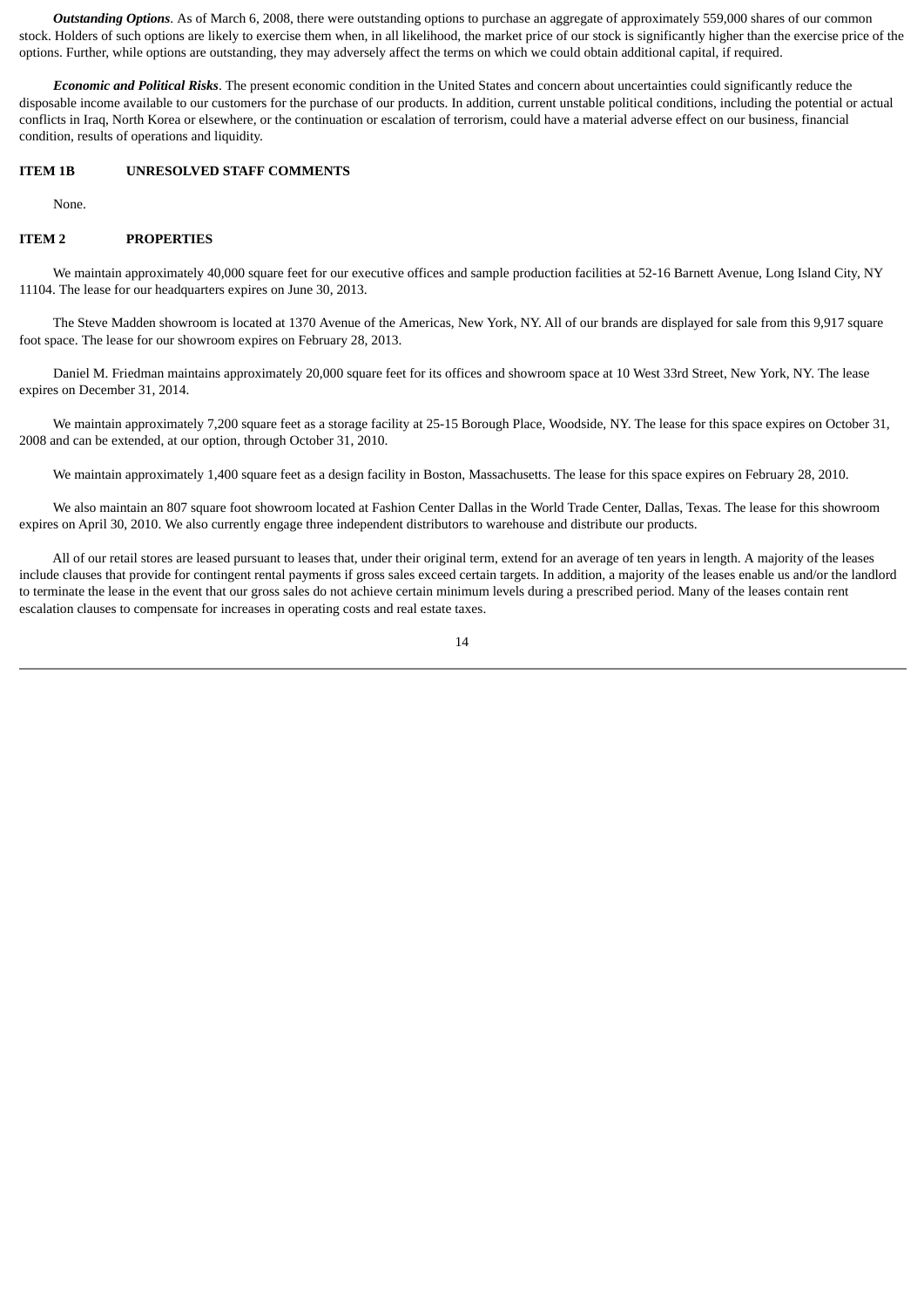***Outstanding Options***. As of March 6, 2008, there were outstanding options to purchase an aggregate of approximately 559,000 shares of our common stock. Holders of such options are likely to exercise them when, in all likelihood, the market price of our stock is significantly higher than the exercise price of the options. Further, while options are outstanding, they may adversely affect the terms on which we could obtain additional capital, if required.

***Economic and Political Risks***. The present economic condition in the United States and concern about uncertainties could significantly reduce the disposable income available to our customers for the purchase of our products. In addition, current unstable political conditions, including the potential or actual conflicts in Iraq, North Korea or elsewhere, or the continuation or escalation of terrorism, could have a material adverse effect on our business, financial condition, results of operations and liquidity.

## ITEM 1B UNRESOLVED STAFF COMMENTS

None.

## ITEM 2 PROPERTIES

We maintain approximately 40,000 square feet for our executive offices and sample production facilities at 52-16 Barnett Avenue, Long Island City, NY 11104. The lease for our headquarters expires on June 30, 2013.

The Steve Madden showroom is located at 1370 Avenue of the Americas, New York, NY. All of our brands are displayed for sale from this 9,917 square foot space. The lease for our showroom expires on February 28, 2013.

Daniel M. Friedman maintains approximately 20,000 square feet for its offices and showroom space at 10 West 33rd Street, New York, NY. The lease expires on December 31, 2014.

We maintain approximately 7,200 square feet as a storage facility at 25-15 Borough Place, Woodside, NY. The lease for this space expires on October 31, 2008 and can be extended, at our option, through October 31, 2010.

We maintain approximately 1,400 square feet as a design facility in Boston, Massachusetts. The lease for this space expires on February 28, 2010.

We also maintain an 807 square foot showroom located at Fashion Center Dallas in the World Trade Center, Dallas, Texas. The lease for this showroom expires on April 30, 2010. We also currently engage three independent distributors to warehouse and distribute our products.

All of our retail stores are leased pursuant to leases that, under their original term, extend for an average of ten years in length. A majority of the leases include clauses that provide for contingent rental payments if gross sales exceed certain targets. In addition, a majority of the leases enable us and/or the landlord to terminate the lease in the event that our gross sales do not achieve certain minimum levels during a prescribed period. Many of the leases contain rent escalation clauses to compensate for increases in operating costs and real estate taxes.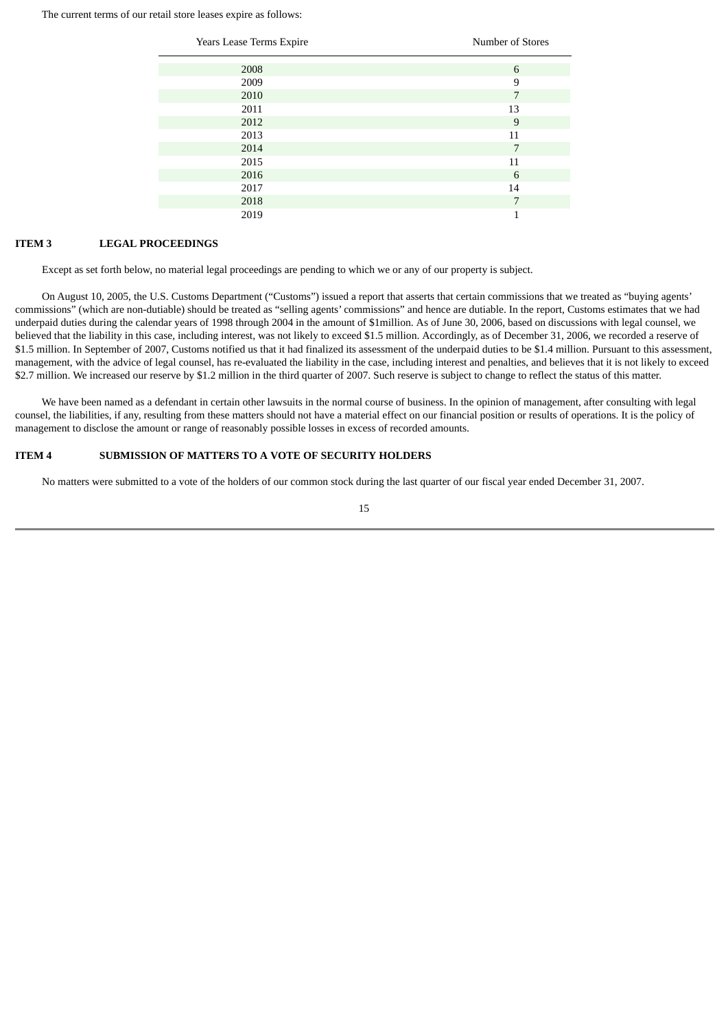The current terms of our retail store leases expire as follows:

| Years Lease Terms Expire | Number of Stores |
| --- | --- |
| 2008 | 6 |
| 2009 | 9 |
| 2010 | 7 |
| 2011 | 13 |
| 2012 | 9 |
| 2013 | 11 |
| 2014 | 7 |
| 2015 | 11 |
| 2016 | 6 |
| 2017 | 14 |
| 2018 | 7 |
| 2019 | 1 |

## ITEM 3 LEGAL PROCEEDINGS

Except as set forth below, no material legal proceedings are pending to which we or any of our property is subject.

On August 10, 2005, the U.S. Customs Department ("Customs") issued a report that asserts that certain commissions that we treated as "buying agents' commissions" (which are non-dutiable) should be treated as "selling agents' commissions" and hence are dutiable. In the report, Customs estimates that we had underpaid duties during the calendar years of 1998 through 2004 in the amount of $1million. As of June 30, 2006, based on discussions with legal counsel, we believed that the liability in this case, including interest, was not likely to exceed $1.5 million. Accordingly, as of December 31, 2006, we recorded a reserve of $1.5 million. In September of 2007, Customs notified us that it had finalized its assessment of the underpaid duties to be $1.4 million. Pursuant to this assessment, management, with the advice of legal counsel, has re-evaluated the liability in the case, including interest and penalties, and believes that it is not likely to exceed $2.7 million. We increased our reserve by $1.2 million in the third quarter of 2007. Such reserve is subject to change to reflect the status of this matter.

We have been named as a defendant in certain other lawsuits in the normal course of business. In the opinion of management, after consulting with legal counsel, the liabilities, if any, resulting from these matters should not have a material effect on our financial position or results of operations. It is the policy of management to disclose the amount or range of reasonably possible losses in excess of recorded amounts.

## ITEM 4 SUBMISSION OF MATTERS TO A VOTE OF SECURITY HOLDERS

No matters were submitted to a vote of the holders of our common stock during the last quarter of our fiscal year ended December 31, 2007.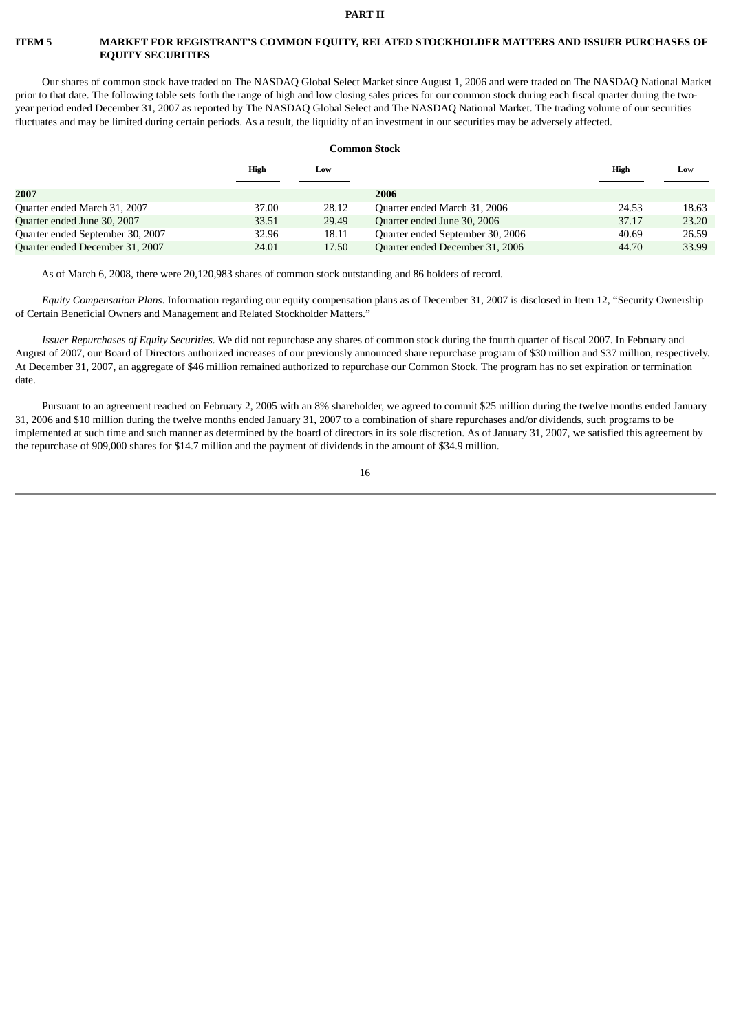**PART II**

## ITEM 5 MARKET FOR REGISTRANT'S COMMON EQUITY, RELATED STOCKHOLDER MATTERS AND ISSUER PURCHASES OF EQUITY SECURITIES

Our shares of common stock have traded on The NASDAQ Global Select Market since August 1, 2006 and were traded on The NASDAQ National Market prior to that date. The following table sets forth the range of high and low closing sales prices for our common stock during each fiscal quarter during the two-year period ended December 31, 2007 as reported by The NASDAQ Global Select and The NASDAQ National Market. The trading volume of our securities fluctuates and may be limited during certain periods. As a result, the liquidity of an investment in our securities may be adversely affected.

**Common Stock**

| | High | Low | | High | Low |
|---|---|---|---|---|---|
| **2007** | | | **2006** | | |
| Quarter ended March 31, 2007 | 37.00 | 28.12 | Quarter ended March 31, 2006 | 24.53 | 18.63 |
| Quarter ended June 30, 2007 | 33.51 | 29.49 | Quarter ended June 30, 2006 | 37.17 | 23.20 |
| Quarter ended September 30, 2007 | 32.96 | 18.11 | Quarter ended September 30, 2006 | 40.69 | 26.59 |
| Quarter ended December 31, 2007 | 24.01 | 17.50 | Quarter ended December 31, 2006 | 44.70 | 33.99 |

As of March 6, 2008, there were 20,120,983 shares of common stock outstanding and 86 holders of record.

*Equity Compensation Plans*. Information regarding our equity compensation plans as of December 31, 2007 is disclosed in Item 12, "Security Ownership of Certain Beneficial Owners and Management and Related Stockholder Matters."

*Issuer Repurchases of Equity Securities.* We did not repurchase any shares of common stock during the fourth quarter of fiscal 2007. In February and August of 2007, our Board of Directors authorized increases of our previously announced share repurchase program of $30 million and $37 million, respectively. At December 31, 2007, an aggregate of $46 million remained authorized to repurchase our Common Stock. The program has no set expiration or termination date.

Pursuant to an agreement reached on February 2, 2005 with an 8% shareholder, we agreed to commit $25 million during the twelve months ended January 31, 2006 and $10 million during the twelve months ended January 31, 2007 to a combination of share repurchases and/or dividends, such programs to be implemented at such time and such manner as determined by the board of directors in its sole discretion. As of January 31, 2007, we satisfied this agreement by the repurchase of 909,000 shares for $14.7 million and the payment of dividends in the amount of $34.9 million.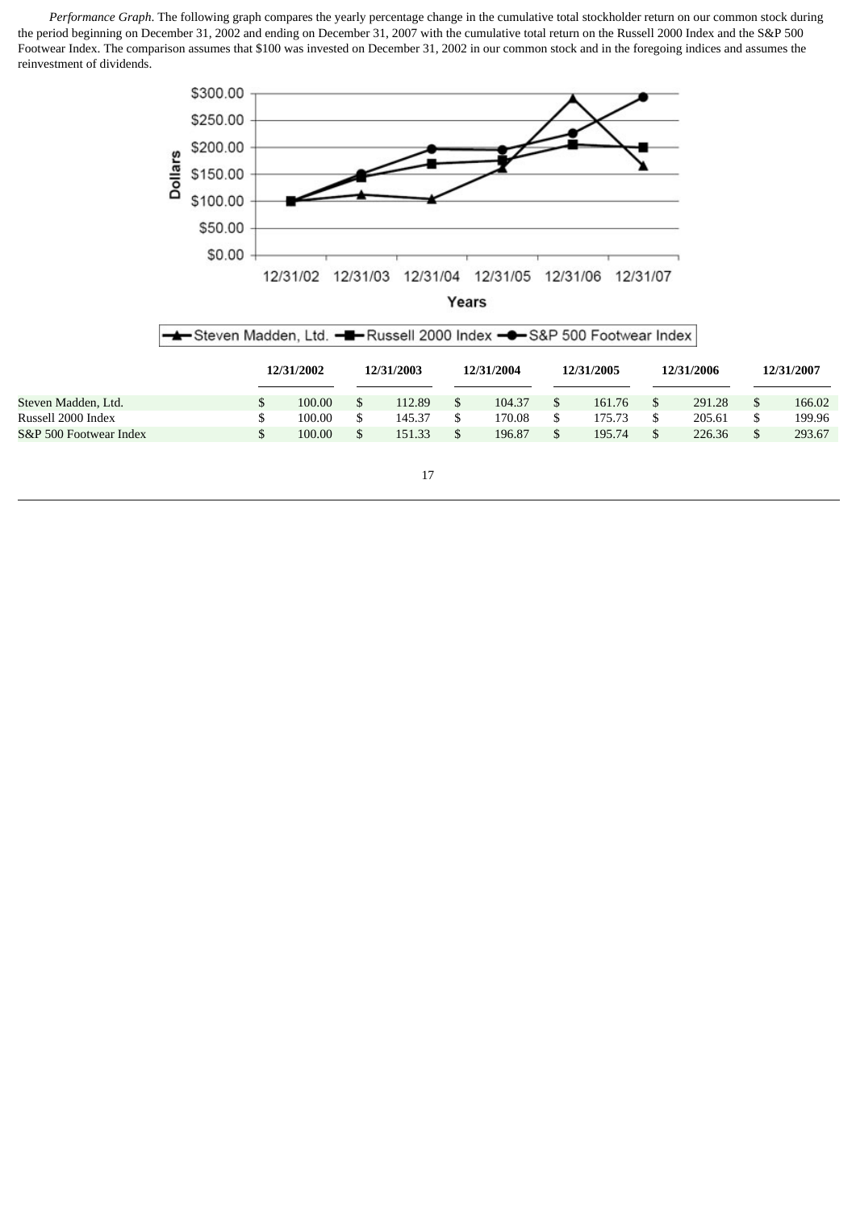*Performance Graph*. The following graph compares the yearly percentage change in the cumulative total stockholder return on our common stock during the period beginning on December 31, 2002 and ending on December 31, 2007 with the cumulative total return on the Russell 2000 Index and the S&P 500 Footwear Index. The comparison assumes that $100 was invested on December 31, 2002 in our common stock and in the foregoing indices and assumes the reinvestment of dividends.

| | 12/31/2002 | 12/31/2003 | 12/31/2004 | 12/31/2005 | 12/31/2006 | 12/31/2007 |
|---|---|---|---|---|---|---|
| Steven Madden, Ltd. | $ 100.00 | $ 112.89 | $ 104.37 | $ 161.76 | $ 291.28 | $ 166.02 |
| Russell 2000 Index | $ 100.00 | $ 145.37 | $ 170.08 | $ 175.73 | $ 205.61 | $ 199.96 |
| S&P 500 Footwear Index | $ 100.00 | $ 151.33 | $ 196.87 | $ 195.74 | $ 226.36 | $ 293.67 |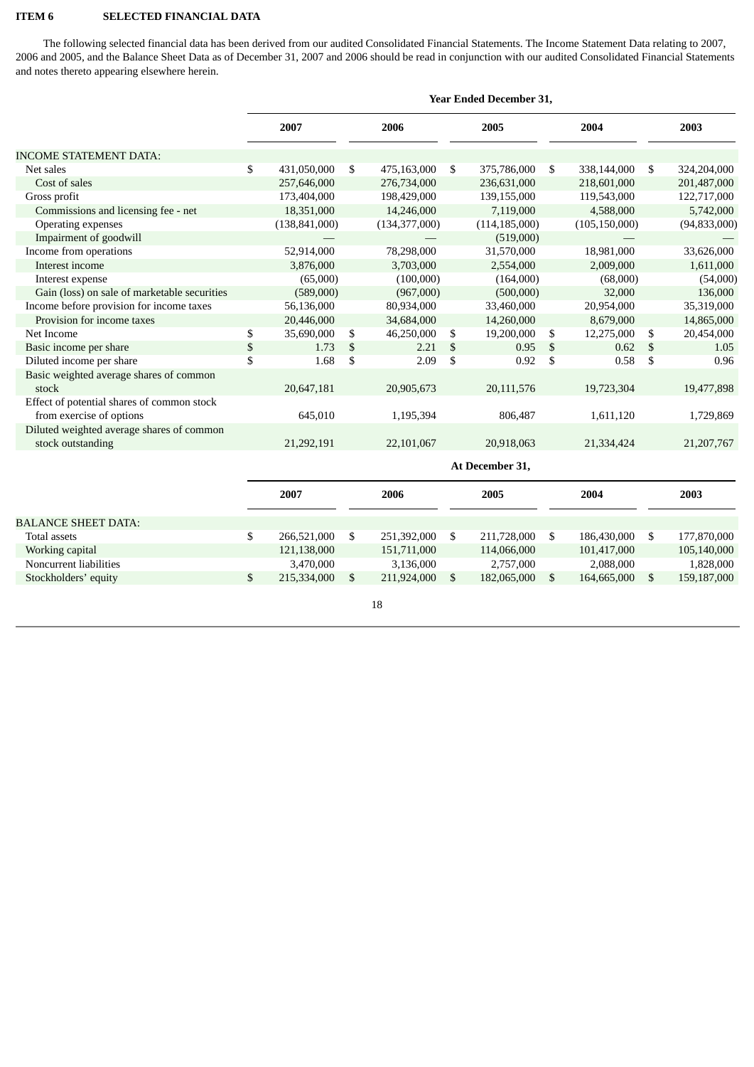**ITEM 6 SELECTED FINANCIAL DATA**

The following selected financial data has been derived from our audited Consolidated Financial Statements. The Income Statement Data relating to 2007, 2006 and 2005, and the Balance Sheet Data as of December 31, 2007 and 2006 should be read in conjunction with our audited Consolidated Financial Statements and notes thereto appearing elsewhere herein.

| | Year Ended December 31, | | | | |
|---|---|---|---|---|---|
| | 2007 | 2006 | 2005 | 2004 | 2003 |
| INCOME STATEMENT DATA: | | | | | |
| Net sales | $ 431,050,000 | $ 475,163,000 | $ 375,786,000 | $ 338,144,000 | $ 324,204,000 |
| Cost of sales | 257,646,000 | 276,734,000 | 236,631,000 | 218,601,000 | 201,487,000 |
| Gross profit | 173,404,000 | 198,429,000 | 139,155,000 | 119,543,000 | 122,717,000 |
| Commissions and licensing fee - net | 18,351,000 | 14,246,000 | 7,119,000 | 4,588,000 | 5,742,000 |
| Operating expenses | (138,841,000) | (134,377,000) | (114,185,000) | (105,150,000) | (94,833,000) |
| Impairment of goodwill | — | — | (519,000) | — | — |
| Income from operations | 52,914,000 | 78,298,000 | 31,570,000 | 18,981,000 | 33,626,000 |
| Interest income | 3,876,000 | 3,703,000 | 2,554,000 | 2,009,000 | 1,611,000 |
| Interest expense | (65,000) | (100,000) | (164,000) | (68,000) | (54,000) |
| Gain (loss) on sale of marketable securities | (589,000) | (967,000) | (500,000) | 32,000 | 136,000 |
| Income before provision for income taxes | 56,136,000 | 80,934,000 | 33,460,000 | 20,954,000 | 35,319,000 |
| Provision for income taxes | 20,446,000 | 34,684,000 | 14,260,000 | 8,679,000 | 14,865,000 |
| Net Income | $ 35,690,000 | $ 46,250,000 | $ 19,200,000 | $ 12,275,000 | $ 20,454,000 |
| Basic income per share | $ 1.73 | $ 2.21 | $ 0.95 | $ 0.62 | $ 1.05 |
| Diluted income per share | $ 1.68 | $ 2.09 | $ 0.92 | $ 0.58 | $ 0.96 |
| Basic weighted average shares of common stock | 20,647,181 | 20,905,673 | 20,111,576 | 19,723,304 | 19,477,898 |
| Effect of potential shares of common stock from exercise of options | 645,010 | 1,195,394 | 806,487 | 1,611,120 | 1,729,869 |
| Diluted weighted average shares of common stock outstanding | 21,292,191 | 22,101,067 | 20,918,063 | 21,334,424 | 21,207,767 |

| | At December 31, | | | | |
|---|---|---|---|---|---|
| | 2007 | 2006 | 2005 | 2004 | 2003 |
| BALANCE SHEET DATA: | | | | | |
| Total assets | $ 266,521,000 | $ 251,392,000 | $ 211,728,000 | $ 186,430,000 | $ 177,870,000 |
| Working capital | 121,138,000 | 151,711,000 | 114,066,000 | 101,417,000 | 105,140,000 |
| Noncurrent liabilities | 3,470,000 | 3,136,000 | 2,757,000 | 2,088,000 | 1,828,000 |
| Stockholders' equity | $ 215,334,000 | $ 211,924,000 | $ 182,065,000 | $ 164,665,000 | $ 159,187,000 |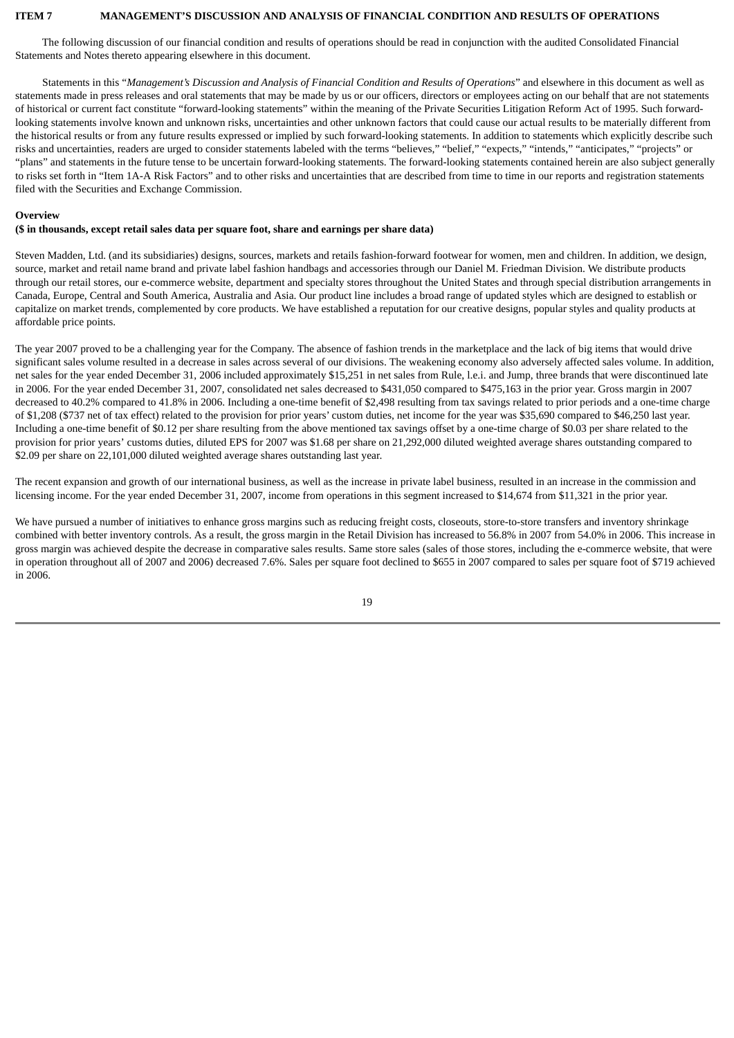## ITEM 7 MANAGEMENT'S DISCUSSION AND ANALYSIS OF FINANCIAL CONDITION AND RESULTS OF OPERATIONS

The following discussion of our financial condition and results of operations should be read in conjunction with the audited Consolidated Financial Statements and Notes thereto appearing elsewhere in this document.

Statements in this "*Management's Discussion and Analysis of Financial Condition and Results of Operations*" and elsewhere in this document as well as statements made in press releases and oral statements that may be made by us or our officers, directors or employees acting on our behalf that are not statements of historical or current fact constitute "forward-looking statements" within the meaning of the Private Securities Litigation Reform Act of 1995. Such forward-looking statements involve known and unknown risks, uncertainties and other unknown factors that could cause our actual results to be materially different from the historical results or from any future results expressed or implied by such forward-looking statements. In addition to statements which explicitly describe such risks and uncertainties, readers are urged to consider statements labeled with the terms "believes," "belief," "expects," "intends," "anticipates," "projects" or "plans" and statements in the future tense to be uncertain forward-looking statements. The forward-looking statements contained herein are also subject generally to risks set forth in "Item 1A-A Risk Factors" and to other risks and uncertainties that are described from time to time in our reports and registration statements filed with the Securities and Exchange Commission.

**Overview**

**($ in thousands, except retail sales data per square foot, share and earnings per share data)**

Steven Madden, Ltd. (and its subsidiaries) designs, sources, markets and retails fashion-forward footwear for women, men and children. In addition, we design, source, market and retail name brand and private label fashion handbags and accessories through our Daniel M. Friedman Division. We distribute products through our retail stores, our e-commerce website, department and specialty stores throughout the United States and through special distribution arrangements in Canada, Europe, Central and South America, Australia and Asia. Our product line includes a broad range of updated styles which are designed to establish or capitalize on market trends, complemented by core products. We have established a reputation for our creative designs, popular styles and quality products at affordable price points.

The year 2007 proved to be a challenging year for the Company. The absence of fashion trends in the marketplace and the lack of big items that would drive significant sales volume resulted in a decrease in sales across several of our divisions. The weakening economy also adversely affected sales volume. In addition, net sales for the year ended December 31, 2006 included approximately $15,251 in net sales from Rule, l.e.i. and Jump, three brands that were discontinued late in 2006. For the year ended December 31, 2007, consolidated net sales decreased to $431,050 compared to $475,163 in the prior year. Gross margin in 2007 decreased to 40.2% compared to 41.8% in 2006. Including a one-time benefit of $2,498 resulting from tax savings related to prior periods and a one-time charge of $1,208 ($737 net of tax effect) related to the provision for prior years' custom duties, net income for the year was $35,690 compared to $46,250 last year. Including a one-time benefit of $0.12 per share resulting from the above mentioned tax savings offset by a one-time charge of $0.03 per share related to the provision for prior years' customs duties, diluted EPS for 2007 was $1.68 per share on 21,292,000 diluted weighted average shares outstanding compared to $2.09 per share on 22,101,000 diluted weighted average shares outstanding last year.

The recent expansion and growth of our international business, as well as the increase in private label business, resulted in an increase in the commission and licensing income. For the year ended December 31, 2007, income from operations in this segment increased to $14,674 from $11,321 in the prior year.

We have pursued a number of initiatives to enhance gross margins such as reducing freight costs, closeouts, store-to-store transfers and inventory shrinkage combined with better inventory controls. As a result, the gross margin in the Retail Division has increased to 56.8% in 2007 from 54.0% in 2006. This increase in gross margin was achieved despite the decrease in comparative sales results. Same store sales (sales of those stores, including the e-commerce website, that were in operation throughout all of 2007 and 2006) decreased 7.6%. Sales per square foot declined to $655 in 2007 compared to sales per square foot of $719 achieved in 2006.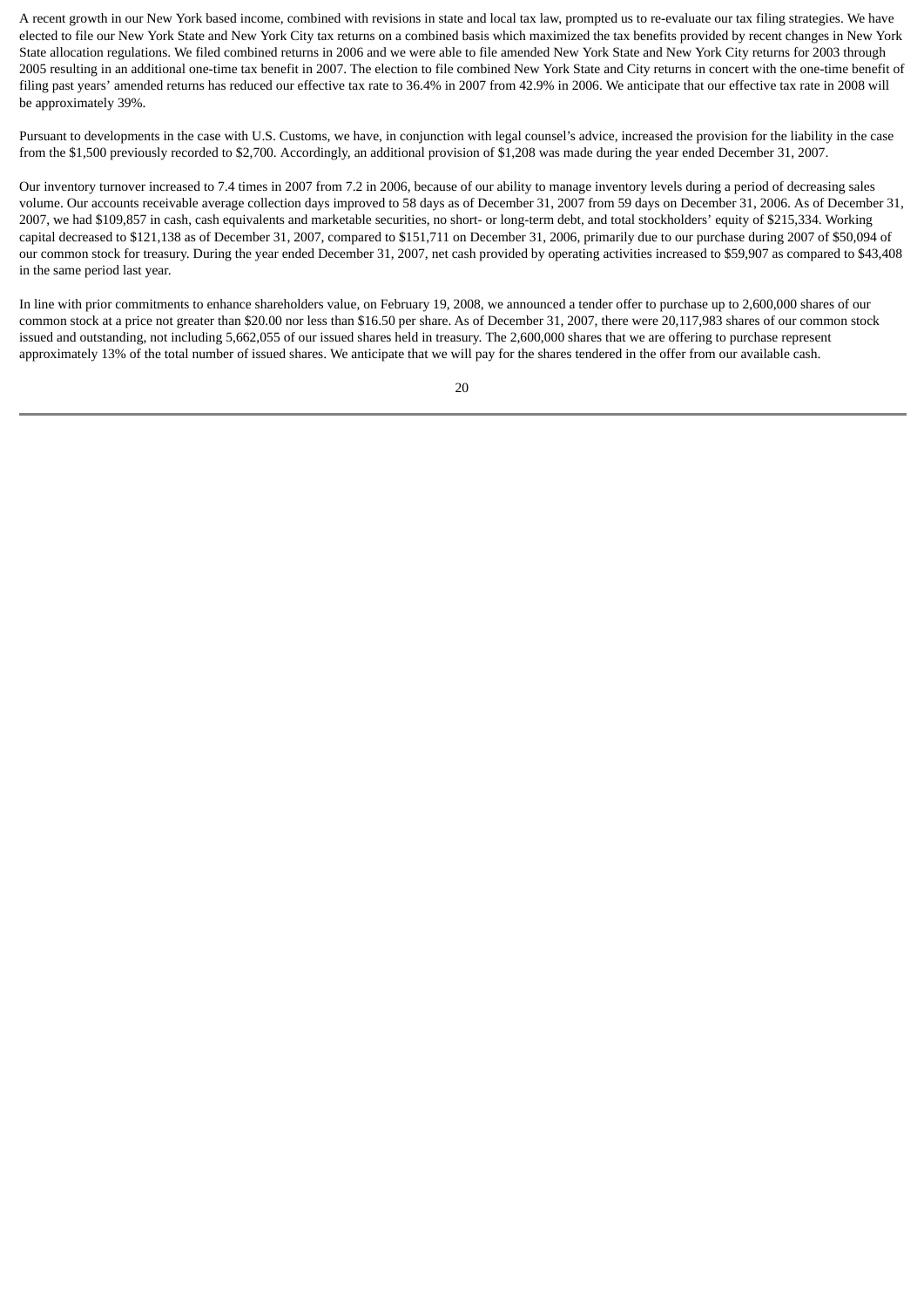A recent growth in our New York based income, combined with revisions in state and local tax law, prompted us to re-evaluate our tax filing strategies. We have elected to file our New York State and New York City tax returns on a combined basis which maximized the tax benefits provided by recent changes in New York State allocation regulations. We filed combined returns in 2006 and we were able to file amended New York State and New York City returns for 2003 through 2005 resulting in an additional one-time tax benefit in 2007. The election to file combined New York State and City returns in concert with the one-time benefit of filing past years' amended returns has reduced our effective tax rate to 36.4% in 2007 from 42.9% in 2006. We anticipate that our effective tax rate in 2008 will be approximately 39%.

Pursuant to developments in the case with U.S. Customs, we have, in conjunction with legal counsel's advice, increased the provision for the liability in the case from the $1,500 previously recorded to $2,700. Accordingly, an additional provision of $1,208 was made during the year ended December 31, 2007.

Our inventory turnover increased to 7.4 times in 2007 from 7.2 in 2006, because of our ability to manage inventory levels during a period of decreasing sales volume. Our accounts receivable average collection days improved to 58 days as of December 31, 2007 from 59 days on December 31, 2006. As of December 31, 2007, we had $109,857 in cash, cash equivalents and marketable securities, no short- or long-term debt, and total stockholders' equity of $215,334. Working capital decreased to $121,138 as of December 31, 2007, compared to $151,711 on December 31, 2006, primarily due to our purchase during 2007 of $50,094 of our common stock for treasury. During the year ended December 31, 2007, net cash provided by operating activities increased to $59,907 as compared to $43,408 in the same period last year.

In line with prior commitments to enhance shareholders value, on February 19, 2008, we announced a tender offer to purchase up to 2,600,000 shares of our common stock at a price not greater than $20.00 nor less than $16.50 per share. As of December 31, 2007, there were 20,117,983 shares of our common stock issued and outstanding, not including 5,662,055 of our issued shares held in treasury. The 2,600,000 shares that we are offering to purchase represent approximately 13% of the total number of issued shares. We anticipate that we will pay for the shares tendered in the offer from our available cash.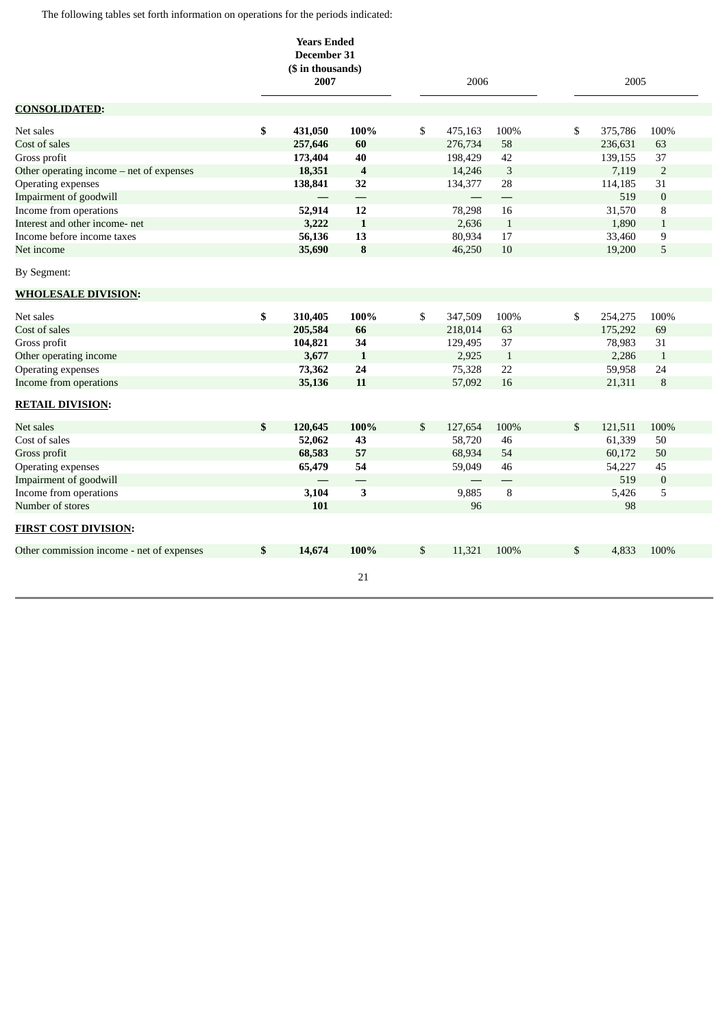The following tables set forth information on operations for the periods indicated:

| | Years Ended December 31 ($ in thousands) 2007 | | | 2006 | | | 2005 | |
|---|---|---|---|---|---|---|---|---|
| **CONSOLIDATED**: | | | | | | | | |
| Net sales | **$** | **431,050** | **100%** | $ | 475,163 | 100% | $ 375,786 | 100% |
| Cost of sales | | **257,646** | **60** | | 276,734 | 58 | 236,631 | 63 |
| Gross profit | | **173,404** | **40** | | 198,429 | 42 | 139,155 | 37 |
| Other operating income – net of expenses | | **18,351** | **4** | | 14,246 | 3 | 7,119 | 2 |
| Operating expenses | | **138,841** | **32** | | 134,377 | 28 | 114,185 | 31 |
| Impairment of goodwill | | **—** | **—** | | — | — | 519 | 0 |
| Income from operations | | **52,914** | **12** | | 78,298 | 16 | 31,570 | 8 |
| Interest and other income- net | | **3,222** | **1** | | 2,636 | 1 | 1,890 | 1 |
| Income before income taxes | | **56,136** | **13** | | 80,934 | 17 | 33,460 | 9 |
| Net income | | **35,690** | **8** | | 46,250 | 10 | 19,200 | 5 |
| By Segment: | | | | | | | | |
| **WHOLESALE DIVISION**: | | | | | | | | |
| Net sales | **$** | **310,405** | **100%** | $ | 347,509 | 100% | $ 254,275 | 100% |
| Cost of sales | | **205,584** | **66** | | 218,014 | 63 | 175,292 | 69 |
| Gross profit | | **104,821** | **34** | | 129,495 | 37 | 78,983 | 31 |
| Other operating income | | **3,677** | **1** | | 2,925 | 1 | 2,286 | 1 |
| Operating expenses | | **73,362** | **24** | | 75,328 | 22 | 59,958 | 24 |
| Income from operations | | **35,136** | **11** | | 57,092 | 16 | 21,311 | 8 |
| **RETAIL DIVISION**: | | | | | | | | |
| Net sales | **$** | **120,645** | **100%** | $ | 127,654 | 100% | $ 121,511 | 100% |
| Cost of sales | | **52,062** | **43** | | 58,720 | 46 | 61,339 | 50 |
| Gross profit | | **68,583** | **57** | | 68,934 | 54 | 60,172 | 50 |
| Operating expenses | | **65,479** | **54** | | 59,049 | 46 | 54,227 | 45 |
| Impairment of goodwill | | **—** | **—** | | — | — | 519 | 0 |
| Income from operations | | **3,104** | **3** | | 9,885 | 8 | 5,426 | 5 |
| Number of stores | | **101** | | | 96 | | 98 | |
| **FIRST COST DIVISION**: | | | | | | | | |
| Other commission income - net of expenses | **$** | **14,674** | **100%** | $ | 11,321 | 100% | $ 4,833 | 100% |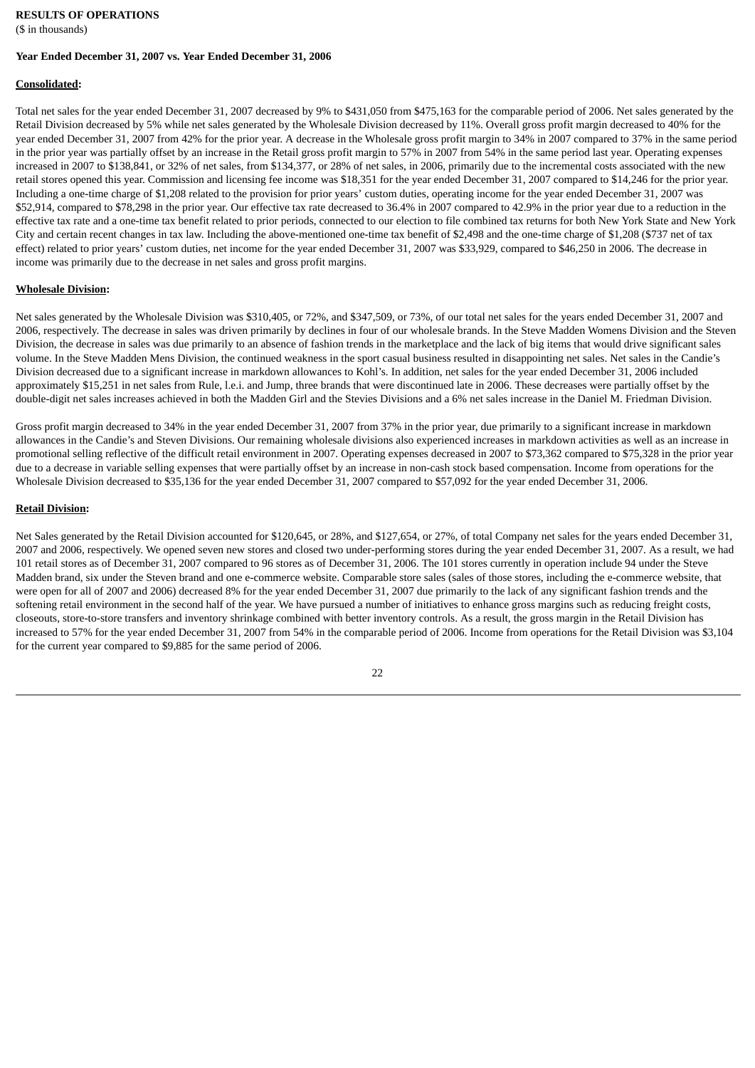**RESULTS OF OPERATIONS**
($ in thousands)

**Year Ended December 31, 2007 vs. Year Ended December 31, 2006**

**Consolidated:**

Total net sales for the year ended December 31, 2007 decreased by 9% to $431,050 from $475,163 for the comparable period of 2006. Net sales generated by the Retail Division decreased by 5% while net sales generated by the Wholesale Division decreased by 11%. Overall gross profit margin decreased to 40% for the year ended December 31, 2007 from 42% for the prior year. A decrease in the Wholesale gross profit margin to 34% in 2007 compared to 37% in the same period in the prior year was partially offset by an increase in the Retail gross profit margin to 57% in 2007 from 54% in the same period last year. Operating expenses increased in 2007 to $138,841, or 32% of net sales, from $134,377, or 28% of net sales, in 2006, primarily due to the incremental costs associated with the new retail stores opened this year. Commission and licensing fee income was $18,351 for the year ended December 31, 2007 compared to $14,246 for the prior year. Including a one-time charge of $1,208 related to the provision for prior years' custom duties, operating income for the year ended December 31, 2007 was $52,914, compared to $78,298 in the prior year. Our effective tax rate decreased to 36.4% in 2007 compared to 42.9% in the prior year due to a reduction in the effective tax rate and a one-time tax benefit related to prior periods, connected to our election to file combined tax returns for both New York State and New York City and certain recent changes in tax law. Including the above-mentioned one-time tax benefit of $2,498 and the one-time charge of $1,208 ($737 net of tax effect) related to prior years' custom duties, net income for the year ended December 31, 2007 was $33,929, compared to $46,250 in 2006. The decrease in income was primarily due to the decrease in net sales and gross profit margins.

**Wholesale Division:**

Net sales generated by the Wholesale Division was $310,405, or 72%, and $347,509, or 73%, of our total net sales for the years ended December 31, 2007 and 2006, respectively. The decrease in sales was driven primarily by declines in four of our wholesale brands. In the Steve Madden Womens Division and the Steven Division, the decrease in sales was due primarily to an absence of fashion trends in the marketplace and the lack of big items that would drive significant sales volume. In the Steve Madden Mens Division, the continued weakness in the sport casual business resulted in disappointing net sales. Net sales in the Candie's Division decreased due to a significant increase in markdown allowances to Kohl's. In addition, net sales for the year ended December 31, 2006 included approximately $15,251 in net sales from Rule, l.e.i. and Jump, three brands that were discontinued late in 2006. These decreases were partially offset by the double-digit net sales increases achieved in both the Madden Girl and the Stevies Divisions and a 6% net sales increase in the Daniel M. Friedman Division.

Gross profit margin decreased to 34% in the year ended December 31, 2007 from 37% in the prior year, due primarily to a significant increase in markdown allowances in the Candie's and Steven Divisions. Our remaining wholesale divisions also experienced increases in markdown activities as well as an increase in promotional selling reflective of the difficult retail environment in 2007. Operating expenses decreased in 2007 to $73,362 compared to $75,328 in the prior year due to a decrease in variable selling expenses that were partially offset by an increase in non-cash stock based compensation. Income from operations for the Wholesale Division decreased to $35,136 for the year ended December 31, 2007 compared to $57,092 for the year ended December 31, 2006.

**Retail Division:**

Net Sales generated by the Retail Division accounted for $120,645, or 28%, and $127,654, or 27%, of total Company net sales for the years ended December 31, 2007 and 2006, respectively. We opened seven new stores and closed two under-performing stores during the year ended December 31, 2007. As a result, we had 101 retail stores as of December 31, 2007 compared to 96 stores as of December 31, 2006. The 101 stores currently in operation include 94 under the Steve Madden brand, six under the Steven brand and one e-commerce website. Comparable store sales (sales of those stores, including the e-commerce website, that were open for all of 2007 and 2006) decreased 8% for the year ended December 31, 2007 due primarily to the lack of any significant fashion trends and the softening retail environment in the second half of the year. We have pursued a number of initiatives to enhance gross margins such as reducing freight costs, closeouts, store-to-store transfers and inventory shrinkage combined with better inventory controls. As a result, the gross margin in the Retail Division has increased to 57% for the year ended December 31, 2007 from 54% in the comparable period of 2006. Income from operations for the Retail Division was $3,104 for the current year compared to $9,885 for the same period of 2006.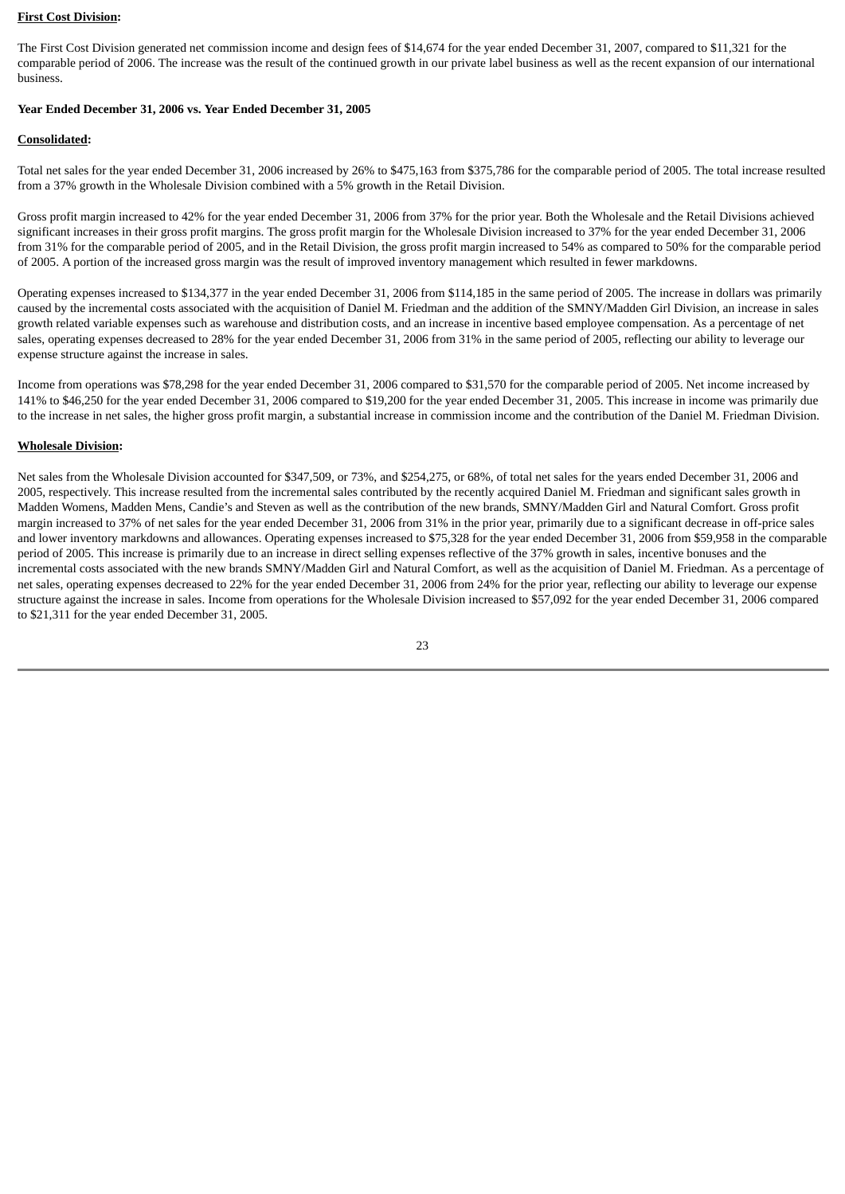**First Cost Division:**

The First Cost Division generated net commission income and design fees of $14,674 for the year ended December 31, 2007, compared to $11,321 for the comparable period of 2006. The increase was the result of the continued growth in our private label business as well as the recent expansion of our international business.

**Year Ended December 31, 2006 vs. Year Ended December 31, 2005**

**Consolidated:**

Total net sales for the year ended December 31, 2006 increased by 26% to $475,163 from $375,786 for the comparable period of 2005. The total increase resulted from a 37% growth in the Wholesale Division combined with a 5% growth in the Retail Division.

Gross profit margin increased to 42% for the year ended December 31, 2006 from 37% for the prior year. Both the Wholesale and the Retail Divisions achieved significant increases in their gross profit margins. The gross profit margin for the Wholesale Division increased to 37% for the year ended December 31, 2006 from 31% for the comparable period of 2005, and in the Retail Division, the gross profit margin increased to 54% as compared to 50% for the comparable period of 2005. A portion of the increased gross margin was the result of improved inventory management which resulted in fewer markdowns.

Operating expenses increased to $134,377 in the year ended December 31, 2006 from $114,185 in the same period of 2005. The increase in dollars was primarily caused by the incremental costs associated with the acquisition of Daniel M. Friedman and the addition of the SMNY/Madden Girl Division, an increase in sales growth related variable expenses such as warehouse and distribution costs, and an increase in incentive based employee compensation. As a percentage of net sales, operating expenses decreased to 28% for the year ended December 31, 2006 from 31% in the same period of 2005, reflecting our ability to leverage our expense structure against the increase in sales.

Income from operations was $78,298 for the year ended December 31, 2006 compared to $31,570 for the comparable period of 2005. Net income increased by 141% to $46,250 for the year ended December 31, 2006 compared to $19,200 for the year ended December 31, 2005. This increase in income was primarily due to the increase in net sales, the higher gross profit margin, a substantial increase in commission income and the contribution of the Daniel M. Friedman Division.

**Wholesale Division:**

Net sales from the Wholesale Division accounted for $347,509, or 73%, and $254,275, or 68%, of total net sales for the years ended December 31, 2006 and 2005, respectively. This increase resulted from the incremental sales contributed by the recently acquired Daniel M. Friedman and significant sales growth in Madden Womens, Madden Mens, Candie's and Steven as well as the contribution of the new brands, SMNY/Madden Girl and Natural Comfort. Gross profit margin increased to 37% of net sales for the year ended December 31, 2006 from 31% in the prior year, primarily due to a significant decrease in off-price sales and lower inventory markdowns and allowances. Operating expenses increased to $75,328 for the year ended December 31, 2006 from $59,958 in the comparable period of 2005. This increase is primarily due to an increase in direct selling expenses reflective of the 37% growth in sales, incentive bonuses and the incremental costs associated with the new brands SMNY/Madden Girl and Natural Comfort, as well as the acquisition of Daniel M. Friedman. As a percentage of net sales, operating expenses decreased to 22% for the year ended December 31, 2006 from 24% for the prior year, reflecting our ability to leverage our expense structure against the increase in sales. Income from operations for the Wholesale Division increased to $57,092 for the year ended December 31, 2006 compared to $21,311 for the year ended December 31, 2005.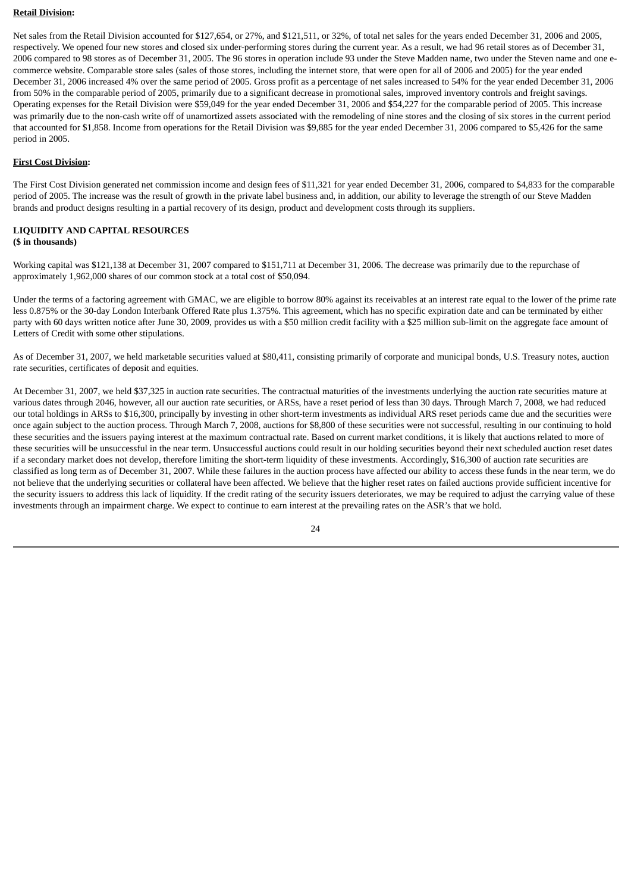**<u>Retail Division</u>:**

Net sales from the Retail Division accounted for $127,654, or 27%, and $121,511, or 32%, of total net sales for the years ended December 31, 2006 and 2005, respectively. We opened four new stores and closed six under-performing stores during the current year. As a result, we had 96 retail stores as of December 31, 2006 compared to 98 stores as of December 31, 2005. The 96 stores in operation include 93 under the Steve Madden name, two under the Steven name and one e-commerce website. Comparable store sales (sales of those stores, including the internet store, that were open for all of 2006 and 2005) for the year ended December 31, 2006 increased 4% over the same period of 2005. Gross profit as a percentage of net sales increased to 54% for the year ended December 31, 2006 from 50% in the comparable period of 2005, primarily due to a significant decrease in promotional sales, improved inventory controls and freight savings. Operating expenses for the Retail Division were $59,049 for the year ended December 31, 2006 and $54,227 for the comparable period of 2005. This increase was primarily due to the non-cash write off of unamortized assets associated with the remodeling of nine stores and the closing of six stores in the current period that accounted for $1,858. Income from operations for the Retail Division was $9,885 for the year ended December 31, 2006 compared to $5,426 for the same period in 2005.

**<u>First Cost Division</u>:**

The First Cost Division generated net commission income and design fees of $11,321 for year ended December 31, 2006, compared to $4,833 for the comparable period of 2005. The increase was the result of growth in the private label business and, in addition, our ability to leverage the strength of our Steve Madden brands and product designs resulting in a partial recovery of its design, product and development costs through its suppliers.

**LIQUIDITY AND CAPITAL RESOURCES**
**($ in thousands)**

Working capital was $121,138 at December 31, 2007 compared to $151,711 at December 31, 2006. The decrease was primarily due to the repurchase of approximately 1,962,000 shares of our common stock at a total cost of $50,094.

Under the terms of a factoring agreement with GMAC, we are eligible to borrow 80% against its receivables at an interest rate equal to the lower of the prime rate less 0.875% or the 30-day London Interbank Offered Rate plus 1.375%. This agreement, which has no specific expiration date and can be terminated by either party with 60 days written notice after June 30, 2009, provides us with a $50 million credit facility with a $25 million sub-limit on the aggregate face amount of Letters of Credit with some other stipulations.

As of December 31, 2007, we held marketable securities valued at $80,411, consisting primarily of corporate and municipal bonds, U.S. Treasury notes, auction rate securities, certificates of deposit and equities.

At December 31, 2007, we held $37,325 in auction rate securities. The contractual maturities of the investments underlying the auction rate securities mature at various dates through 2046, however, all our auction rate securities, or ARSs, have a reset period of less than 30 days. Through March 7, 2008, we had reduced our total holdings in ARSs to $16,300, principally by investing in other short-term investments as individual ARS reset periods came due and the securities were once again subject to the auction process. Through March 7, 2008, auctions for $8,800 of these securities were not successful, resulting in our continuing to hold these securities and the issuers paying interest at the maximum contractual rate. Based on current market conditions, it is likely that auctions related to more of these securities will be unsuccessful in the near term. Unsuccessful auctions could result in our holding securities beyond their next scheduled auction reset dates if a secondary market does not develop, therefore limiting the short-term liquidity of these investments. Accordingly, $16,300 of auction rate securities are classified as long term as of December 31, 2007. While these failures in the auction process have affected our ability to access these funds in the near term, we do not believe that the underlying securities or collateral have been affected. We believe that the higher reset rates on failed auctions provide sufficient incentive for the security issuers to address this lack of liquidity. If the credit rating of the security issuers deteriorates, we may be required to adjust the carrying value of these investments through an impairment charge. We expect to continue to earn interest at the prevailing rates on the ASR's that we hold.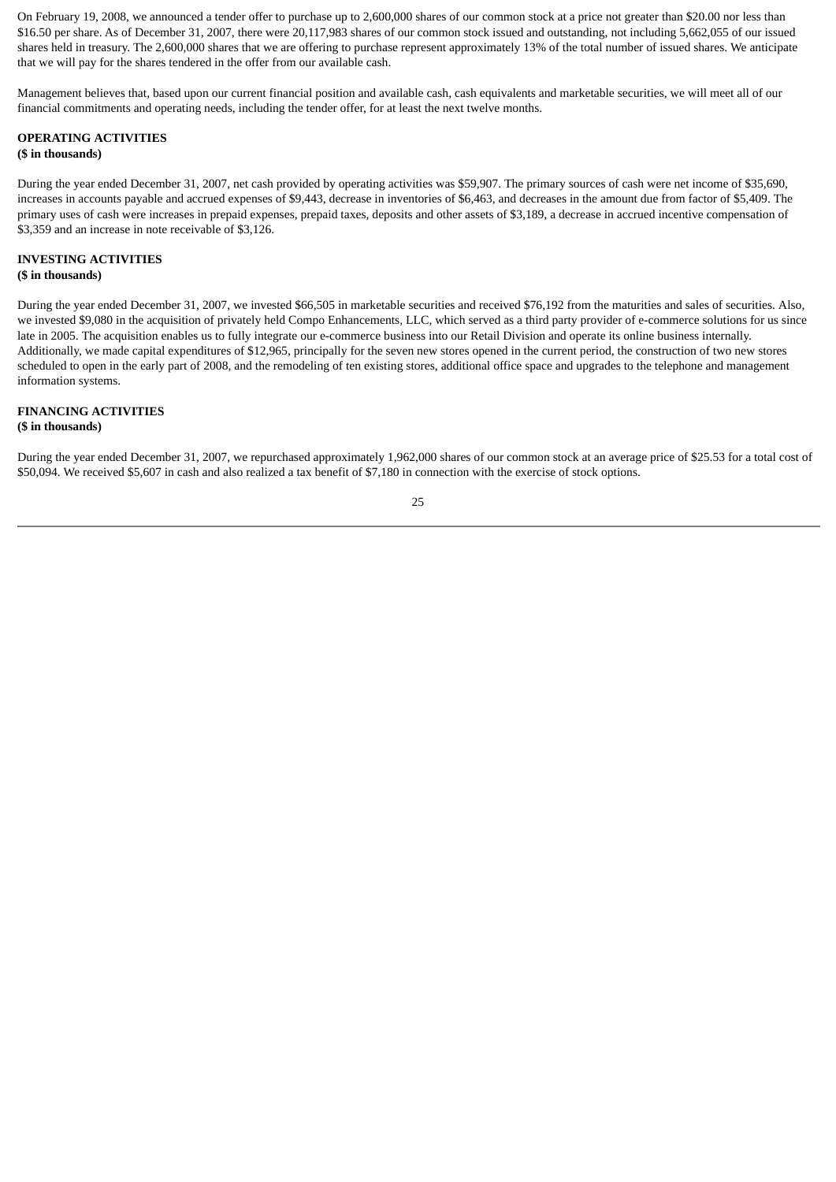On February 19, 2008, we announced a tender offer to purchase up to 2,600,000 shares of our common stock at a price not greater than $20.00 nor less than $16.50 per share. As of December 31, 2007, there were 20,117,983 shares of our common stock issued and outstanding, not including 5,662,055 of our issued shares held in treasury. The 2,600,000 shares that we are offering to purchase represent approximately 13% of the total number of issued shares. We anticipate that we will pay for the shares tendered in the offer from our available cash.

Management believes that, based upon our current financial position and available cash, cash equivalents and marketable securities, we will meet all of our financial commitments and operating needs, including the tender offer, for at least the next twelve months.

**OPERATING ACTIVITIES**
**($ in thousands)**

During the year ended December 31, 2007, net cash provided by operating activities was $59,907. The primary sources of cash were net income of $35,690, increases in accounts payable and accrued expenses of $9,443, decrease in inventories of $6,463, and decreases in the amount due from factor of $5,409. The primary uses of cash were increases in prepaid expenses, prepaid taxes, deposits and other assets of $3,189, a decrease in accrued incentive compensation of $3,359 and an increase in note receivable of $3,126.

**INVESTING ACTIVITIES**
**($ in thousands)**

During the year ended December 31, 2007, we invested $66,505 in marketable securities and received $76,192 from the maturities and sales of securities. Also, we invested $9,080 in the acquisition of privately held Compo Enhancements, LLC, which served as a third party provider of e-commerce solutions for us since late in 2005. The acquisition enables us to fully integrate our e-commerce business into our Retail Division and operate its online business internally. Additionally, we made capital expenditures of $12,965, principally for the seven new stores opened in the current period, the construction of two new stores scheduled to open in the early part of 2008, and the remodeling of ten existing stores, additional office space and upgrades to the telephone and management information systems.

**FINANCING ACTIVITIES**
**($ in thousands)**

During the year ended December 31, 2007, we repurchased approximately 1,962,000 shares of our common stock at an average price of $25.53 for a total cost of $50,094. We received $5,607 in cash and also realized a tax benefit of $7,180 in connection with the exercise of stock options.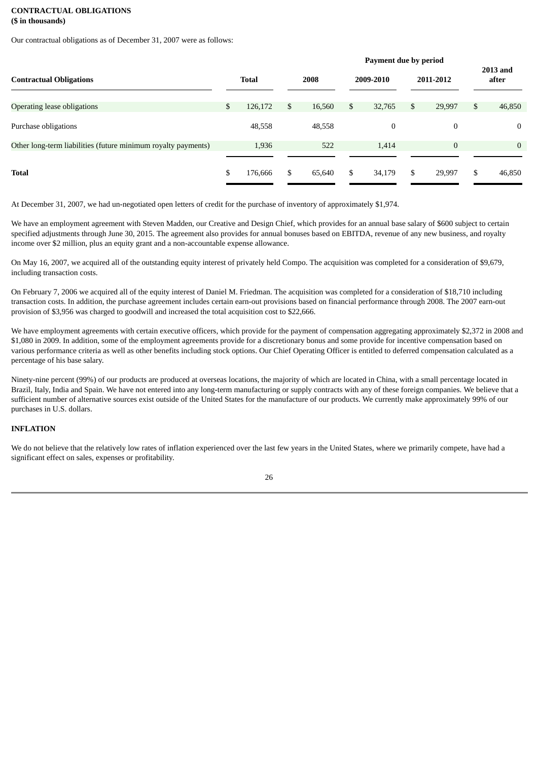**CONTRACTUAL OBLIGATIONS**
**($ in thousands)**

Our contractual obligations as of December 31, 2007 were as follows:

| | | Payment due by period | | | |
|---|---|---|---|---|---|
| **Contractual Obligations** | **Total** | **2008** | **2009-2010** | **2011-2012** | **2013 and after** |
| Operating lease obligations | $ 126,172 | $ 16,560 | $ 32,765 | $ 29,997 | $ 46,850 |
| Purchase obligations | 48,558 | 48,558 | 0 | 0 | 0 |
| Other long-term liabilities (future minimum royalty payments) | 1,936 | 522 | 1,414 | 0 | 0 |
| **Total** | $ 176,666 | $ 65,640 | $ 34,179 | $ 29,997 | $ 46,850 |

At December 31, 2007, we had un-negotiated open letters of credit for the purchase of inventory of approximately $1,974.

We have an employment agreement with Steven Madden, our Creative and Design Chief, which provides for an annual base salary of $600 subject to certain specified adjustments through June 30, 2015. The agreement also provides for annual bonuses based on EBITDA, revenue of any new business, and royalty income over $2 million, plus an equity grant and a non-accountable expense allowance.

On May 16, 2007, we acquired all of the outstanding equity interest of privately held Compo. The acquisition was completed for a consideration of $9,679, including transaction costs.

On February 7, 2006 we acquired all of the equity interest of Daniel M. Friedman. The acquisition was completed for a consideration of $18,710 including transaction costs. In addition, the purchase agreement includes certain earn-out provisions based on financial performance through 2008. The 2007 earn-out provision of $3,956 was charged to goodwill and increased the total acquisition cost to $22,666.

We have employment agreements with certain executive officers, which provide for the payment of compensation aggregating approximately $2,372 in 2008 and $1,080 in 2009. In addition, some of the employment agreements provide for a discretionary bonus and some provide for incentive compensation based on various performance criteria as well as other benefits including stock options. Our Chief Operating Officer is entitled to deferred compensation calculated as a percentage of his base salary.

Ninety-nine percent (99%) of our products are produced at overseas locations, the majority of which are located in China, with a small percentage located in Brazil, Italy, India and Spain. We have not entered into any long-term manufacturing or supply contracts with any of these foreign companies. We believe that a sufficient number of alternative sources exist outside of the United States for the manufacture of our products. We currently make approximately 99% of our purchases in U.S. dollars.

**INFLATION**

We do not believe that the relatively low rates of inflation experienced over the last few years in the United States, where we primarily compete, have had a significant effect on sales, expenses or profitability.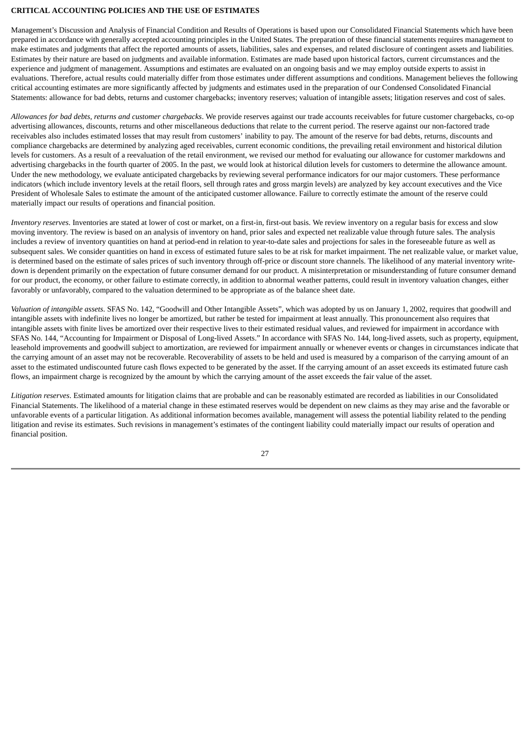**CRITICAL ACCOUNTING POLICIES AND THE USE OF ESTIMATES**

Management's Discussion and Analysis of Financial Condition and Results of Operations is based upon our Consolidated Financial Statements which have been prepared in accordance with generally accepted accounting principles in the United States. The preparation of these financial statements requires management to make estimates and judgments that affect the reported amounts of assets, liabilities, sales and expenses, and related disclosure of contingent assets and liabilities. Estimates by their nature are based on judgments and available information. Estimates are made based upon historical factors, current circumstances and the experience and judgment of management. Assumptions and estimates are evaluated on an ongoing basis and we may employ outside experts to assist in evaluations. Therefore, actual results could materially differ from those estimates under different assumptions and conditions. Management believes the following critical accounting estimates are more significantly affected by judgments and estimates used in the preparation of our Condensed Consolidated Financial Statements: allowance for bad debts, returns and customer chargebacks; inventory reserves; valuation of intangible assets; litigation reserves and cost of sales.

*Allowances for bad debts, returns and customer chargebacks*. We provide reserves against our trade accounts receivables for future customer chargebacks, co-op advertising allowances, discounts, returns and other miscellaneous deductions that relate to the current period. The reserve against our non-factored trade receivables also includes estimated losses that may result from customers' inability to pay. The amount of the reserve for bad debts, returns, discounts and compliance chargebacks are determined by analyzing aged receivables, current economic conditions, the prevailing retail environment and historical dilution levels for customers. As a result of a reevaluation of the retail environment, we revised our method for evaluating our allowance for customer markdowns and advertising chargebacks in the fourth quarter of 2005. In the past, we would look at historical dilution levels for customers to determine the allowance amount. Under the new methodology, we evaluate anticipated chargebacks by reviewing several performance indicators for our major customers. These performance indicators (which include inventory levels at the retail floors, sell through rates and gross margin levels) are analyzed by key account executives and the Vice President of Wholesale Sales to estimate the amount of the anticipated customer allowance. Failure to correctly estimate the amount of the reserve could materially impact our results of operations and financial position.

*Inventory reserves*. Inventories are stated at lower of cost or market, on a first-in, first-out basis. We review inventory on a regular basis for excess and slow moving inventory. The review is based on an analysis of inventory on hand, prior sales and expected net realizable value through future sales. The analysis includes a review of inventory quantities on hand at period-end in relation to year-to-date sales and projections for sales in the foreseeable future as well as subsequent sales. We consider quantities on hand in excess of estimated future sales to be at risk for market impairment. The net realizable value, or market value, is determined based on the estimate of sales prices of such inventory through off-price or discount store channels. The likelihood of any material inventory write-down is dependent primarily on the expectation of future consumer demand for our product. A misinterpretation or misunderstanding of future consumer demand for our product, the economy, or other failure to estimate correctly, in addition to abnormal weather patterns, could result in inventory valuation changes, either favorably or unfavorably, compared to the valuation determined to be appropriate as of the balance sheet date.

*Valuation of intangible assets*. SFAS No. 142, "Goodwill and Other Intangible Assets", which was adopted by us on January 1, 2002, requires that goodwill and intangible assets with indefinite lives no longer be amortized, but rather be tested for impairment at least annually. This pronouncement also requires that intangible assets with finite lives be amortized over their respective lives to their estimated residual values, and reviewed for impairment in accordance with SFAS No. 144, "Accounting for Impairment or Disposal of Long-lived Assets." In accordance with SFAS No. 144, long-lived assets, such as property, equipment, leasehold improvements and goodwill subject to amortization, are reviewed for impairment annually or whenever events or changes in circumstances indicate that the carrying amount of an asset may not be recoverable. Recoverability of assets to be held and used is measured by a comparison of the carrying amount of an asset to the estimated undiscounted future cash flows expected to be generated by the asset. If the carrying amount of an asset exceeds its estimated future cash flows, an impairment charge is recognized by the amount by which the carrying amount of the asset exceeds the fair value of the asset.

*Litigation reserves*. Estimated amounts for litigation claims that are probable and can be reasonably estimated are recorded as liabilities in our Consolidated Financial Statements. The likelihood of a material change in these estimated reserves would be dependent on new claims as they may arise and the favorable or unfavorable events of a particular litigation. As additional information becomes available, management will assess the potential liability related to the pending litigation and revise its estimates. Such revisions in management's estimates of the contingent liability could materially impact our results of operation and financial position.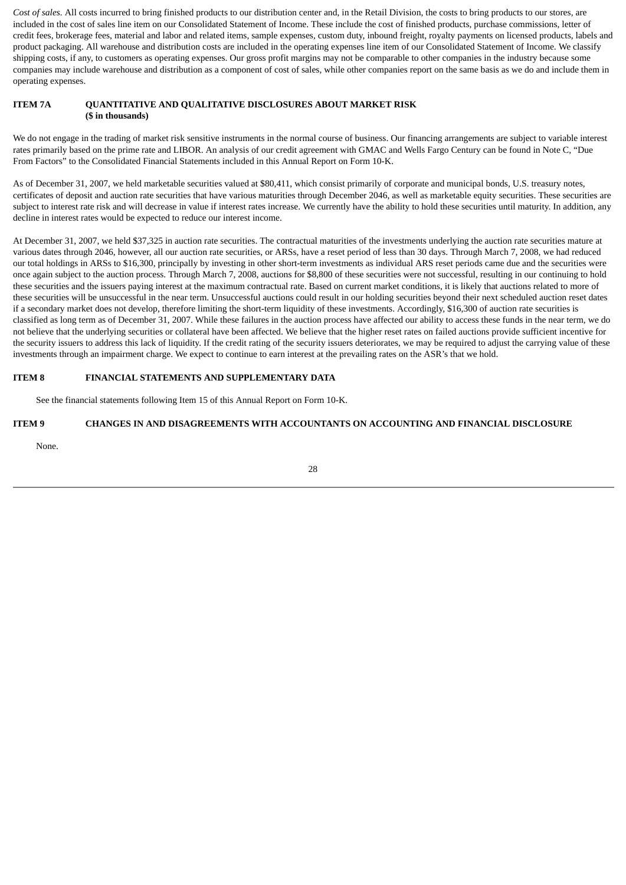*Cost of sales.* All costs incurred to bring finished products to our distribution center and, in the Retail Division, the costs to bring products to our stores, are included in the cost of sales line item on our Consolidated Statement of Income. These include the cost of finished products, purchase commissions, letter of credit fees, brokerage fees, material and labor and related items, sample expenses, custom duty, inbound freight, royalty payments on licensed products, labels and product packaging. All warehouse and distribution costs are included in the operating expenses line item of our Consolidated Statement of Income. We classify shipping costs, if any, to customers as operating expenses. Our gross profit margins may not be comparable to other companies in the industry because some companies may include warehouse and distribution as a component of cost of sales, while other companies report on the same basis as we do and include them in operating expenses.

## ITEM 7A QUANTITATIVE AND QUALITATIVE DISCLOSURES ABOUT MARKET RISK
**($ in thousands)**

We do not engage in the trading of market risk sensitive instruments in the normal course of business. Our financing arrangements are subject to variable interest rates primarily based on the prime rate and LIBOR. An analysis of our credit agreement with GMAC and Wells Fargo Century can be found in Note C, "Due From Factors" to the Consolidated Financial Statements included in this Annual Report on Form 10-K.

As of December 31, 2007, we held marketable securities valued at $80,411, which consist primarily of corporate and municipal bonds, U.S. treasury notes, certificates of deposit and auction rate securities that have various maturities through December 2046, as well as marketable equity securities. These securities are subject to interest rate risk and will decrease in value if interest rates increase. We currently have the ability to hold these securities until maturity. In addition, any decline in interest rates would be expected to reduce our interest income.

At December 31, 2007, we held $37,325 in auction rate securities. The contractual maturities of the investments underlying the auction rate securities mature at various dates through 2046, however, all our auction rate securities, or ARSs, have a reset period of less than 30 days. Through March 7, 2008, we had reduced our total holdings in ARSs to $16,300, principally by investing in other short-term investments as individual ARS reset periods came due and the securities were once again subject to the auction process. Through March 7, 2008, auctions for $8,800 of these securities were not successful, resulting in our continuing to hold these securities and the issuers paying interest at the maximum contractual rate. Based on current market conditions, it is likely that auctions related to more of these securities will be unsuccessful in the near term. Unsuccessful auctions could result in our holding securities beyond their next scheduled auction reset dates if a secondary market does not develop, therefore limiting the short-term liquidity of these investments. Accordingly, $16,300 of auction rate securities is classified as long term as of December 31, 2007. While these failures in the auction process have affected our ability to access these funds in the near term, we do not believe that the underlying securities or collateral have been affected. We believe that the higher reset rates on failed auctions provide sufficient incentive for the security issuers to address this lack of liquidity. If the credit rating of the security issuers deteriorates, we may be required to adjust the carrying value of these investments through an impairment charge. We expect to continue to earn interest at the prevailing rates on the ASR's that we hold.

## ITEM 8 FINANCIAL STATEMENTS AND SUPPLEMENTARY DATA

See the financial statements following Item 15 of this Annual Report on Form 10-K.

## ITEM 9 CHANGES IN AND DISAGREEMENTS WITH ACCOUNTANTS ON ACCOUNTING AND FINANCIAL DISCLOSURE

None.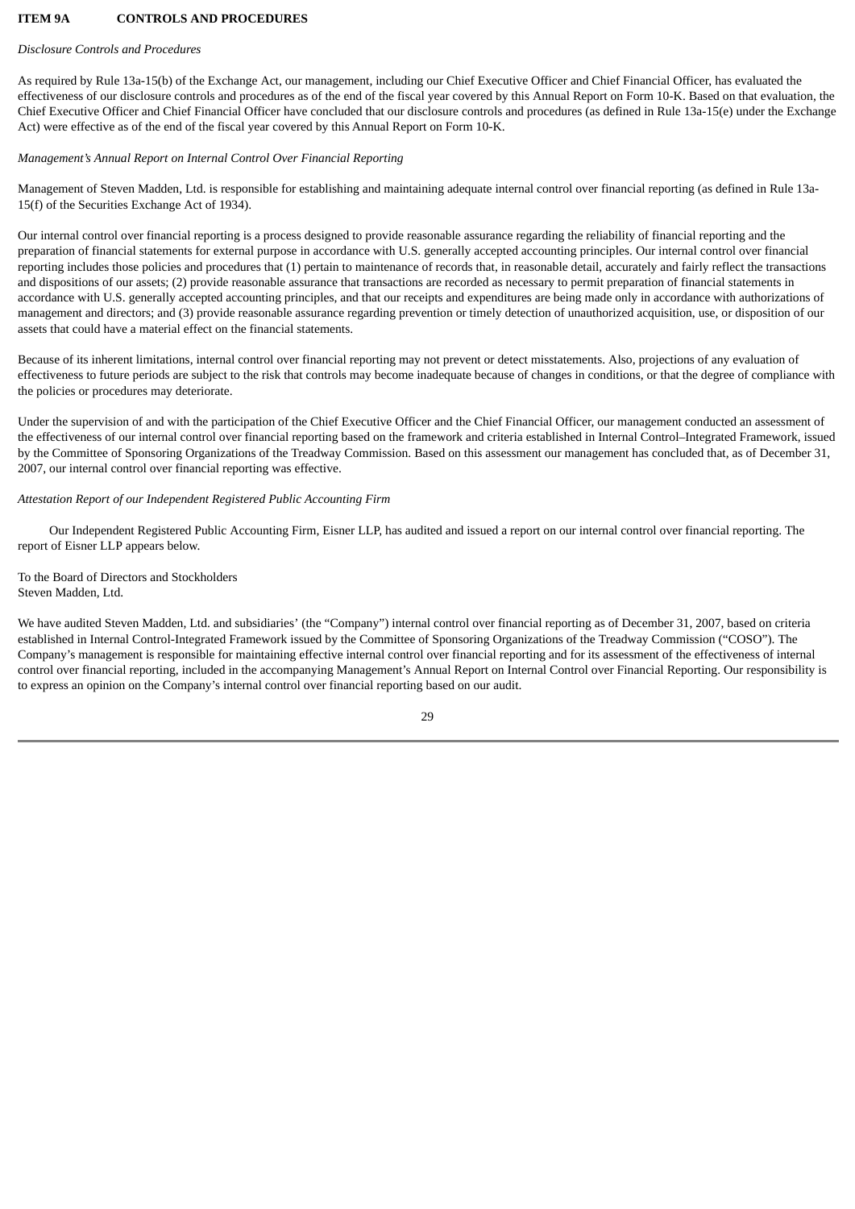**ITEM 9A CONTROLS AND PROCEDURES**

*Disclosure Controls and Procedures*

As required by Rule 13a-15(b) of the Exchange Act, our management, including our Chief Executive Officer and Chief Financial Officer, has evaluated the effectiveness of our disclosure controls and procedures as of the end of the fiscal year covered by this Annual Report on Form 10-K. Based on that evaluation, the Chief Executive Officer and Chief Financial Officer have concluded that our disclosure controls and procedures (as defined in Rule 13a-15(e) under the Exchange Act) were effective as of the end of the fiscal year covered by this Annual Report on Form 10-K.

*Management's Annual Report on Internal Control Over Financial Reporting*

Management of Steven Madden, Ltd. is responsible for establishing and maintaining adequate internal control over financial reporting (as defined in Rule 13a-15(f) of the Securities Exchange Act of 1934).

Our internal control over financial reporting is a process designed to provide reasonable assurance regarding the reliability of financial reporting and the preparation of financial statements for external purpose in accordance with U.S. generally accepted accounting principles. Our internal control over financial reporting includes those policies and procedures that (1) pertain to maintenance of records that, in reasonable detail, accurately and fairly reflect the transactions and dispositions of our assets; (2) provide reasonable assurance that transactions are recorded as necessary to permit preparation of financial statements in accordance with U.S. generally accepted accounting principles, and that our receipts and expenditures are being made only in accordance with authorizations of management and directors; and (3) provide reasonable assurance regarding prevention or timely detection of unauthorized acquisition, use, or disposition of our assets that could have a material effect on the financial statements.

Because of its inherent limitations, internal control over financial reporting may not prevent or detect misstatements. Also, projections of any evaluation of effectiveness to future periods are subject to the risk that controls may become inadequate because of changes in conditions, or that the degree of compliance with the policies or procedures may deteriorate.

Under the supervision of and with the participation of the Chief Executive Officer and the Chief Financial Officer, our management conducted an assessment of the effectiveness of our internal control over financial reporting based on the framework and criteria established in Internal Control–Integrated Framework, issued by the Committee of Sponsoring Organizations of the Treadway Commission. Based on this assessment our management has concluded that, as of December 31, 2007, our internal control over financial reporting was effective.

*Attestation Report of our Independent Registered Public Accounting Firm*

Our Independent Registered Public Accounting Firm, Eisner LLP, has audited and issued a report on our internal control over financial reporting. The report of Eisner LLP appears below.

To the Board of Directors and Stockholders
Steven Madden, Ltd.

We have audited Steven Madden, Ltd. and subsidiaries' (the "Company") internal control over financial reporting as of December 31, 2007, based on criteria established in Internal Control-Integrated Framework issued by the Committee of Sponsoring Organizations of the Treadway Commission ("COSO"). The Company's management is responsible for maintaining effective internal control over financial reporting and for its assessment of the effectiveness of internal control over financial reporting, included in the accompanying Management's Annual Report on Internal Control over Financial Reporting. Our responsibility is to express an opinion on the Company's internal control over financial reporting based on our audit.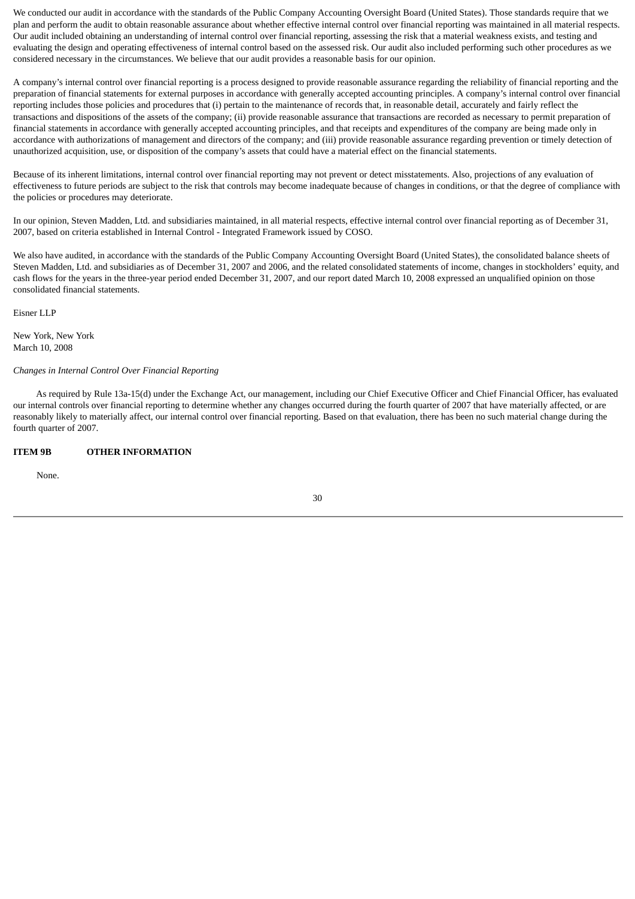We conducted our audit in accordance with the standards of the Public Company Accounting Oversight Board (United States). Those standards require that we plan and perform the audit to obtain reasonable assurance about whether effective internal control over financial reporting was maintained in all material respects. Our audit included obtaining an understanding of internal control over financial reporting, assessing the risk that a material weakness exists, and testing and evaluating the design and operating effectiveness of internal control based on the assessed risk. Our audit also included performing such other procedures as we considered necessary in the circumstances. We believe that our audit provides a reasonable basis for our opinion.

A company's internal control over financial reporting is a process designed to provide reasonable assurance regarding the reliability of financial reporting and the preparation of financial statements for external purposes in accordance with generally accepted accounting principles. A company's internal control over financial reporting includes those policies and procedures that (i) pertain to the maintenance of records that, in reasonable detail, accurately and fairly reflect the transactions and dispositions of the assets of the company; (ii) provide reasonable assurance that transactions are recorded as necessary to permit preparation of financial statements in accordance with generally accepted accounting principles, and that receipts and expenditures of the company are being made only in accordance with authorizations of management and directors of the company; and (iii) provide reasonable assurance regarding prevention or timely detection of unauthorized acquisition, use, or disposition of the company's assets that could have a material effect on the financial statements.

Because of its inherent limitations, internal control over financial reporting may not prevent or detect misstatements. Also, projections of any evaluation of effectiveness to future periods are subject to the risk that controls may become inadequate because of changes in conditions, or that the degree of compliance with the policies or procedures may deteriorate.

In our opinion, Steven Madden, Ltd. and subsidiaries maintained, in all material respects, effective internal control over financial reporting as of December 31, 2007, based on criteria established in Internal Control - Integrated Framework issued by COSO.

We also have audited, in accordance with the standards of the Public Company Accounting Oversight Board (United States), the consolidated balance sheets of Steven Madden, Ltd. and subsidiaries as of December 31, 2007 and 2006, and the related consolidated statements of income, changes in stockholders' equity, and cash flows for the years in the three-year period ended December 31, 2007, and our report dated March 10, 2008 expressed an unqualified opinion on those consolidated financial statements.

Eisner LLP

New York, New York
March 10, 2008

*Changes in Internal Control Over Financial Reporting*

As required by Rule 13a-15(d) under the Exchange Act, our management, including our Chief Executive Officer and Chief Financial Officer, has evaluated our internal controls over financial reporting to determine whether any changes occurred during the fourth quarter of 2007 that have materially affected, or are reasonably likely to materially affect, our internal control over financial reporting. Based on that evaluation, there has been no such material change during the fourth quarter of 2007.

**ITEM 9B OTHER INFORMATION**

None.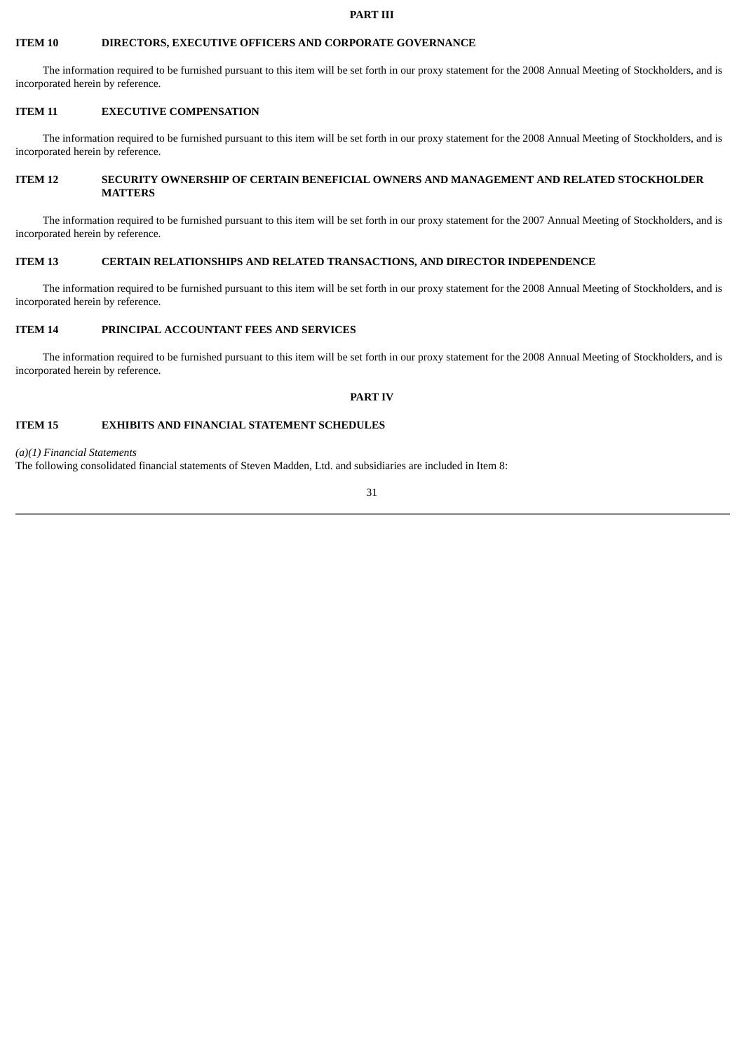# PART III

## ITEM 10 DIRECTORS, EXECUTIVE OFFICERS AND CORPORATE GOVERNANCE

The information required to be furnished pursuant to this item will be set forth in our proxy statement for the 2008 Annual Meeting of Stockholders, and is incorporated herein by reference.

## ITEM 11 EXECUTIVE COMPENSATION

The information required to be furnished pursuant to this item will be set forth in our proxy statement for the 2008 Annual Meeting of Stockholders, and is incorporated herein by reference.

## ITEM 12 SECURITY OWNERSHIP OF CERTAIN BENEFICIAL OWNERS AND MANAGEMENT AND RELATED STOCKHOLDER MATTERS

The information required to be furnished pursuant to this item will be set forth in our proxy statement for the 2007 Annual Meeting of Stockholders, and is incorporated herein by reference.

## ITEM 13 CERTAIN RELATIONSHIPS AND RELATED TRANSACTIONS, AND DIRECTOR INDEPENDENCE

The information required to be furnished pursuant to this item will be set forth in our proxy statement for the 2008 Annual Meeting of Stockholders, and is incorporated herein by reference.

## ITEM 14 PRINCIPAL ACCOUNTANT FEES AND SERVICES

The information required to be furnished pursuant to this item will be set forth in our proxy statement for the 2008 Annual Meeting of Stockholders, and is incorporated herein by reference.

# PART IV

## ITEM 15 EXHIBITS AND FINANCIAL STATEMENT SCHEDULES

*(a)(1) Financial Statements*

The following consolidated financial statements of Steven Madden, Ltd. and subsidiaries are included in Item 8: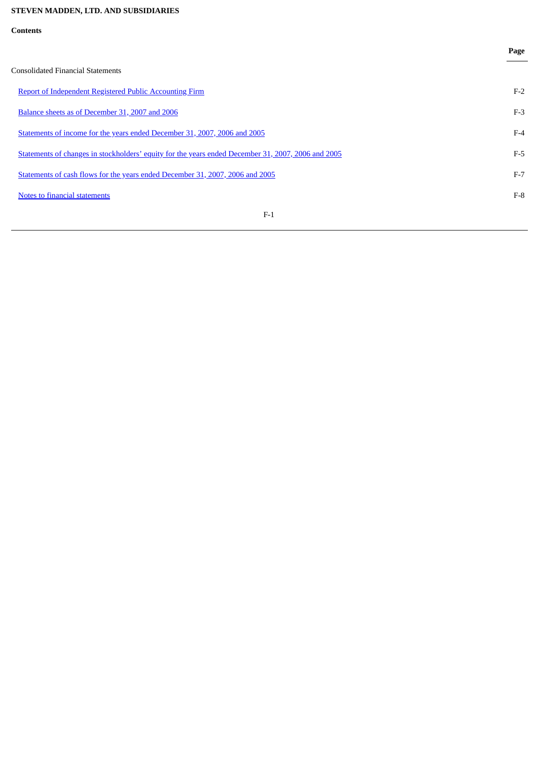**STEVEN MADDEN, LTD. AND SUBSIDIARIES**

**Contents**

| | Page |
|---|---|
| Consolidated Financial Statements | |
| Report of Independent Registered Public Accounting Firm | F-2 |
| Balance sheets as of December 31, 2007 and 2006 | F-3 |
| Statements of income for the years ended December 31, 2007, 2006 and 2005 | F-4 |
| Statements of changes in stockholders' equity for the years ended December 31, 2007, 2006 and 2005 | F-5 |
| Statements of cash flows for the years ended December 31, 2007, 2006 and 2005 | F-7 |
| Notes to financial statements | F-8 |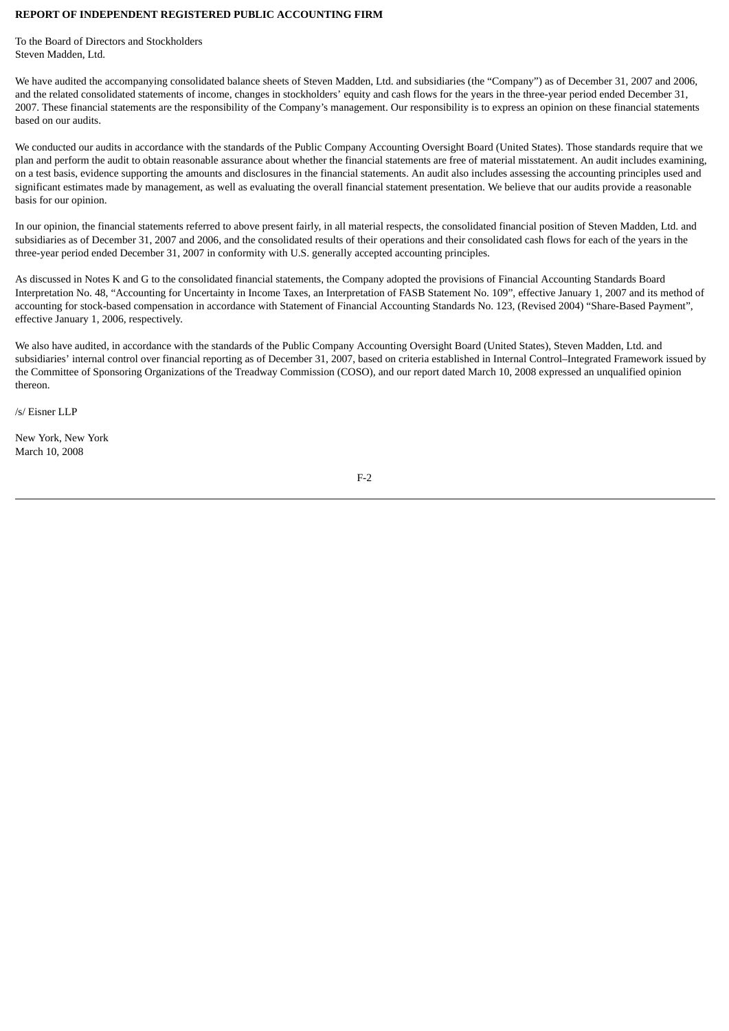**REPORT OF INDEPENDENT REGISTERED PUBLIC ACCOUNTING FIRM**

To the Board of Directors and Stockholders
Steven Madden, Ltd.

We have audited the accompanying consolidated balance sheets of Steven Madden, Ltd. and subsidiaries (the "Company") as of December 31, 2007 and 2006, and the related consolidated statements of income, changes in stockholders' equity and cash flows for the years in the three-year period ended December 31, 2007. These financial statements are the responsibility of the Company's management. Our responsibility is to express an opinion on these financial statements based on our audits.

We conducted our audits in accordance with the standards of the Public Company Accounting Oversight Board (United States). Those standards require that we plan and perform the audit to obtain reasonable assurance about whether the financial statements are free of material misstatement. An audit includes examining, on a test basis, evidence supporting the amounts and disclosures in the financial statements. An audit also includes assessing the accounting principles used and significant estimates made by management, as well as evaluating the overall financial statement presentation. We believe that our audits provide a reasonable basis for our opinion.

In our opinion, the financial statements referred to above present fairly, in all material respects, the consolidated financial position of Steven Madden, Ltd. and subsidiaries as of December 31, 2007 and 2006, and the consolidated results of their operations and their consolidated cash flows for each of the years in the three-year period ended December 31, 2007 in conformity with U.S. generally accepted accounting principles.

As discussed in Notes K and G to the consolidated financial statements, the Company adopted the provisions of Financial Accounting Standards Board Interpretation No. 48, "Accounting for Uncertainty in Income Taxes, an Interpretation of FASB Statement No. 109", effective January 1, 2007 and its method of accounting for stock-based compensation in accordance with Statement of Financial Accounting Standards No. 123, (Revised 2004) "Share-Based Payment", effective January 1, 2006, respectively.

We also have audited, in accordance with the standards of the Public Company Accounting Oversight Board (United States), Steven Madden, Ltd. and subsidiaries' internal control over financial reporting as of December 31, 2007, based on criteria established in Internal Control–Integrated Framework issued by the Committee of Sponsoring Organizations of the Treadway Commission (COSO), and our report dated March 10, 2008 expressed an unqualified opinion thereon.

/s/ Eisner LLP

New York, New York
March 10, 2008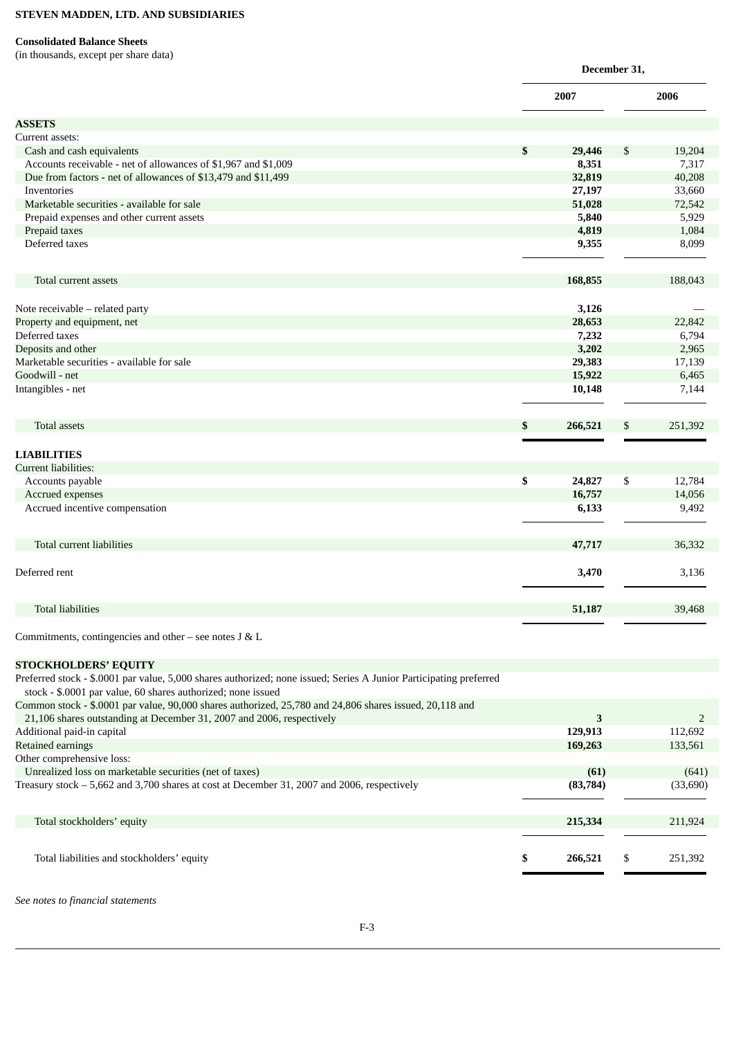**STEVEN MADDEN, LTD. AND SUBSIDIARIES**

**Consolidated Balance Sheets**
(in thousands, except per share data)

| | December 31, | |
|---|---|---|
| | **2007** | **2006** |
| **ASSETS** | | |
| Current assets: | | |
| Cash and cash equivalents | **$ 29,446** | $ 19,204 |
| Accounts receivable - net of allowances of $1,967 and $1,009 | **8,351** | 7,317 |
| Due from factors - net of allowances of $13,479 and $11,499 | **32,819** | 40,208 |
| Inventories | **27,197** | 33,660 |
| Marketable securities - available for sale | **51,028** | 72,542 |
| Prepaid expenses and other current assets | **5,840** | 5,929 |
| Prepaid taxes | **4,819** | 1,084 |
| Deferred taxes | **9,355** | 8,099 |
| Total current assets | **168,855** | 188,043 |
| Note receivable – related party | **3,126** | — |
| Property and equipment, net | **28,653** | 22,842 |
| Deferred taxes | **7,232** | 6,794 |
| Deposits and other | **3,202** | 2,965 |
| Marketable securities - available for sale | **29,383** | 17,139 |
| Goodwill - net | **15,922** | 6,465 |
| Intangibles - net | **10,148** | 7,144 |
| Total assets | **$ 266,521** | $ 251,392 |
| **LIABILITIES** | | |
| Current liabilities: | | |
| Accounts payable | **$ 24,827** | $ 12,784 |
| Accrued expenses | **16,757** | 14,056 |
| Accrued incentive compensation | **6,133** | 9,492 |
| Total current liabilities | **47,717** | 36,332 |
| Deferred rent | **3,470** | 3,136 |
| Total liabilities | **51,187** | 39,468 |
| Commitments, contingencies and other – see notes J & L | | |
| **STOCKHOLDERS' EQUITY** | | |
| Preferred stock - $.0001 par value, 5,000 shares authorized; none issued; Series A Junior Participating preferred stock - $.0001 par value, 60 shares authorized; none issued | | |
| Common stock - $.0001 par value, 90,000 shares authorized, 25,780 and 24,806 shares issued, 20,118 and 21,106 shares outstanding at December 31, 2007 and 2006, respectively | **3** | 2 |
| Additional paid-in capital | **129,913** | 112,692 |
| Retained earnings | **169,263** | 133,561 |
| Other comprehensive loss: | | |
| Unrealized loss on marketable securities (net of taxes) | **(61)** | (641) |
| Treasury stock – 5,662 and 3,700 shares at cost at December 31, 2007 and 2006, respectively | **(83,784)** | (33,690) |
| Total stockholders' equity | **215,334** | 211,924 |
| Total liabilities and stockholders' equity | **$ 266,521** | $ 251,392 |

*See notes to financial statements*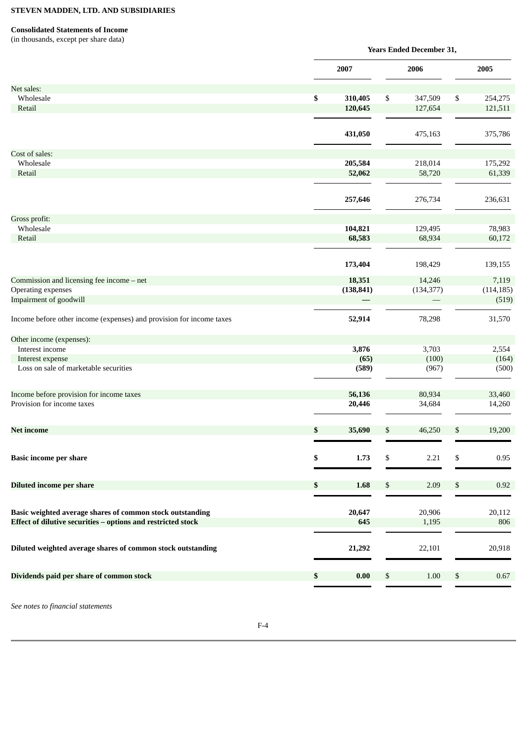**STEVEN MADDEN, LTD. AND SUBSIDIARIES**

**Consolidated Statements of Income**
(in thousands, except per share data)

| | Years Ended December 31, | | |
|---|---|---|---|
| | **2007** | **2006** | **2005** |
| Net sales: | | | |
| Wholesale | **$ 310,405** | $ 347,509 | $ 254,275 |
| Retail | **120,645** | 127,654 | 121,511 |
| | **431,050** | 475,163 | 375,786 |
| Cost of sales: | | | |
| Wholesale | **205,584** | 218,014 | 175,292 |
| Retail | **52,062** | 58,720 | 61,339 |
| | **257,646** | 276,734 | 236,631 |
| Gross profit: | | | |
| Wholesale | **104,821** | 129,495 | 78,983 |
| Retail | **68,583** | 68,934 | 60,172 |
| | **173,404** | 198,429 | 139,155 |
| Commission and licensing fee income – net | **18,351** | 14,246 | 7,119 |
| Operating expenses | **(138,841)** | (134,377) | (114,185) |
| Impairment of goodwill | **—** | — | (519) |
| Income before other income (expenses) and provision for income taxes | **52,914** | 78,298 | 31,570 |
| Other income (expenses): | | | |
| Interest income | **3,876** | 3,703 | 2,554 |
| Interest expense | **(65)** | (100) | (164) |
| Loss on sale of marketable securities | **(589)** | (967) | (500) |
| Income before provision for income taxes | **56,136** | 80,934 | 33,460 |
| Provision for income taxes | **20,446** | 34,684 | 14,260 |
| **Net income** | **$ 35,690** | $ 46,250 | $ 19,200 |
| **Basic income per share** | **$ 1.73** | $ 2.21 | $ 0.95 |
| **Diluted income per share** | **$ 1.68** | $ 2.09 | $ 0.92 |
| **Basic weighted average shares of common stock outstanding** | **20,647** | 20,906 | 20,112 |
| **Effect of dilutive securities – options and restricted stock** | **645** | 1,195 | 806 |
| **Diluted weighted average shares of common stock outstanding** | **21,292** | 22,101 | 20,918 |
| **Dividends paid per share of common stock** | **$ 0.00** | $ 1.00 | $ 0.67 |

*See notes to financial statements*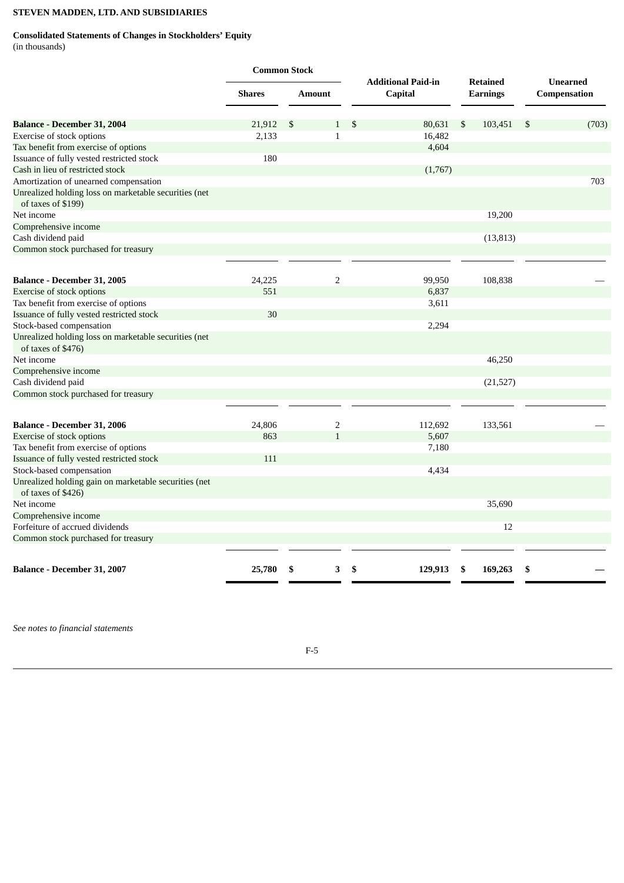**STEVEN MADDEN, LTD. AND SUBSIDIARIES**

**Consolidated Statements of Changes in Stockholders' Equity**
(in thousands)

| | Common Stock | | Additional Paid-in Capital | Retained Earnings | Unearned Compensation |
|---|---|---|---|---|---|
| | Shares | Amount | | | |
| **Balance - December 31, 2004** | 21,912 | $ 1 | $ 80,631 | $ 103,451 | $ (703) |
| Exercise of stock options | 2,133 | 1 | 16,482 | | |
| Tax benefit from exercise of options | | | 4,604 | | |
| Issuance of fully vested restricted stock | 180 | | | | |
| Cash in lieu of restricted stock | | | (1,767) | | |
| Amortization of unearned compensation | | | | | 703 |
| Unrealized holding loss on marketable securities (net of taxes of $199) | | | | | |
| Net income | | | | 19,200 | |
| Comprehensive income | | | | | |
| Cash dividend paid | | | | (13,813) | |
| Common stock purchased for treasury | | | | | |
| **Balance - December 31, 2005** | 24,225 | 2 | 99,950 | 108,838 | — |
| Exercise of stock options | 551 | | 6,837 | | |
| Tax benefit from exercise of options | | | 3,611 | | |
| Issuance of fully vested restricted stock | 30 | | | | |
| Stock-based compensation | | | 2,294 | | |
| Unrealized holding loss on marketable securities (net of taxes of $476) | | | | | |
| Net income | | | | 46,250 | |
| Comprehensive income | | | | | |
| Cash dividend paid | | | | (21,527) | |
| Common stock purchased for treasury | | | | | |
| **Balance - December 31, 2006** | 24,806 | 2 | 112,692 | 133,561 | — |
| Exercise of stock options | 863 | 1 | 5,607 | | |
| Tax benefit from exercise of options | | | 7,180 | | |
| Issuance of fully vested restricted stock | 111 | | | | |
| Stock-based compensation | | | 4,434 | | |
| Unrealized holding gain on marketable securities (net of taxes of $426) | | | | | |
| Net income | | | | 35,690 | |
| Comprehensive income | | | | | |
| Forfeiture of accrued dividends | | | | 12 | |
| Common stock purchased for treasury | | | | | |
| **Balance - December 31, 2007** | **25,780** | **$ 3** | **$ 129,913** | **$ 169,263** | **$ —** |

*See notes to financial statements*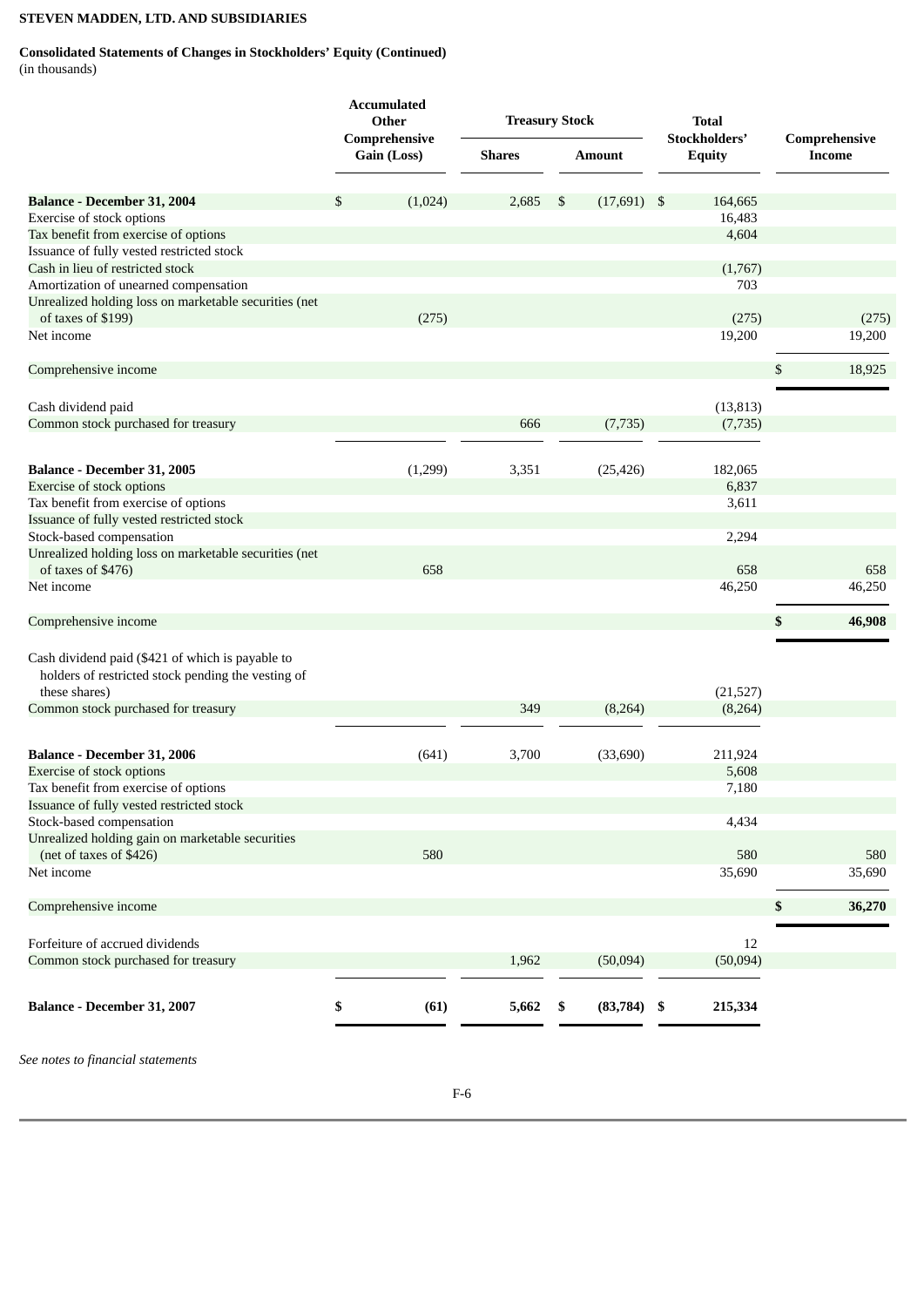**STEVEN MADDEN, LTD. AND SUBSIDIARIES**

**Consolidated Statements of Changes in Stockholders' Equity (Continued)**
(in thousands)

| | Accumulated Other Comprehensive Gain (Loss) | Treasury Stock | | Total Stockholders' Equity | Comprehensive Income |
|---|---|---|---|---|---|
| | | Shares | Amount | | |
| **Balance - December 31, 2004** | $ (1,024) | 2,685 | $ (17,691) | $ 164,665 | |
| Exercise of stock options | | | | 16,483 | |
| Tax benefit from exercise of options | | | | 4,604 | |
| Issuance of fully vested restricted stock | | | | | |
| Cash in lieu of restricted stock | | | | (1,767) | |
| Amortization of unearned compensation | | | | 703 | |
| Unrealized holding loss on marketable securities (net of taxes of $199) | (275) | | | (275) | (275) |
| Net income | | | | 19,200 | 19,200 |
| Comprehensive income | | | | | $ 18,925 |
| Cash dividend paid | | | | (13,813) | |
| Common stock purchased for treasury | | 666 | (7,735) | (7,735) | |
| **Balance - December 31, 2005** | (1,299) | 3,351 | (25,426) | 182,065 | |
| Exercise of stock options | | | | 6,837 | |
| Tax benefit from exercise of options | | | | 3,611 | |
| Issuance of fully vested restricted stock | | | | | |
| Stock-based compensation | | | | 2,294 | |
| Unrealized holding loss on marketable securities (net of taxes of $476) | 658 | | | 658 | 658 |
| Net income | | | | 46,250 | 46,250 |
| Comprehensive income | | | | | **$ 46,908** |
| Cash dividend paid ($421 of which is payable to holders of restricted stock pending the vesting of these shares) | | | | (21,527) | |
| Common stock purchased for treasury | | 349 | (8,264) | (8,264) | |
| **Balance - December 31, 2006** | (641) | 3,700 | (33,690) | 211,924 | |
| Exercise of stock options | | | | 5,608 | |
| Tax benefit from exercise of options | | | | 7,180 | |
| Issuance of fully vested restricted stock | | | | | |
| Stock-based compensation | | | | 4,434 | |
| Unrealized holding gain on marketable securities (net of taxes of $426) | 580 | | | 580 | 580 |
| Net income | | | | 35,690 | 35,690 |
| Comprehensive income | | | | | **$ 36,270** |
| Forfeiture of accrued dividends | | | | 12 | |
| Common stock purchased for treasury | | 1,962 | (50,094) | (50,094) | |
| **Balance - December 31, 2007** | **$ (61)** | **5,662** | **$ (83,784)** | **$ 215,334** | |

*See notes to financial statements*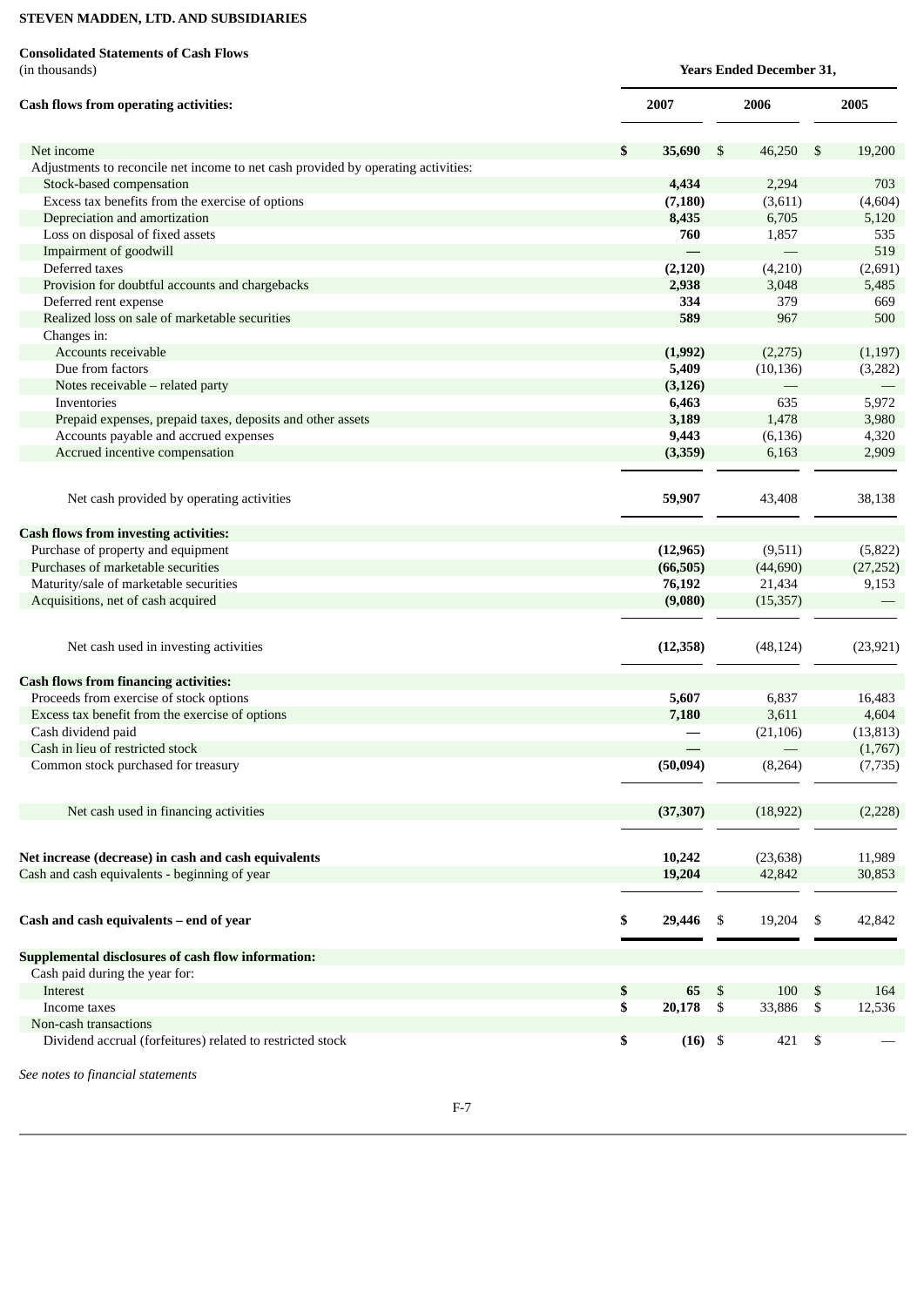**STEVEN MADDEN, LTD. AND SUBSIDIARIES**

**Consolidated Statements of Cash Flows**
(in thousands)

| | Years Ended December 31, | | |
|---|---|---|---|
| **Cash flows from operating activities:** | **2007** | **2006** | **2005** |
| Net income | **$ 35,690** | $ 46,250 | $ 19,200 |
| Adjustments to reconcile net income to net cash provided by operating activities: | | | |
| Stock-based compensation | **4,434** | 2,294 | 703 |
| Excess tax benefits from the exercise of options | **(7,180)** | (3,611) | (4,604) |
| Depreciation and amortization | **8,435** | 6,705 | 5,120 |
| Loss on disposal of fixed assets | **760** | 1,857 | 535 |
| Impairment of goodwill | **—** | — | 519 |
| Deferred taxes | **(2,120)** | (4,210) | (2,691) |
| Provision for doubtful accounts and chargebacks | **2,938** | 3,048 | 5,485 |
| Deferred rent expense | **334** | 379 | 669 |
| Realized loss on sale of marketable securities | **589** | 967 | 500 |
| Changes in: | | | |
| Accounts receivable | **(1,992)** | (2,275) | (1,197) |
| Due from factors | **5,409** | (10,136) | (3,282) |
| Notes receivable – related party | **(3,126)** | — | — |
| Inventories | **6,463** | 635 | 5,972 |
| Prepaid expenses, prepaid taxes, deposits and other assets | **3,189** | 1,478 | 3,980 |
| Accounts payable and accrued expenses | **9,443** | (6,136) | 4,320 |
| Accrued incentive compensation | **(3,359)** | 6,163 | 2,909 |
| Net cash provided by operating activities | **59,907** | 43,408 | 38,138 |
| **Cash flows from investing activities:** | | | |
| Purchase of property and equipment | **(12,965)** | (9,511) | (5,822) |
| Purchases of marketable securities | **(66,505)** | (44,690) | (27,252) |
| Maturity/sale of marketable securities | **76,192** | 21,434 | 9,153 |
| Acquisitions, net of cash acquired | **(9,080)** | (15,357) | — |
| Net cash used in investing activities | **(12,358)** | (48,124) | (23,921) |
| **Cash flows from financing activities:** | | | |
| Proceeds from exercise of stock options | **5,607** | 6,837 | 16,483 |
| Excess tax benefit from the exercise of options | **7,180** | 3,611 | 4,604 |
| Cash dividend paid | **—** | (21,106) | (13,813) |
| Cash in lieu of restricted stock | **—** | — | (1,767) |
| Common stock purchased for treasury | **(50,094)** | (8,264) | (7,735) |
| Net cash used in financing activities | **(37,307)** | (18,922) | (2,228) |
| **Net increase (decrease) in cash and cash equivalents** | **10,242** | (23,638) | 11,989 |
| Cash and cash equivalents - beginning of year | **19,204** | 42,842 | 30,853 |
| **Cash and cash equivalents – end of year** | **$ 29,446** | $ 19,204 | $ 42,842 |
| **Supplemental disclosures of cash flow information:** | | | |
| Cash paid during the year for: | | | |
| Interest | **$ 65** | $ 100 | $ 164 |
| Income taxes | **$ 20,178** | $ 33,886 | $ 12,536 |
| Non-cash transactions | | | |
| Dividend accrual (forfeitures) related to restricted stock | **$ (16)** | $ 421 | $ — |

*See notes to financial statements*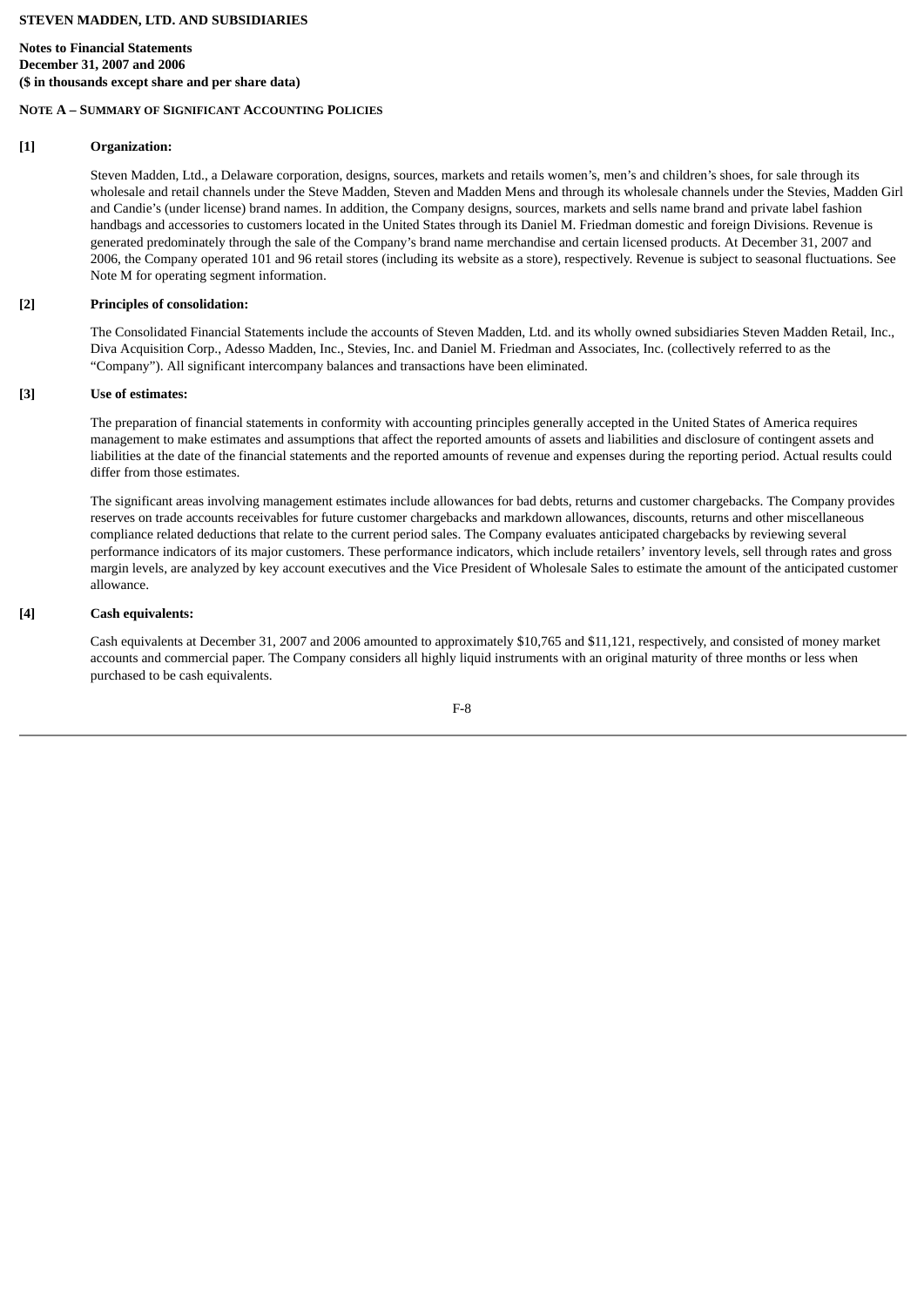**STEVEN MADDEN, LTD. AND SUBSIDIARIES**

**Notes to Financial Statements**
**December 31, 2007 and 2006**
**($ in thousands except share and per share data)**

**NOTE A – SUMMARY OF SIGNIFICANT ACCOUNTING POLICIES**

**[1] Organization:**

Steven Madden, Ltd., a Delaware corporation, designs, sources, markets and retails women's, men's and children's shoes, for sale through its wholesale and retail channels under the Steve Madden, Steven and Madden Mens and through its wholesale channels under the Stevies, Madden Girl and Candie's (under license) brand names. In addition, the Company designs, sources, markets and sells name brand and private label fashion handbags and accessories to customers located in the United States through its Daniel M. Friedman domestic and foreign Divisions. Revenue is generated predominately through the sale of the Company's brand name merchandise and certain licensed products. At December 31, 2007 and 2006, the Company operated 101 and 96 retail stores (including its website as a store), respectively. Revenue is subject to seasonal fluctuations. See Note M for operating segment information.

**[2] Principles of consolidation:**

The Consolidated Financial Statements include the accounts of Steven Madden, Ltd. and its wholly owned subsidiaries Steven Madden Retail, Inc., Diva Acquisition Corp., Adesso Madden, Inc., Stevies, Inc. and Daniel M. Friedman and Associates, Inc. (collectively referred to as the "Company"). All significant intercompany balances and transactions have been eliminated.

**[3] Use of estimates:**

The preparation of financial statements in conformity with accounting principles generally accepted in the United States of America requires management to make estimates and assumptions that affect the reported amounts of assets and liabilities and disclosure of contingent assets and liabilities at the date of the financial statements and the reported amounts of revenue and expenses during the reporting period. Actual results could differ from those estimates.

The significant areas involving management estimates include allowances for bad debts, returns and customer chargebacks. The Company provides reserves on trade accounts receivables for future customer chargebacks and markdown allowances, discounts, returns and other miscellaneous compliance related deductions that relate to the current period sales. The Company evaluates anticipated chargebacks by reviewing several performance indicators of its major customers. These performance indicators, which include retailers' inventory levels, sell through rates and gross margin levels, are analyzed by key account executives and the Vice President of Wholesale Sales to estimate the amount of the anticipated customer allowance.

**[4] Cash equivalents:**

Cash equivalents at December 31, 2007 and 2006 amounted to approximately $10,765 and $11,121, respectively, and consisted of money market accounts and commercial paper. The Company considers all highly liquid instruments with an original maturity of three months or less when purchased to be cash equivalents.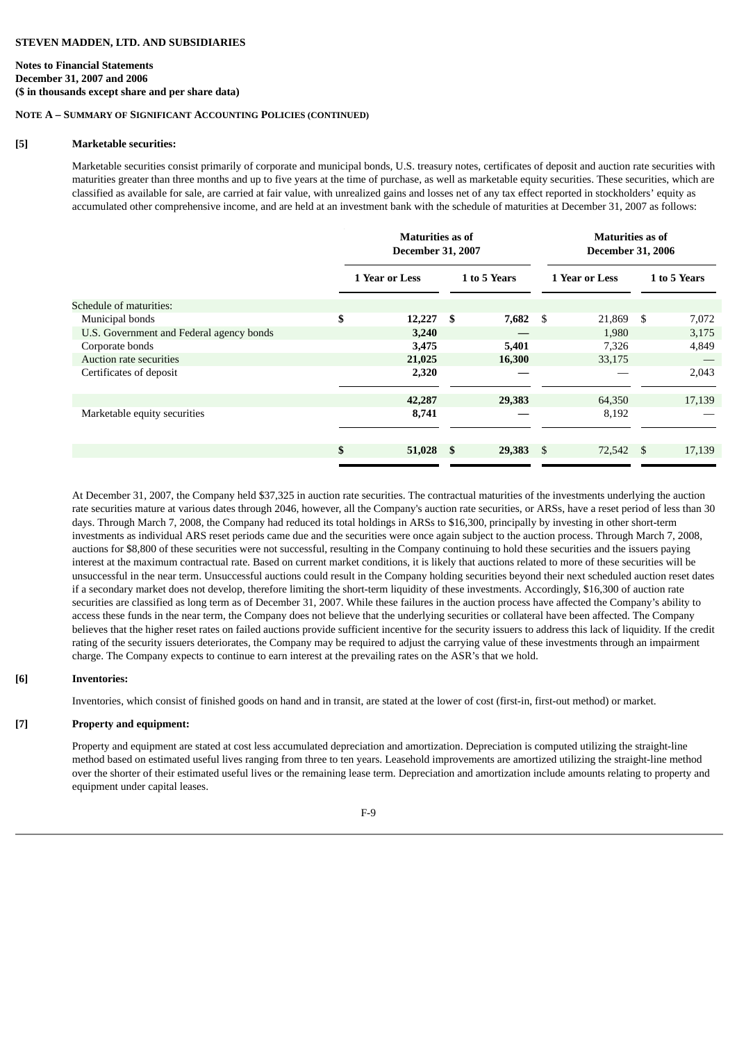**STEVEN MADDEN, LTD. AND SUBSIDIARIES**

**Notes to Financial Statements**
**December 31, 2007 and 2006**
**($ in thousands except share and per share data)**

**NOTE A – SUMMARY OF SIGNIFICANT ACCOUNTING POLICIES (CONTINUED)**

**[5] Marketable securities:**

Marketable securities consist primarily of corporate and municipal bonds, U.S. treasury notes, certificates of deposit and auction rate securities with maturities greater than three months and up to five years at the time of purchase, as well as marketable equity securities. These securities, which are classified as available for sale, are carried at fair value, with unrealized gains and losses net of any tax effect reported in stockholders' equity as accumulated other comprehensive income, and are held at an investment bank with the schedule of maturities at December 31, 2007 as follows:

| | Maturities as of December 31, 2007 | | Maturities as of December 31, 2006 | |
|---|---|---|---|---|
| | 1 Year or Less | 1 to 5 Years | 1 Year or Less | 1 to 5 Years |
| Schedule of maturities: | | | | |
| Municipal bonds | $ 12,227 | $ 7,682 | $ 21,869 | $ 7,072 |
| U.S. Government and Federal agency bonds | 3,240 | — | 1,980 | 3,175 |
| Corporate bonds | 3,475 | 5,401 | 7,326 | 4,849 |
| Auction rate securities | 21,025 | 16,300 | 33,175 | — |
| Certificates of deposit | 2,320 | — | — | 2,043 |
| | 42,287 | 29,383 | 64,350 | 17,139 |
| Marketable equity securities | 8,741 | — | 8,192 | — |
| | $ 51,028 | $ 29,383 | $ 72,542 | $ 17,139 |

At December 31, 2007, the Company held $37,325 in auction rate securities. The contractual maturities of the investments underlying the auction rate securities mature at various dates through 2046, however, all the Company's auction rate securities, or ARSs, have a reset period of less than 30 days. Through March 7, 2008, the Company had reduced its total holdings in ARSs to $16,300, principally by investing in other short-term investments as individual ARS reset periods came due and the securities were once again subject to the auction process. Through March 7, 2008, auctions for $8,800 of these securities were not successful, resulting in the Company continuing to hold these securities and the issuers paying interest at the maximum contractual rate. Based on current market conditions, it is likely that auctions related to more of these securities will be unsuccessful in the near term. Unsuccessful auctions could result in the Company holding securities beyond their next scheduled auction reset dates if a secondary market does not develop, therefore limiting the short-term liquidity of these investments. Accordingly, $16,300 of auction rate securities are classified as long term as of December 31, 2007. While these failures in the auction process have affected the Company's ability to access these funds in the near term, the Company does not believe that the underlying securities or collateral have been affected. The Company believes that the higher reset rates on failed auctions provide sufficient incentive for the security issuers to address this lack of liquidity. If the credit rating of the security issuers deteriorates, the Company may be required to adjust the carrying value of these investments through an impairment charge. The Company expects to continue to earn interest at the prevailing rates on the ASR's that we hold.

**[6] Inventories:**

Inventories, which consist of finished goods on hand and in transit, are stated at the lower of cost (first-in, first-out method) or market.

**[7] Property and equipment:**

Property and equipment are stated at cost less accumulated depreciation and amortization. Depreciation is computed utilizing the straight-line method based on estimated useful lives ranging from three to ten years. Leasehold improvements are amortized utilizing the straight-line method over the shorter of their estimated useful lives or the remaining lease term. Depreciation and amortization include amounts relating to property and equipment under capital leases.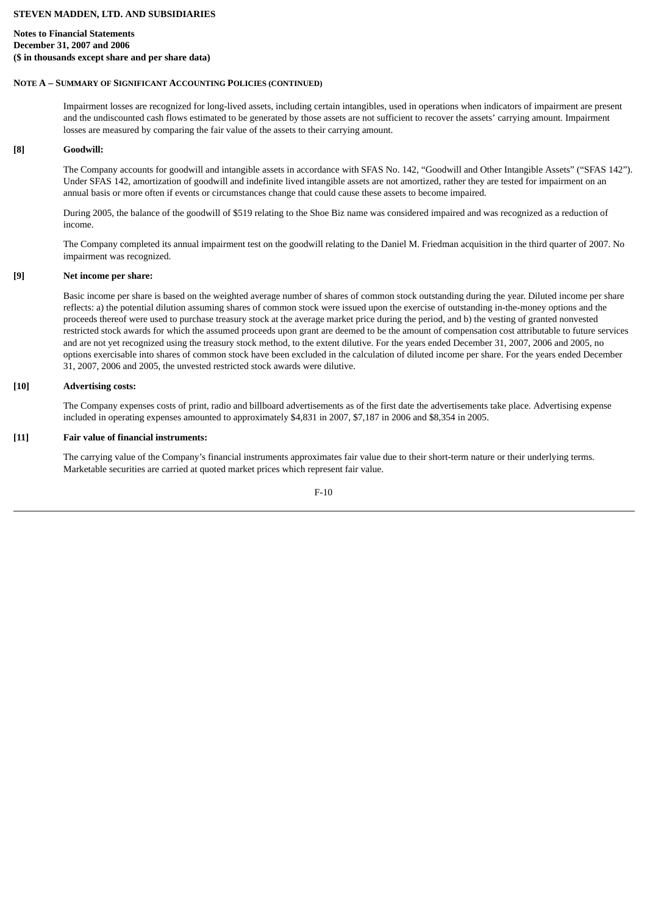**STEVEN MADDEN, LTD. AND SUBSIDIARIES**

**Notes to Financial Statements**
**December 31, 2007 and 2006**
**($ in thousands except share and per share data)**

**NOTE A – SUMMARY OF SIGNIFICANT ACCOUNTING POLICIES (CONTINUED)**

Impairment losses are recognized for long-lived assets, including certain intangibles, used in operations when indicators of impairment are present and the undiscounted cash flows estimated to be generated by those assets are not sufficient to recover the assets' carrying amount. Impairment losses are measured by comparing the fair value of the assets to their carrying amount.

**[8] Goodwill:**

The Company accounts for goodwill and intangible assets in accordance with SFAS No. 142, "Goodwill and Other Intangible Assets" ("SFAS 142"). Under SFAS 142, amortization of goodwill and indefinite lived intangible assets are not amortized, rather they are tested for impairment on an annual basis or more often if events or circumstances change that could cause these assets to become impaired.

During 2005, the balance of the goodwill of $519 relating to the Shoe Biz name was considered impaired and was recognized as a reduction of income.

The Company completed its annual impairment test on the goodwill relating to the Daniel M. Friedman acquisition in the third quarter of 2007. No impairment was recognized.

**[9] Net income per share:**

Basic income per share is based on the weighted average number of shares of common stock outstanding during the year. Diluted income per share reflects: a) the potential dilution assuming shares of common stock were issued upon the exercise of outstanding in-the-money options and the proceeds thereof were used to purchase treasury stock at the average market price during the period, and b) the vesting of granted nonvested restricted stock awards for which the assumed proceeds upon grant are deemed to be the amount of compensation cost attributable to future services and are not yet recognized using the treasury stock method, to the extent dilutive. For the years ended December 31, 2007, 2006 and 2005, no options exercisable into shares of common stock have been excluded in the calculation of diluted income per share. For the years ended December 31, 2007, 2006 and 2005, the unvested restricted stock awards were dilutive.

**[10] Advertising costs:**

The Company expenses costs of print, radio and billboard advertisements as of the first date the advertisements take place. Advertising expense included in operating expenses amounted to approximately $4,831 in 2007, $7,187 in 2006 and $8,354 in 2005.

**[11] Fair value of financial instruments:**

The carrying value of the Company's financial instruments approximates fair value due to their short-term nature or their underlying terms. Marketable securities are carried at quoted market prices which represent fair value.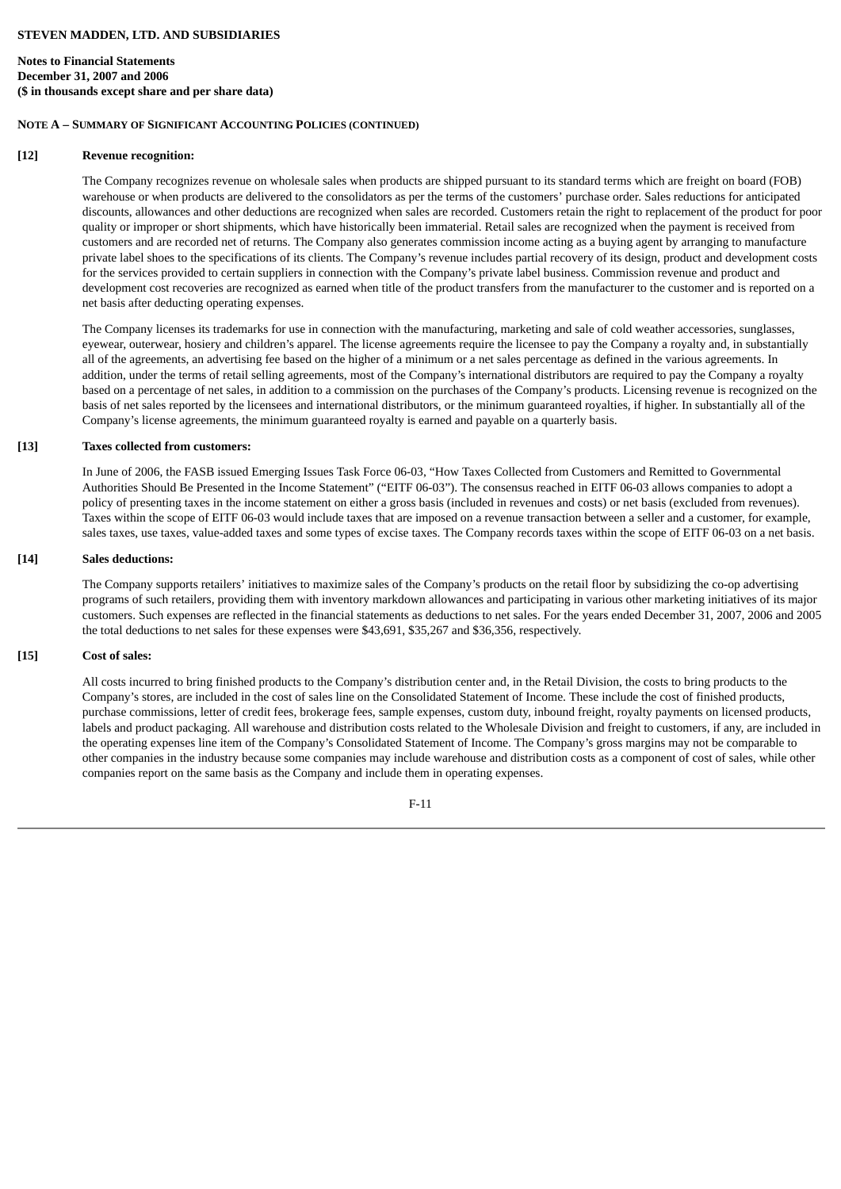**STEVEN MADDEN, LTD. AND SUBSIDIARIES**

**Notes to Financial Statements**
**December 31, 2007 and 2006**
**($ in thousands except share and per share data)**

**NOTE A – SUMMARY OF SIGNIFICANT ACCOUNTING POLICIES (CONTINUED)**

**[12] Revenue recognition:**

The Company recognizes revenue on wholesale sales when products are shipped pursuant to its standard terms which are freight on board (FOB) warehouse or when products are delivered to the consolidators as per the terms of the customers' purchase order. Sales reductions for anticipated discounts, allowances and other deductions are recognized when sales are recorded. Customers retain the right to replacement of the product for poor quality or improper or short shipments, which have historically been immaterial. Retail sales are recognized when the payment is received from customers and are recorded net of returns. The Company also generates commission income acting as a buying agent by arranging to manufacture private label shoes to the specifications of its clients. The Company's revenue includes partial recovery of its design, product and development costs for the services provided to certain suppliers in connection with the Company's private label business. Commission revenue and product and development cost recoveries are recognized as earned when title of the product transfers from the manufacturer to the customer and is reported on a net basis after deducting operating expenses.

The Company licenses its trademarks for use in connection with the manufacturing, marketing and sale of cold weather accessories, sunglasses, eyewear, outerwear, hosiery and children's apparel. The license agreements require the licensee to pay the Company a royalty and, in substantially all of the agreements, an advertising fee based on the higher of a minimum or a net sales percentage as defined in the various agreements. In addition, under the terms of retail selling agreements, most of the Company's international distributors are required to pay the Company a royalty based on a percentage of net sales, in addition to a commission on the purchases of the Company's products. Licensing revenue is recognized on the basis of net sales reported by the licensees and international distributors, or the minimum guaranteed royalties, if higher. In substantially all of the Company's license agreements, the minimum guaranteed royalty is earned and payable on a quarterly basis.

**[13] Taxes collected from customers:**

In June of 2006, the FASB issued Emerging Issues Task Force 06-03, "How Taxes Collected from Customers and Remitted to Governmental Authorities Should Be Presented in the Income Statement" ("EITF 06-03"). The consensus reached in EITF 06-03 allows companies to adopt a policy of presenting taxes in the income statement on either a gross basis (included in revenues and costs) or net basis (excluded from revenues). Taxes within the scope of EITF 06-03 would include taxes that are imposed on a revenue transaction between a seller and a customer, for example, sales taxes, use taxes, value-added taxes and some types of excise taxes. The Company records taxes within the scope of EITF 06-03 on a net basis.

**[14] Sales deductions:**

The Company supports retailers' initiatives to maximize sales of the Company's products on the retail floor by subsidizing the co-op advertising programs of such retailers, providing them with inventory markdown allowances and participating in various other marketing initiatives of its major customers. Such expenses are reflected in the financial statements as deductions to net sales. For the years ended December 31, 2007, 2006 and 2005 the total deductions to net sales for these expenses were $43,691, $35,267 and $36,356, respectively.

**[15] Cost of sales:**

All costs incurred to bring finished products to the Company's distribution center and, in the Retail Division, the costs to bring products to the Company's stores, are included in the cost of sales line on the Consolidated Statement of Income. These include the cost of finished products, purchase commissions, letter of credit fees, brokerage fees, sample expenses, custom duty, inbound freight, royalty payments on licensed products, labels and product packaging. All warehouse and distribution costs related to the Wholesale Division and freight to customers, if any, are included in the operating expenses line item of the Company's Consolidated Statement of Income. The Company's gross margins may not be comparable to other companies in the industry because some companies may include warehouse and distribution costs as a component of cost of sales, while other companies report on the same basis as the Company and include them in operating expenses.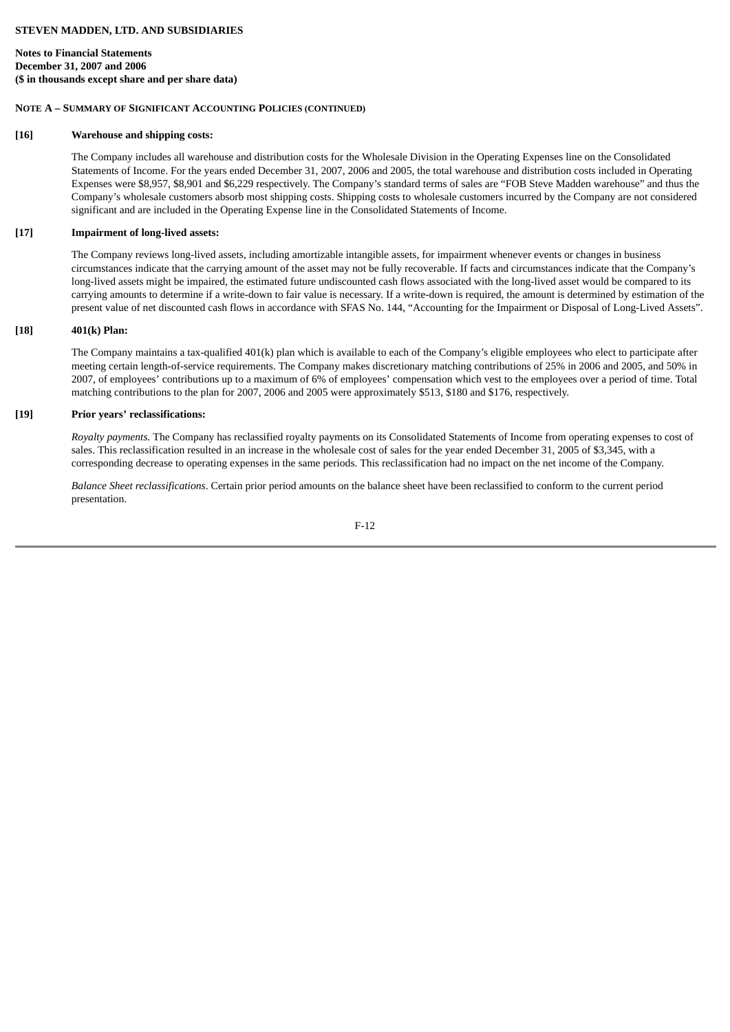**STEVEN MADDEN, LTD. AND SUBSIDIARIES**

**Notes to Financial Statements**
**December 31, 2007 and 2006**
**($ in thousands except share and per share data)**

**NOTE A – SUMMARY OF SIGNIFICANT ACCOUNTING POLICIES (CONTINUED)**

**[16] Warehouse and shipping costs:**

The Company includes all warehouse and distribution costs for the Wholesale Division in the Operating Expenses line on the Consolidated Statements of Income. For the years ended December 31, 2007, 2006 and 2005, the total warehouse and distribution costs included in Operating Expenses were $8,957, $8,901 and $6,229 respectively. The Company's standard terms of sales are "FOB Steve Madden warehouse" and thus the Company's wholesale customers absorb most shipping costs. Shipping costs to wholesale customers incurred by the Company are not considered significant and are included in the Operating Expense line in the Consolidated Statements of Income.

**[17] Impairment of long-lived assets:**

The Company reviews long-lived assets, including amortizable intangible assets, for impairment whenever events or changes in business circumstances indicate that the carrying amount of the asset may not be fully recoverable. If facts and circumstances indicate that the Company's long-lived assets might be impaired, the estimated future undiscounted cash flows associated with the long-lived asset would be compared to its carrying amounts to determine if a write-down to fair value is necessary. If a write-down is required, the amount is determined by estimation of the present value of net discounted cash flows in accordance with SFAS No. 144, "Accounting for the Impairment or Disposal of Long-Lived Assets".

**[18] 401(k) Plan:**

The Company maintains a tax-qualified 401(k) plan which is available to each of the Company's eligible employees who elect to participate after meeting certain length-of-service requirements. The Company makes discretionary matching contributions of 25% in 2006 and 2005, and 50% in 2007, of employees' contributions up to a maximum of 6% of employees' compensation which vest to the employees over a period of time. Total matching contributions to the plan for 2007, 2006 and 2005 were approximately $513, $180 and $176, respectively.

**[19] Prior years' reclassifications:**

*Royalty payments.* The Company has reclassified royalty payments on its Consolidated Statements of Income from operating expenses to cost of sales. This reclassification resulted in an increase in the wholesale cost of sales for the year ended December 31, 2005 of $3,345, with a corresponding decrease to operating expenses in the same periods. This reclassification had no impact on the net income of the Company.

*Balance Sheet reclassifications*. Certain prior period amounts on the balance sheet have been reclassified to conform to the current period presentation.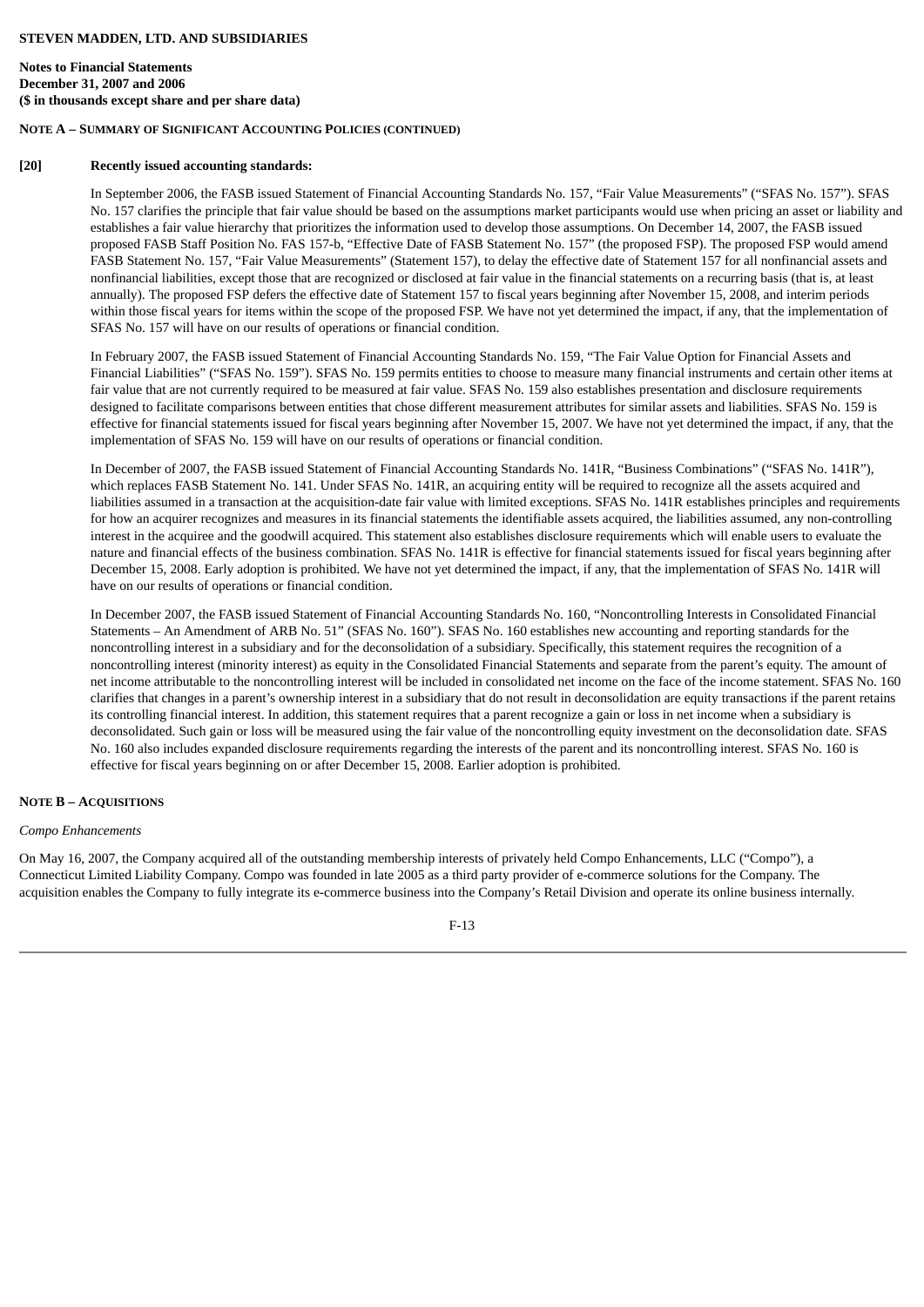**NOTE A – SUMMARY OF SIGNIFICANT ACCOUNTING POLICIES (CONTINUED)**

**[20] Recently issued accounting standards:**

In September 2006, the FASB issued Statement of Financial Accounting Standards No. 157, "Fair Value Measurements" ("SFAS No. 157"). SFAS No. 157 clarifies the principle that fair value should be based on the assumptions market participants would use when pricing an asset or liability and establishes a fair value hierarchy that prioritizes the information used to develop those assumptions. On December 14, 2007, the FASB issued proposed FASB Staff Position No. FAS 157-b, "Effective Date of FASB Statement No. 157" (the proposed FSP). The proposed FSP would amend FASB Statement No. 157, "Fair Value Measurements" (Statement 157), to delay the effective date of Statement 157 for all nonfinancial assets and nonfinancial liabilities, except those that are recognized or disclosed at fair value in the financial statements on a recurring basis (that is, at least annually). The proposed FSP defers the effective date of Statement 157 to fiscal years beginning after November 15, 2008, and interim periods within those fiscal years for items within the scope of the proposed FSP. We have not yet determined the impact, if any, that the implementation of SFAS No. 157 will have on our results of operations or financial condition.

In February 2007, the FASB issued Statement of Financial Accounting Standards No. 159, "The Fair Value Option for Financial Assets and Financial Liabilities" ("SFAS No. 159"). SFAS No. 159 permits entities to choose to measure many financial instruments and certain other items at fair value that are not currently required to be measured at fair value. SFAS No. 159 also establishes presentation and disclosure requirements designed to facilitate comparisons between entities that chose different measurement attributes for similar assets and liabilities. SFAS No. 159 is effective for financial statements issued for fiscal years beginning after November 15, 2007. We have not yet determined the impact, if any, that the implementation of SFAS No. 159 will have on our results of operations or financial condition.

In December of 2007, the FASB issued Statement of Financial Accounting Standards No. 141R, "Business Combinations" ("SFAS No. 141R"), which replaces FASB Statement No. 141. Under SFAS No. 141R, an acquiring entity will be required to recognize all the assets acquired and liabilities assumed in a transaction at the acquisition-date fair value with limited exceptions. SFAS No. 141R establishes principles and requirements for how an acquirer recognizes and measures in its financial statements the identifiable assets acquired, the liabilities assumed, any non-controlling interest in the acquiree and the goodwill acquired. This statement also establishes disclosure requirements which will enable users to evaluate the nature and financial effects of the business combination. SFAS No. 141R is effective for financial statements issued for fiscal years beginning after December 15, 2008. Early adoption is prohibited. We have not yet determined the impact, if any, that the implementation of SFAS No. 141R will have on our results of operations or financial condition.

In December 2007, the FASB issued Statement of Financial Accounting Standards No. 160, "Noncontrolling Interests in Consolidated Financial Statements – An Amendment of ARB No. 51" (SFAS No. 160"). SFAS No. 160 establishes new accounting and reporting standards for the noncontrolling interest in a subsidiary and for the deconsolidation of a subsidiary. Specifically, this statement requires the recognition of a noncontrolling interest (minority interest) as equity in the Consolidated Financial Statements and separate from the parent's equity. The amount of net income attributable to the noncontrolling interest will be included in consolidated net income on the face of the income statement. SFAS No. 160 clarifies that changes in a parent's ownership interest in a subsidiary that do not result in deconsolidation are equity transactions if the parent retains its controlling financial interest. In addition, this statement requires that a parent recognize a gain or loss in net income when a subsidiary is deconsolidated. Such gain or loss will be measured using the fair value of the noncontrolling equity investment on the deconsolidation date. SFAS No. 160 also includes expanded disclosure requirements regarding the interests of the parent and its noncontrolling interest. SFAS No. 160 is effective for fiscal years beginning on or after December 15, 2008. Earlier adoption is prohibited.

**NOTE B – ACQUISITIONS**

*Compo Enhancements*

On May 16, 2007, the Company acquired all of the outstanding membership interests of privately held Compo Enhancements, LLC ("Compo"), a Connecticut Limited Liability Company. Compo was founded in late 2005 as a third party provider of e-commerce solutions for the Company. The acquisition enables the Company to fully integrate its e-commerce business into the Company's Retail Division and operate its online business internally.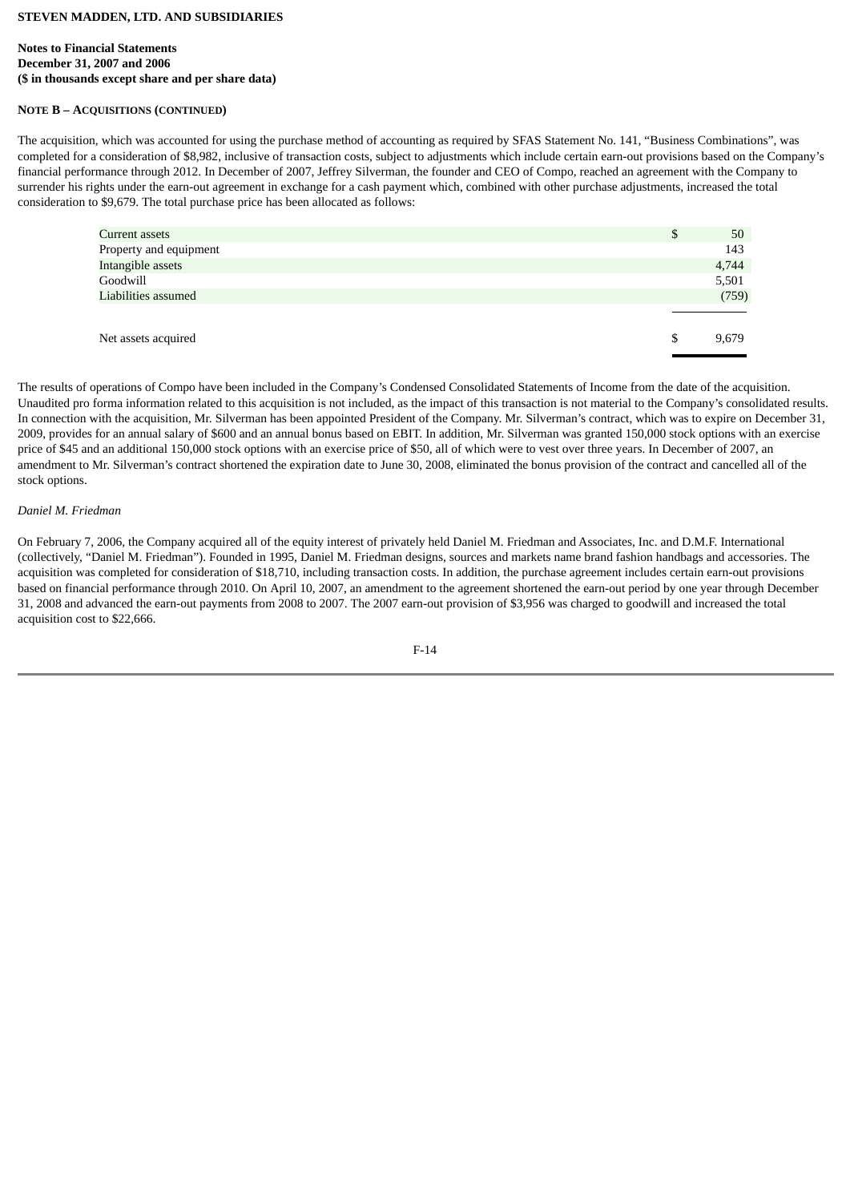**STEVEN MADDEN, LTD. AND SUBSIDIARIES**

**Notes to Financial Statements**
**December 31, 2007 and 2006**
**($ in thousands except share and per share data)**

**NOTE B – ACQUISITIONS (CONTINUED)**

The acquisition, which was accounted for using the purchase method of accounting as required by SFAS Statement No. 141, "Business Combinations", was completed for a consideration of $8,982, inclusive of transaction costs, subject to adjustments which include certain earn-out provisions based on the Company's financial performance through 2012. In December of 2007, Jeffrey Silverman, the founder and CEO of Compo, reached an agreement with the Company to surrender his rights under the earn-out agreement in exchange for a cash payment which, combined with other purchase adjustments, increased the total consideration to $9,679. The total purchase price has been allocated as follows:

| | | |
|---|---|---|
| Current assets | $ | 50 |
| Property and equipment | | 143 |
| Intangible assets | | 4,744 |
| Goodwill | | 5,501 |
| Liabilities assumed | | (759) |
| Net assets acquired | $ | 9,679 |

The results of operations of Compo have been included in the Company's Condensed Consolidated Statements of Income from the date of the acquisition. Unaudited pro forma information related to this acquisition is not included, as the impact of this transaction is not material to the Company's consolidated results. In connection with the acquisition, Mr. Silverman has been appointed President of the Company. Mr. Silverman's contract, which was to expire on December 31, 2009, provides for an annual salary of $600 and an annual bonus based on EBIT. In addition, Mr. Silverman was granted 150,000 stock options with an exercise price of $45 and an additional 150,000 stock options with an exercise price of $50, all of which were to vest over three years. In December of 2007, an amendment to Mr. Silverman's contract shortened the expiration date to June 30, 2008, eliminated the bonus provision of the contract and cancelled all of the stock options.

*Daniel M. Friedman*

On February 7, 2006, the Company acquired all of the equity interest of privately held Daniel M. Friedman and Associates, Inc. and D.M.F. International (collectively, "Daniel M. Friedman"). Founded in 1995, Daniel M. Friedman designs, sources and markets name brand fashion handbags and accessories. The acquisition was completed for consideration of $18,710, including transaction costs. In addition, the purchase agreement includes certain earn-out provisions based on financial performance through 2010. On April 10, 2007, an amendment to the agreement shortened the earn-out period by one year through December 31, 2008 and advanced the earn-out payments from 2008 to 2007. The 2007 earn-out provision of $3,956 was charged to goodwill and increased the total acquisition cost to $22,666.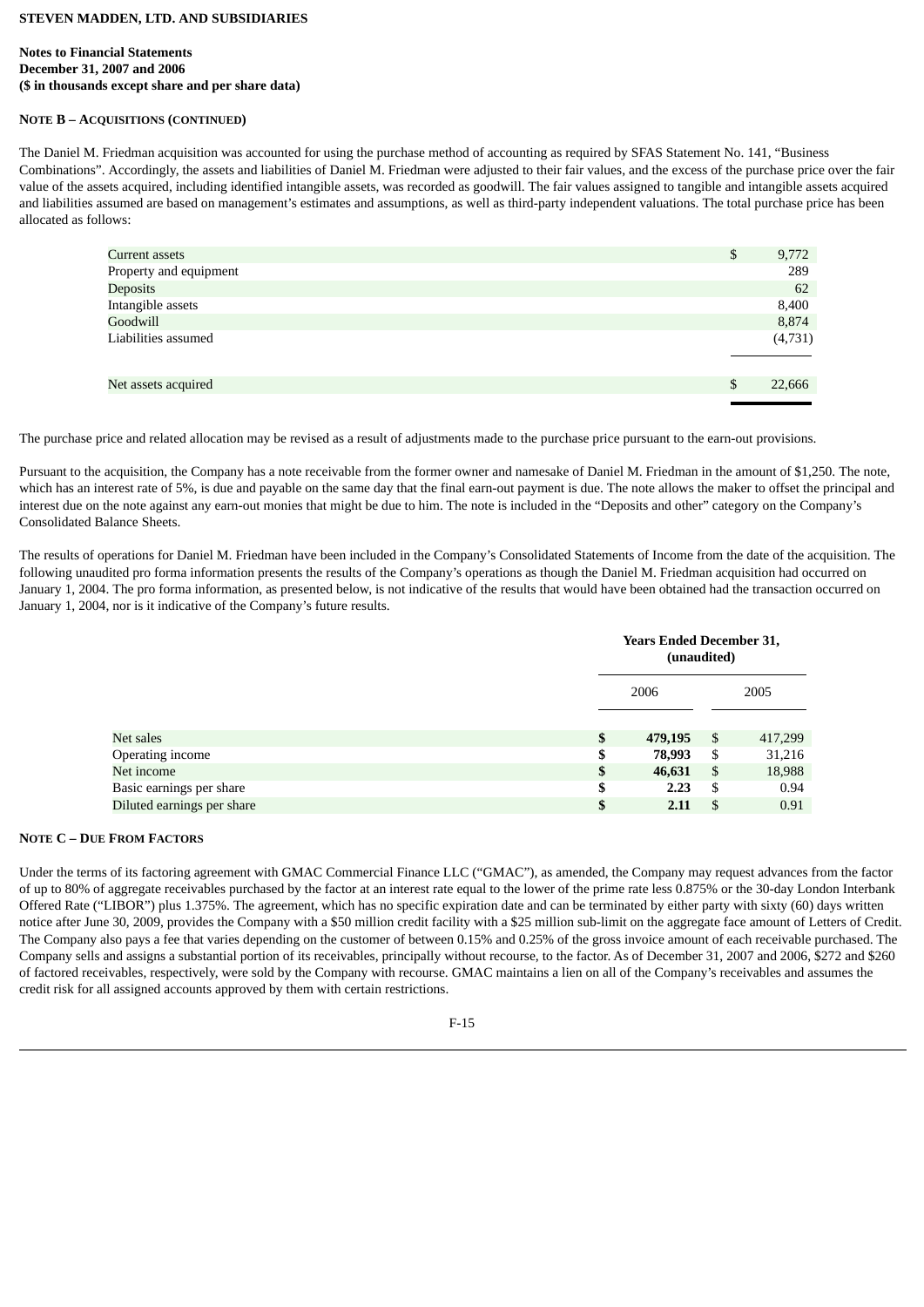**STEVEN MADDEN, LTD. AND SUBSIDIARIES**

**Notes to Financial Statements**
**December 31, 2007 and 2006**
**($ in thousands except share and per share data)**

**NOTE B – ACQUISITIONS (CONTINUED)**

The Daniel M. Friedman acquisition was accounted for using the purchase method of accounting as required by SFAS Statement No. 141, "Business Combinations". Accordingly, the assets and liabilities of Daniel M. Friedman were adjusted to their fair values, and the excess of the purchase price over the fair value of the assets acquired, including identified intangible assets, was recorded as goodwill. The fair values assigned to tangible and intangible assets acquired and liabilities assumed are based on management's estimates and assumptions, as well as third-party independent valuations. The total purchase price has been allocated as follows:

| | | |
|---|---|---|
| Current assets | $ | 9,772 |
| Property and equipment | | 289 |
| Deposits | | 62 |
| Intangible assets | | 8,400 |
| Goodwill | | 8,874 |
| Liabilities assumed | | (4,731) |
| Net assets acquired | $ | 22,666 |

The purchase price and related allocation may be revised as a result of adjustments made to the purchase price pursuant to the earn-out provisions.

Pursuant to the acquisition, the Company has a note receivable from the former owner and namesake of Daniel M. Friedman in the amount of $1,250. The note, which has an interest rate of 5%, is due and payable on the same day that the final earn-out payment is due. The note allows the maker to offset the principal and interest due on the note against any earn-out monies that might be due to him. The note is included in the "Deposits and other" category on the Company's Consolidated Balance Sheets.

The results of operations for Daniel M. Friedman have been included in the Company's Consolidated Statements of Income from the date of the acquisition. The following unaudited pro forma information presents the results of the Company's operations as though the Daniel M. Friedman acquisition had occurred on January 1, 2004. The pro forma information, as presented below, is not indicative of the results that would have been obtained had the transaction occurred on January 1, 2004, nor is it indicative of the Company's future results.

| | **Years Ended December 31, (unaudited)** | | | |
|---|---|---|---|---|
| | 2006 | | 2005 | |
| Net sales | **$** | **479,195** | $ | 417,299 |
| Operating income | **$** | **78,993** | $ | 31,216 |
| Net income | **$** | **46,631** | $ | 18,988 |
| Basic earnings per share | **$** | **2.23** | $ | 0.94 |
| Diluted earnings per share | **$** | **2.11** | $ | 0.91 |

**NOTE C – DUE FROM FACTORS**

Under the terms of its factoring agreement with GMAC Commercial Finance LLC ("GMAC"), as amended, the Company may request advances from the factor of up to 80% of aggregate receivables purchased by the factor at an interest rate equal to the lower of the prime rate less 0.875% or the 30-day London Interbank Offered Rate ("LIBOR") plus 1.375%. The agreement, which has no specific expiration date and can be terminated by either party with sixty (60) days written notice after June 30, 2009, provides the Company with a $50 million credit facility with a $25 million sub-limit on the aggregate face amount of Letters of Credit. The Company also pays a fee that varies depending on the customer of between 0.15% and 0.25% of the gross invoice amount of each receivable purchased. The Company sells and assigns a substantial portion of its receivables, principally without recourse, to the factor. As of December 31, 2007 and 2006, $272 and $260 of factored receivables, respectively, were sold by the Company with recourse. GMAC maintains a lien on all of the Company's receivables and assumes the credit risk for all assigned accounts approved by them with certain restrictions.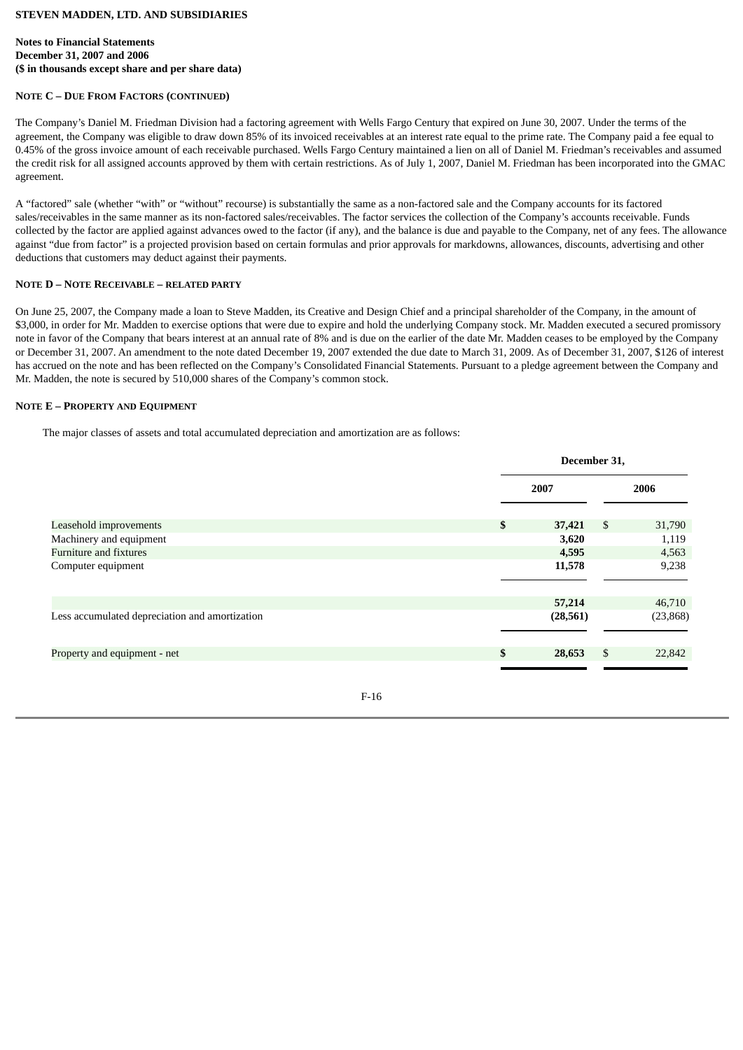**STEVEN MADDEN, LTD. AND SUBSIDIARIES**

**Notes to Financial Statements**
**December 31, 2007 and 2006**
**($ in thousands except share and per share data)**

**NOTE C – DUE FROM FACTORS (CONTINUED)**

The Company's Daniel M. Friedman Division had a factoring agreement with Wells Fargo Century that expired on June 30, 2007. Under the terms of the agreement, the Company was eligible to draw down 85% of its invoiced receivables at an interest rate equal to the prime rate. The Company paid a fee equal to 0.45% of the gross invoice amount of each receivable purchased. Wells Fargo Century maintained a lien on all of Daniel M. Friedman's receivables and assumed the credit risk for all assigned accounts approved by them with certain restrictions. As of July 1, 2007, Daniel M. Friedman has been incorporated into the GMAC agreement.

A "factored" sale (whether "with" or "without" recourse) is substantially the same as a non-factored sale and the Company accounts for its factored sales/receivables in the same manner as its non-factored sales/receivables. The factor services the collection of the Company's accounts receivable. Funds collected by the factor are applied against advances owed to the factor (if any), and the balance is due and payable to the Company, net of any fees. The allowance against "due from factor" is a projected provision based on certain formulas and prior approvals for markdowns, allowances, discounts, advertising and other deductions that customers may deduct against their payments.

**NOTE D – NOTE RECEIVABLE – RELATED PARTY**

On June 25, 2007, the Company made a loan to Steve Madden, its Creative and Design Chief and a principal shareholder of the Company, in the amount of $3,000, in order for Mr. Madden to exercise options that were due to expire and hold the underlying Company stock. Mr. Madden executed a secured promissory note in favor of the Company that bears interest at an annual rate of 8% and is due on the earlier of the date Mr. Madden ceases to be employed by the Company or December 31, 2007. An amendment to the note dated December 19, 2007 extended the due date to March 31, 2009. As of December 31, 2007, $126 of interest has accrued on the note and has been reflected on the Company's Consolidated Financial Statements. Pursuant to a pledge agreement between the Company and Mr. Madden, the note is secured by 510,000 shares of the Company's common stock.

**NOTE E – PROPERTY AND EQUIPMENT**

The major classes of assets and total accumulated depreciation and amortization are as follows:

| | December 31, | |
|---|---|---|
| | **2007** | **2006** |
| Leasehold improvements | **$ 37,421** | $ 31,790 |
| Machinery and equipment | **3,620** | 1,119 |
| Furniture and fixtures | **4,595** | 4,563 |
| Computer equipment | **11,578** | 9,238 |
| | **57,214** | 46,710 |
| Less accumulated depreciation and amortization | **(28,561)** | (23,868) |
| Property and equipment - net | **$ 28,653** | $ 22,842 |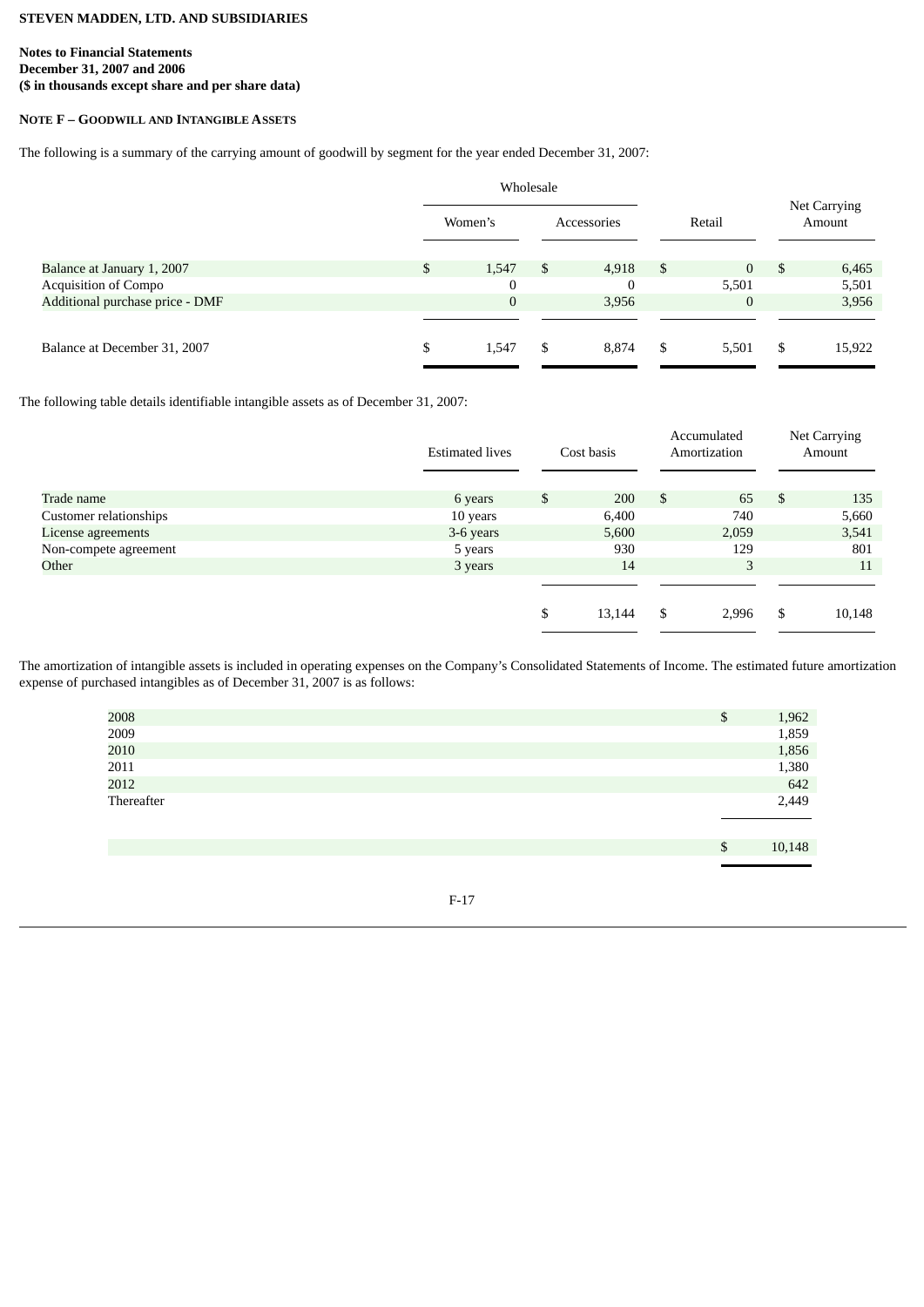**STEVEN MADDEN, LTD. AND SUBSIDIARIES**

**Notes to Financial Statements**
**December 31, 2007 and 2006**
**($ in thousands except share and per share data)**

**NOTE F – GOODWILL AND INTANGIBLE ASSETS**

The following is a summary of the carrying amount of goodwill by segment for the year ended December 31, 2007:

| | Wholesale | | | |
|---|---|---|---|---|
| | Women's | Accessories | Retail | Net Carrying Amount |
| Balance at January 1, 2007 | $ 1,547 | $ 4,918 | $ 0 | $ 6,465 |
| Acquisition of Compo | 0 | 0 | 5,501 | 5,501 |
| Additional purchase price - DMF | 0 | 3,956 | 0 | 3,956 |
| Balance at December 31, 2007 | $ 1,547 | $ 8,874 | $ 5,501 | $ 15,922 |

The following table details identifiable intangible assets as of December 31, 2007:

| | Estimated lives | Cost basis | Accumulated Amortization | Net Carrying Amount |
|---|---|---|---|---|
| Trade name | 6 years | $ 200 | $ 65 | $ 135 |
| Customer relationships | 10 years | 6,400 | 740 | 5,660 |
| License agreements | 3-6 years | 5,600 | 2,059 | 3,541 |
| Non-compete agreement | 5 years | 930 | 129 | 801 |
| Other | 3 years | 14 | 3 | 11 |
| | | $ 13,144 | $ 2,996 | $ 10,148 |

The amortization of intangible assets is included in operating expenses on the Company's Consolidated Statements of Income. The estimated future amortization expense of purchased intangibles as of December 31, 2007 is as follows:

| | |
|---|---|
| 2008 | $ 1,962 |
| 2009 | 1,859 |
| 2010 | 1,856 |
| 2011 | 1,380 |
| 2012 | 642 |
| Thereafter | 2,449 |
| | $ 10,148 |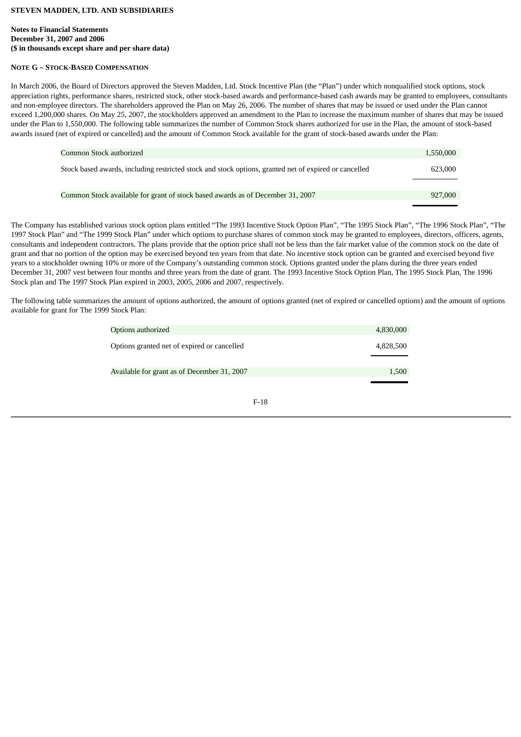**STEVEN MADDEN, LTD. AND SUBSIDIARIES**

**Notes to Financial Statements**
**December 31, 2007 and 2006**
**($ in thousands except share and per share data)**

**NOTE G – STOCK-BASED COMPENSATION**

In March 2006, the Board of Directors approved the Steven Madden, Ltd. Stock Incentive Plan (the "Plan") under which nonqualified stock options, stock appreciation rights, performance shares, restricted stock, other stock-based awards and performance-based cash awards may be granted to employees, consultants and non-employee directors. The shareholders approved the Plan on May 26, 2006. The number of shares that may be issued or used under the Plan cannot exceed 1,200,000 shares. On May 25, 2007, the stockholders approved an amendment to the Plan to increase the maximum number of shares that may be issued under the Plan to 1,550,000. The following table summarizes the number of Common Stock shares authorized for use in the Plan, the amount of stock-based awards issued (net of expired or cancelled) and the amount of Common Stock available for the grant of stock-based awards under the Plan:

| | |
|---|---|
| Common Stock authorized | 1,550,000 |
| Stock based awards, including restricted stock and stock options, granted net of expired or cancelled | 623,000 |
| Common Stock available for grant of stock based awards as of December 31, 2007 | 927,000 |

The Company has established various stock option plans entitled "The 1993 Incentive Stock Option Plan", "The 1995 Stock Plan", "The 1996 Stock Plan", "The 1997 Stock Plan" and "The 1999 Stock Plan" under which options to purchase shares of common stock may be granted to employees, directors, officers, agents, consultants and independent contractors. The plans provide that the option price shall not be less than the fair market value of the common stock on the date of grant and that no portion of the option may be exercised beyond ten years from that date. No incentive stock option can be granted and exercised beyond five years to a stockholder owning 10% or more of the Company's outstanding common stock. Options granted under the plans during the three years ended December 31, 2007 vest between four months and three years from the date of grant. The 1993 Incentive Stock Option Plan, The 1995 Stock Plan, The 1996 Stock plan and The 1997 Stock Plan expired in 2003, 2005, 2006 and 2007, respectively.

The following table summarizes the amount of options authorized, the amount of options granted (net of expired or cancelled options) and the amount of options available for grant for The 1999 Stock Plan:

| | |
|---|---|
| Options authorized | 4,830,000 |
| Options granted net of expired or cancelled | 4,828,500 |
| Available for grant as of December 31, 2007 | 1,500 |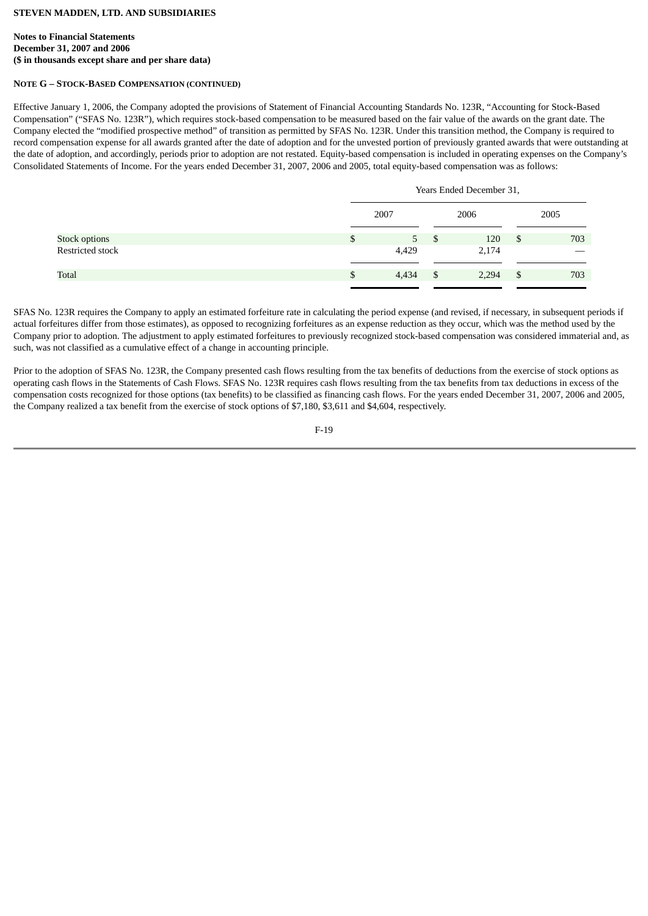**STEVEN MADDEN, LTD. AND SUBSIDIARIES**

**Notes to Financial Statements**
**December 31, 2007 and 2006**
**($ in thousands except share and per share data)**

**NOTE G – STOCK-BASED COMPENSATION (CONTINUED)**

Effective January 1, 2006, the Company adopted the provisions of Statement of Financial Accounting Standards No. 123R, "Accounting for Stock-Based Compensation" ("SFAS No. 123R"), which requires stock-based compensation to be measured based on the fair value of the awards on the grant date. The Company elected the "modified prospective method" of transition as permitted by SFAS No. 123R. Under this transition method, the Company is required to record compensation expense for all awards granted after the date of adoption and for the unvested portion of previously granted awards that were outstanding at the date of adoption, and accordingly, periods prior to adoption are not restated. Equity-based compensation is included in operating expenses on the Company's Consolidated Statements of Income. For the years ended December 31, 2007, 2006 and 2005, total equity-based compensation was as follows:

| | Years Ended December 31, | | |
|---|---|---|---|
| | 2007 | 2006 | 2005 |
| Stock options | $ 5 | $ 120 | $ 703 |
| Restricted stock | 4,429 | 2,174 | — |
| Total | $ 4,434 | $ 2,294 | $ 703 |

SFAS No. 123R requires the Company to apply an estimated forfeiture rate in calculating the period expense (and revised, if necessary, in subsequent periods if actual forfeitures differ from those estimates), as opposed to recognizing forfeitures as an expense reduction as they occur, which was the method used by the Company prior to adoption. The adjustment to apply estimated forfeitures to previously recognized stock-based compensation was considered immaterial and, as such, was not classified as a cumulative effect of a change in accounting principle.

Prior to the adoption of SFAS No. 123R, the Company presented cash flows resulting from the tax benefits of deductions from the exercise of stock options as operating cash flows in the Statements of Cash Flows. SFAS No. 123R requires cash flows resulting from the tax benefits from tax deductions in excess of the compensation costs recognized for those options (tax benefits) to be classified as financing cash flows. For the years ended December 31, 2007, 2006 and 2005, the Company realized a tax benefit from the exercise of stock options of $7,180, $3,611 and $4,604, respectively.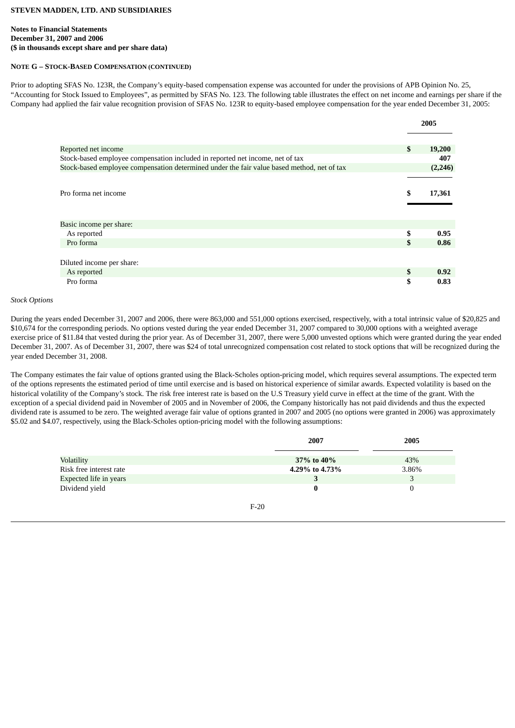**STEVEN MADDEN, LTD. AND SUBSIDIARIES**

**Notes to Financial Statements**
**December 31, 2007 and 2006**
**($ in thousands except share and per share data)**

**NOTE G – STOCK-BASED COMPENSATION (CONTINUED)**

Prior to adopting SFAS No. 123R, the Company's equity-based compensation expense was accounted for under the provisions of APB Opinion No. 25, "Accounting for Stock Issued to Employees", as permitted by SFAS No. 123. The following table illustrates the effect on net income and earnings per share if the Company had applied the fair value recognition provision of SFAS No. 123R to equity-based employee compensation for the year ended December 31, 2005:

| | 2005 |
|---|---|
| Reported net income | $ 19,200 |
| Stock-based employee compensation included in reported net income, net of tax | 407 |
| Stock-based employee compensation determined under the fair value based method, net of tax | (2,246) |
| Pro forma net income | $ 17,361 |
| Basic income per share: | |
| As reported | $ 0.95 |
| Pro forma | $ 0.86 |
| Diluted income per share: | |
| As reported | $ 0.92 |
| Pro forma | $ 0.83 |

*Stock Options*

During the years ended December 31, 2007 and 2006, there were 863,000 and 551,000 options exercised, respectively, with a total intrinsic value of $20,825 and $10,674 for the corresponding periods. No options vested during the year ended December 31, 2007 compared to 30,000 options with a weighted average exercise price of $11.84 that vested during the prior year. As of December 31, 2007, there were 5,000 unvested options which were granted during the year ended December 31, 2007. As of December 31, 2007, there was $24 of total unrecognized compensation cost related to stock options that will be recognized during the year ended December 31, 2008.

The Company estimates the fair value of options granted using the Black-Scholes option-pricing model, which requires several assumptions. The expected term of the options represents the estimated period of time until exercise and is based on historical experience of similar awards. Expected volatility is based on the historical volatility of the Company's stock. The risk free interest rate is based on the U.S Treasury yield curve in effect at the time of the grant. With the exception of a special dividend paid in November of 2005 and in November of 2006, the Company historically has not paid dividends and thus the expected dividend rate is assumed to be zero. The weighted average fair value of options granted in 2007 and 2005 (no options were granted in 2006) was approximately $5.02 and $4.07, respectively, using the Black-Scholes option-pricing model with the following assumptions:

| | 2007 | 2005 |
|---|---|---|
| Volatility | 37% to 40% | 43% |
| Risk free interest rate | 4.29% to 4.73% | 3.86% |
| Expected life in years | 3 | 3 |
| Dividend yield | 0 | 0 |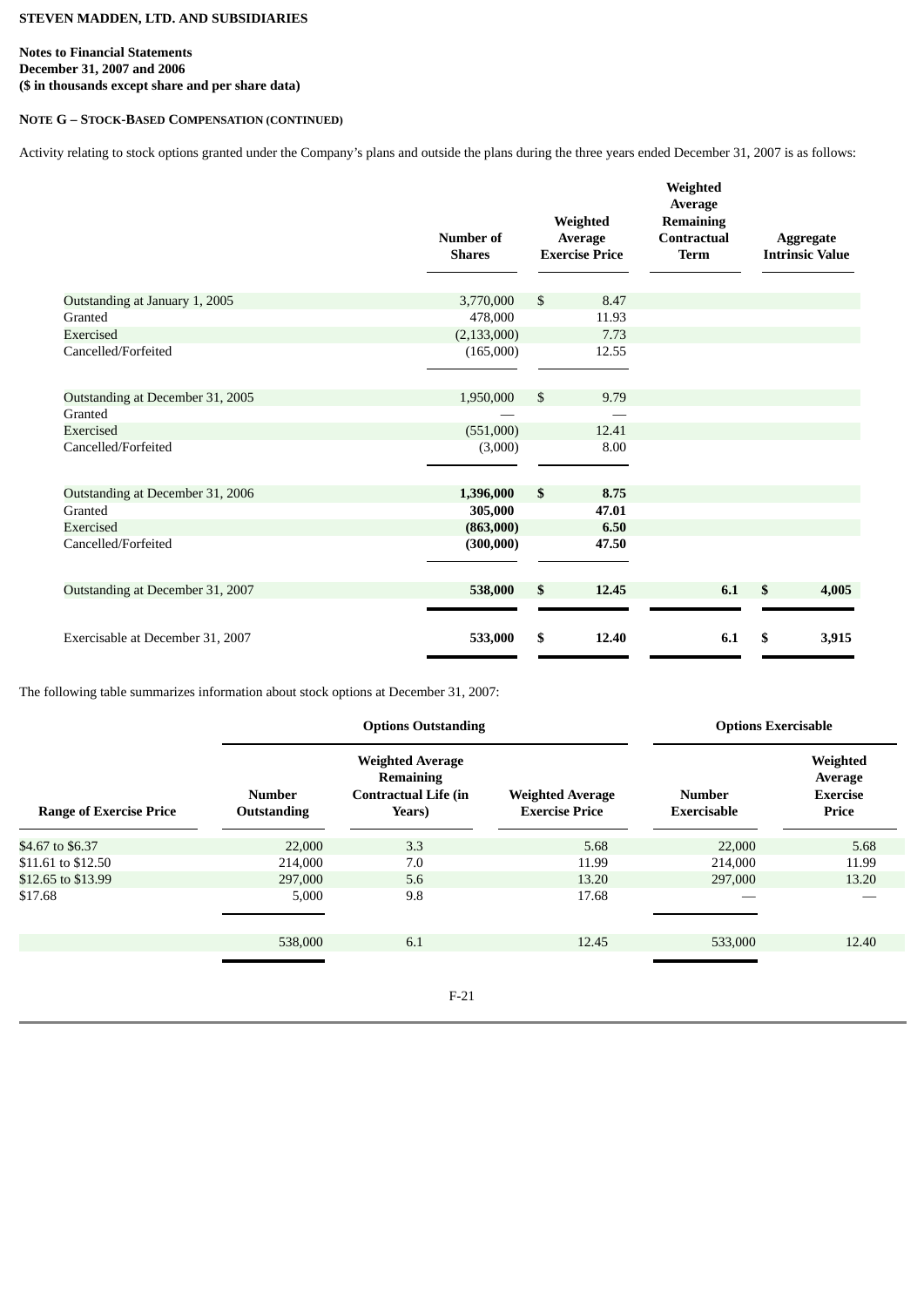**STEVEN MADDEN, LTD. AND SUBSIDIARIES**

**Notes to Financial Statements**
**December 31, 2007 and 2006**
**($ in thousands except share and per share data)**

**NOTE G – STOCK-BASED COMPENSATION (CONTINUED)**

Activity relating to stock options granted under the Company's plans and outside the plans during the three years ended December 31, 2007 is as follows:

| | Number of Shares | Weighted Average Exercise Price | Weighted Average Remaining Contractual Term | Aggregate Intrinsic Value |
|---|---|---|---|---|
| Outstanding at January 1, 2005 | 3,770,000 | $ 8.47 | | |
| Granted | 478,000 | 11.93 | | |
| Exercised | (2,133,000) | 7.73 | | |
| Cancelled/Forfeited | (165,000) | 12.55 | | |
| Outstanding at December 31, 2005 | 1,950,000 | $ 9.79 | | |
| Granted | — | — | | |
| Exercised | (551,000) | 12.41 | | |
| Cancelled/Forfeited | (3,000) | 8.00 | | |
| Outstanding at December 31, 2006 | **1,396,000** | **$ 8.75** | | |
| Granted | **305,000** | **47.01** | | |
| Exercised | **(863,000)** | **6.50** | | |
| Cancelled/Forfeited | **(300,000)** | **47.50** | | |
| Outstanding at December 31, 2007 | **538,000** | **$ 12.45** | **6.1** | **$ 4,005** |
| Exercisable at December 31, 2007 | **533,000** | **$ 12.40** | **6.1** | **$ 3,915** |

The following table summarizes information about stock options at December 31, 2007:

| | Options Outstanding | | | Options Exercisable | |
|---|---|---|---|---|---|
| Range of Exercise Price | Number Outstanding | Weighted Average Remaining Contractual Life (in Years) | Weighted Average Exercise Price | Number Exercisable | Weighted Average Exercise Price |
| $4.67 to $6.37 | 22,000 | 3.3 | 5.68 | 22,000 | 5.68 |
| $11.61 to $12.50 | 214,000 | 7.0 | 11.99 | 214,000 | 11.99 |
| $12.65 to $13.99 | 297,000 | 5.6 | 13.20 | 297,000 | 13.20 |
| $17.68 | 5,000 | 9.8 | 17.68 | — | — |
| | 538,000 | 6.1 | 12.45 | 533,000 | 12.40 |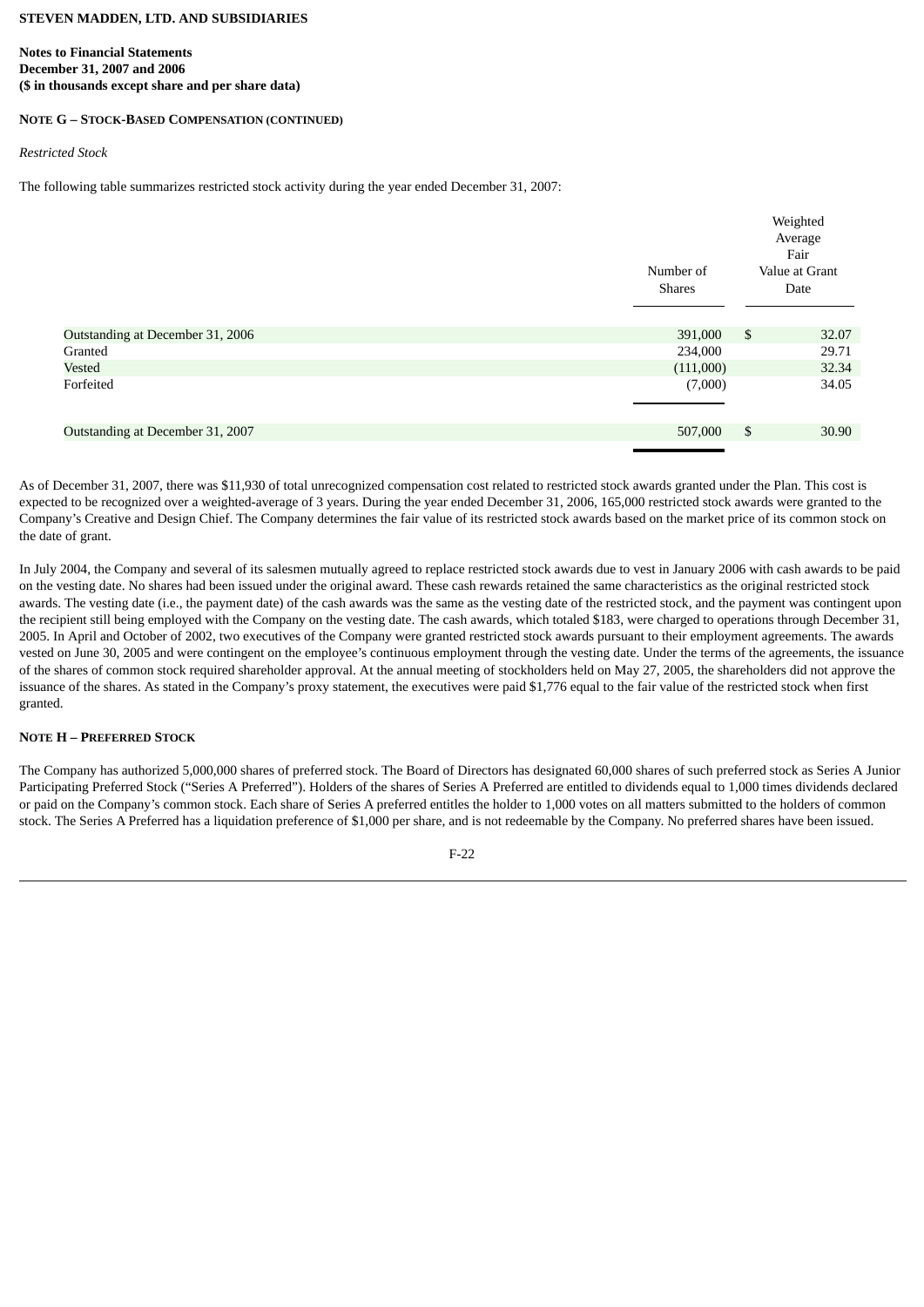**STEVEN MADDEN, LTD. AND SUBSIDIARIES**

**Notes to Financial Statements**
**December 31, 2007 and 2006**
**($ in thousands except share and per share data)**

**NOTE G – STOCK-BASED COMPENSATION (CONTINUED)**

*Restricted Stock*

The following table summarizes restricted stock activity during the year ended December 31, 2007:

| | Number of Shares | Weighted Average Fair Value at Grant Date |
|---|---|---|
| Outstanding at December 31, 2006 | 391,000 | $ 32.07 |
| Granted | 234,000 | 29.71 |
| Vested | (111,000) | 32.34 |
| Forfeited | (7,000) | 34.05 |
| Outstanding at December 31, 2007 | 507,000 | $ 30.90 |

As of December 31, 2007, there was $11,930 of total unrecognized compensation cost related to restricted stock awards granted under the Plan. This cost is expected to be recognized over a weighted-average of 3 years. During the year ended December 31, 2006, 165,000 restricted stock awards were granted to the Company's Creative and Design Chief. The Company determines the fair value of its restricted stock awards based on the market price of its common stock on the date of grant.

In July 2004, the Company and several of its salesmen mutually agreed to replace restricted stock awards due to vest in January 2006 with cash awards to be paid on the vesting date. No shares had been issued under the original award. These cash rewards retained the same characteristics as the original restricted stock awards. The vesting date (i.e., the payment date) of the cash awards was the same as the vesting date of the restricted stock, and the payment was contingent upon the recipient still being employed with the Company on the vesting date. The cash awards, which totaled $183, were charged to operations through December 31, 2005. In April and October of 2002, two executives of the Company were granted restricted stock awards pursuant to their employment agreements. The awards vested on June 30, 2005 and were contingent on the employee's continuous employment through the vesting date. Under the terms of the agreements, the issuance of the shares of common stock required shareholder approval. At the annual meeting of stockholders held on May 27, 2005, the shareholders did not approve the issuance of the shares. As stated in the Company's proxy statement, the executives were paid $1,776 equal to the fair value of the restricted stock when first granted.

**NOTE H – PREFERRED STOCK**

The Company has authorized 5,000,000 shares of preferred stock. The Board of Directors has designated 60,000 shares of such preferred stock as Series A Junior Participating Preferred Stock ("Series A Preferred"). Holders of the shares of Series A Preferred are entitled to dividends equal to 1,000 times dividends declared or paid on the Company's common stock. Each share of Series A preferred entitles the holder to 1,000 votes on all matters submitted to the holders of common stock. The Series A Preferred has a liquidation preference of $1,000 per share, and is not redeemable by the Company. No preferred shares have been issued.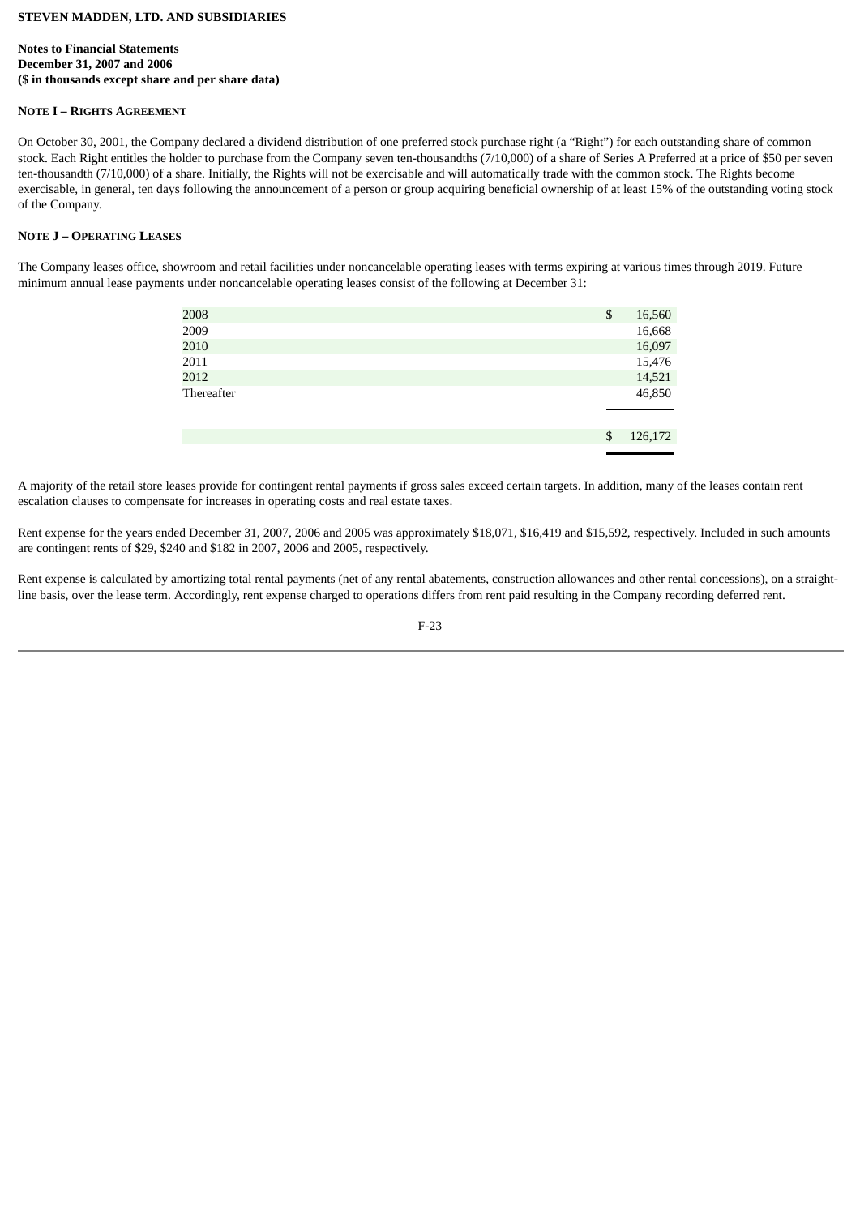**STEVEN MADDEN, LTD. AND SUBSIDIARIES**

**Notes to Financial Statements**
**December 31, 2007 and 2006**
**($ in thousands except share and per share data)**

**NOTE I – RIGHTS AGREEMENT**

On October 30, 2001, the Company declared a dividend distribution of one preferred stock purchase right (a "Right") for each outstanding share of common stock. Each Right entitles the holder to purchase from the Company seven ten-thousandths (7/10,000) of a share of Series A Preferred at a price of $50 per seven ten-thousandth (7/10,000) of a share. Initially, the Rights will not be exercisable and will automatically trade with the common stock. The Rights become exercisable, in general, ten days following the announcement of a person or group acquiring beneficial ownership of at least 15% of the outstanding voting stock of the Company.

**NOTE J – OPERATING LEASES**

The Company leases office, showroom and retail facilities under noncancelable operating leases with terms expiring at various times through 2019. Future minimum annual lease payments under noncancelable operating leases consist of the following at December 31:

| | |
|---|---|
| 2008 | $ 16,560 |
| 2009 | 16,668 |
| 2010 | 16,097 |
| 2011 | 15,476 |
| 2012 | 14,521 |
| Thereafter | 46,850 |
| | $ 126,172 |

A majority of the retail store leases provide for contingent rental payments if gross sales exceed certain targets. In addition, many of the leases contain rent escalation clauses to compensate for increases in operating costs and real estate taxes.

Rent expense for the years ended December 31, 2007, 2006 and 2005 was approximately $18,071, $16,419 and $15,592, respectively. Included in such amounts are contingent rents of $29, $240 and $182 in 2007, 2006 and 2005, respectively.

Rent expense is calculated by amortizing total rental payments (net of any rental abatements, construction allowances and other rental concessions), on a straight-line basis, over the lease term. Accordingly, rent expense charged to operations differs from rent paid resulting in the Company recording deferred rent.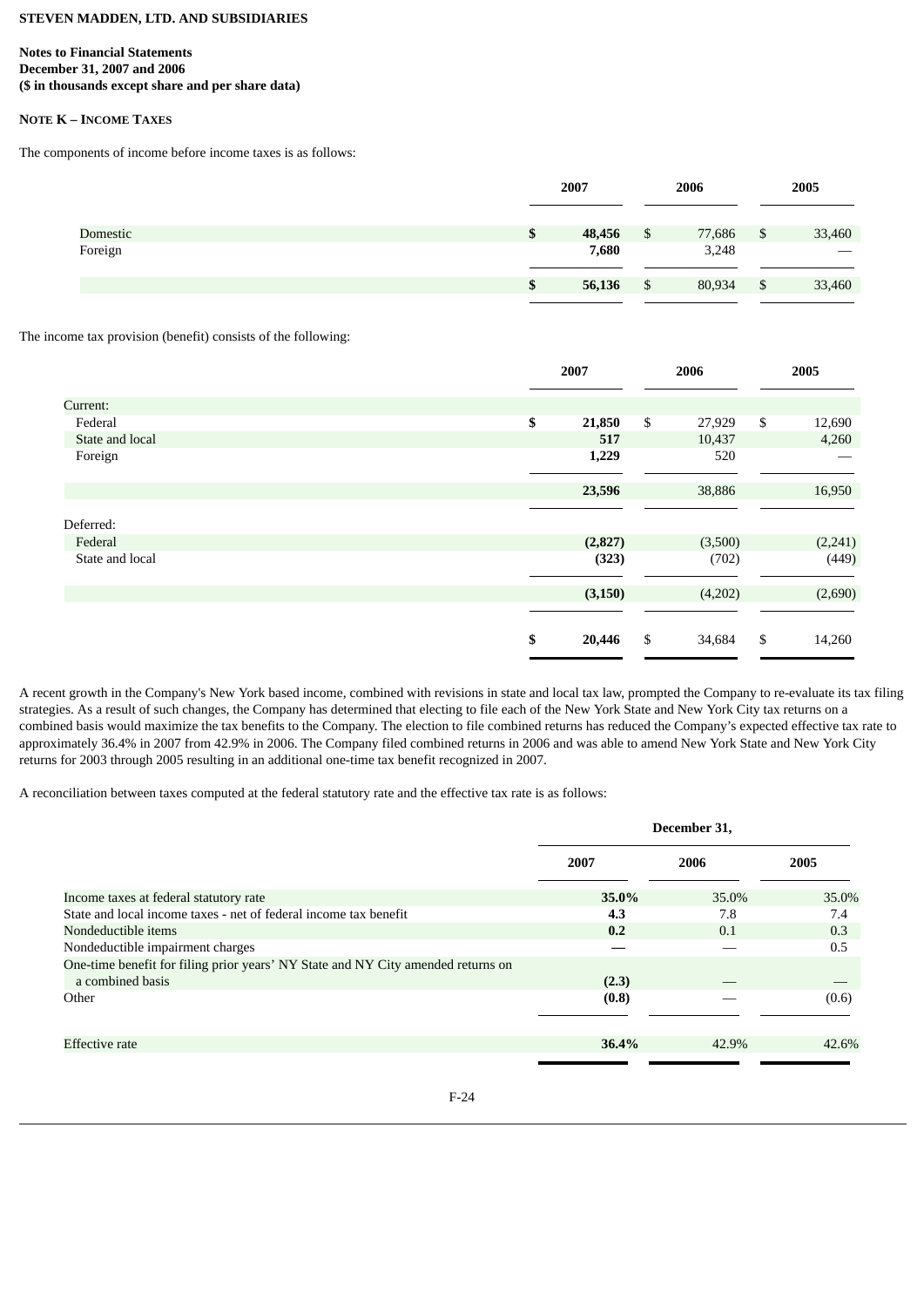**STEVEN MADDEN, LTD. AND SUBSIDIARIES**

**Notes to Financial Statements**
**December 31, 2007 and 2006**
**($ in thousands except share and per share data)**

**NOTE K – INCOME TAXES**

The components of income before income taxes is as follows:

| | 2007 | 2006 | 2005 |
|---|---|---|---|
| Domestic | $ 48,456 | $ 77,686 | $ 33,460 |
| Foreign | 7,680 | 3,248 | — |
| | $ 56,136 | $ 80,934 | $ 33,460 |

The income tax provision (benefit) consists of the following:

| | 2007 | 2006 | 2005 |
|---|---|---|---|
| Current: | | | |
| Federal | $ 21,850 | $ 27,929 | $ 12,690 |
| State and local | 517 | 10,437 | 4,260 |
| Foreign | 1,229 | 520 | — |
| | 23,596 | 38,886 | 16,950 |
| Deferred: | | | |
| Federal | (2,827) | (3,500) | (2,241) |
| State and local | (323) | (702) | (449) |
| | (3,150) | (4,202) | (2,690) |
| | $ 20,446 | $ 34,684 | $ 14,260 |

A recent growth in the Company's New York based income, combined with revisions in state and local tax law, prompted the Company to re-evaluate its tax filing strategies. As a result of such changes, the Company has determined that electing to file each of the New York State and New York City tax returns on a combined basis would maximize the tax benefits to the Company. The election to file combined returns has reduced the Company's expected effective tax rate to approximately 36.4% in 2007 from 42.9% in 2006. The Company filed combined returns in 2006 and was able to amend New York State and New York City returns for 2003 through 2005 resulting in an additional one-time tax benefit recognized in 2007.

A reconciliation between taxes computed at the federal statutory rate and the effective tax rate is as follows:

| | December 31, | | |
|---|---|---|---|
| | 2007 | 2006 | 2005 |
| Income taxes at federal statutory rate | 35.0% | 35.0% | 35.0% |
| State and local income taxes - net of federal income tax benefit | 4.3 | 7.8 | 7.4 |
| Nondeductible items | 0.2 | 0.1 | 0.3 |
| Nondeductible impairment charges | — | — | 0.5 |
| One-time benefit for filing prior years' NY State and NY City amended returns on a combined basis | (2.3) | — | — |
| Other | (0.8) | — | (0.6) |
| Effective rate | 36.4% | 42.9% | 42.6% |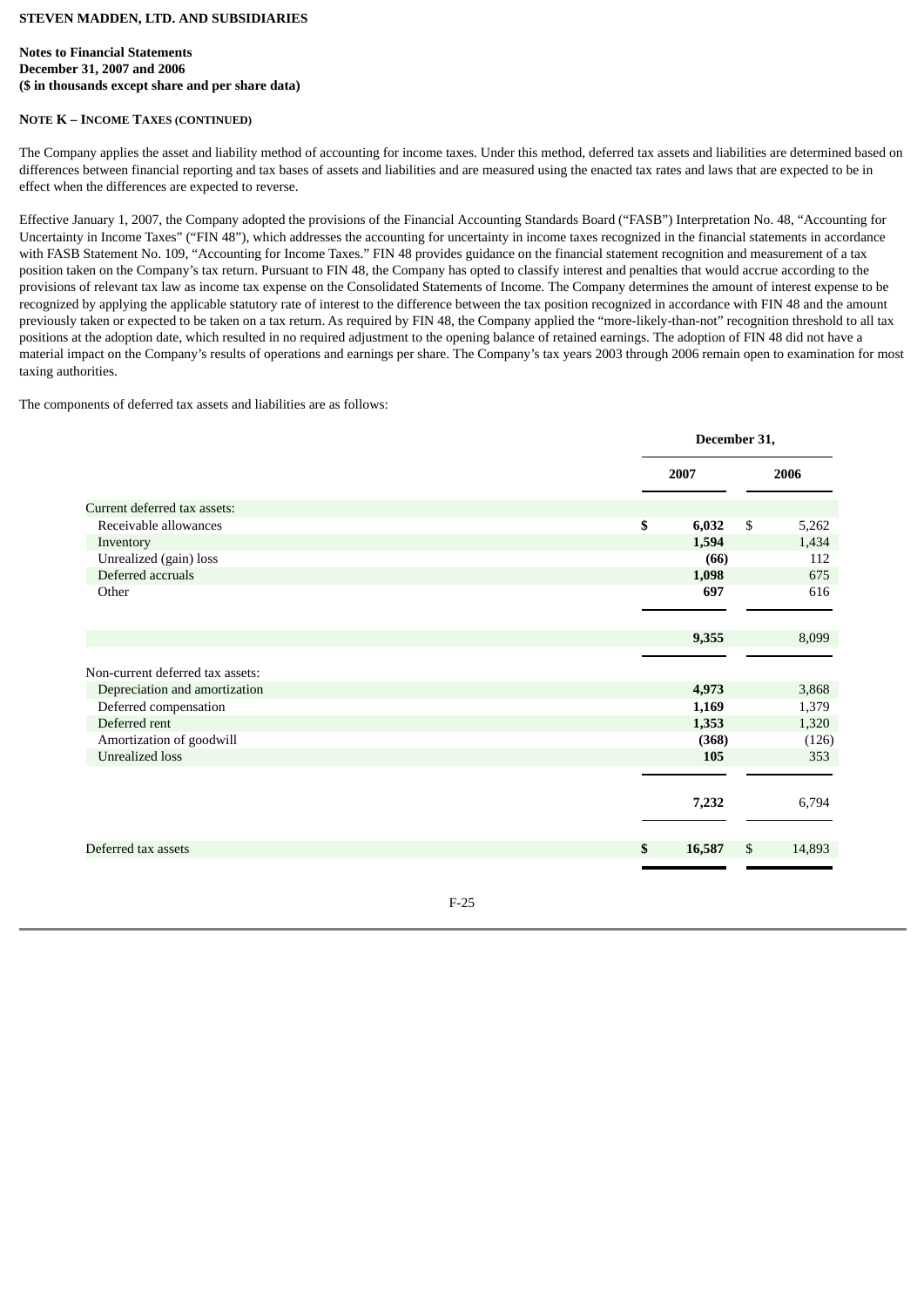**STEVEN MADDEN, LTD. AND SUBSIDIARIES**

**Notes to Financial Statements**
**December 31, 2007 and 2006**
**($ in thousands except share and per share data)**

**NOTE K – INCOME TAXES (CONTINUED)**

The Company applies the asset and liability method of accounting for income taxes. Under this method, deferred tax assets and liabilities are determined based on differences between financial reporting and tax bases of assets and liabilities and are measured using the enacted tax rates and laws that are expected to be in effect when the differences are expected to reverse.

Effective January 1, 2007, the Company adopted the provisions of the Financial Accounting Standards Board ("FASB") Interpretation No. 48, "Accounting for Uncertainty in Income Taxes" ("FIN 48"), which addresses the accounting for uncertainty in income taxes recognized in the financial statements in accordance with FASB Statement No. 109, "Accounting for Income Taxes." FIN 48 provides guidance on the financial statement recognition and measurement of a tax position taken on the Company's tax return. Pursuant to FIN 48, the Company has opted to classify interest and penalties that would accrue according to the provisions of relevant tax law as income tax expense on the Consolidated Statements of Income. The Company determines the amount of interest expense to be recognized by applying the applicable statutory rate of interest to the difference between the tax position recognized in accordance with FIN 48 and the amount previously taken or expected to be taken on a tax return. As required by FIN 48, the Company applied the "more-likely-than-not" recognition threshold to all tax positions at the adoption date, which resulted in no required adjustment to the opening balance of retained earnings. The adoption of FIN 48 did not have a material impact on the Company's results of operations and earnings per share. The Company's tax years 2003 through 2006 remain open to examination for most taxing authorities.

The components of deferred tax assets and liabilities are as follows:

| | December 31, | |
|---|---|---|
| | **2007** | **2006** |
| Current deferred tax assets: | | |
| Receivable allowances | **$ 6,032** | $ 5,262 |
| Inventory | **1,594** | 1,434 |
| Unrealized (gain) loss | **(66)** | 112 |
| Deferred accruals | **1,098** | 675 |
| Other | **697** | 616 |
| | **9,355** | 8,099 |
| Non-current deferred tax assets: | | |
| Depreciation and amortization | **4,973** | 3,868 |
| Deferred compensation | **1,169** | 1,379 |
| Deferred rent | **1,353** | 1,320 |
| Amortization of goodwill | **(368)** | (126) |
| Unrealized loss | **105** | 353 |
| | **7,232** | 6,794 |
| Deferred tax assets | **$ 16,587** | $ 14,893 |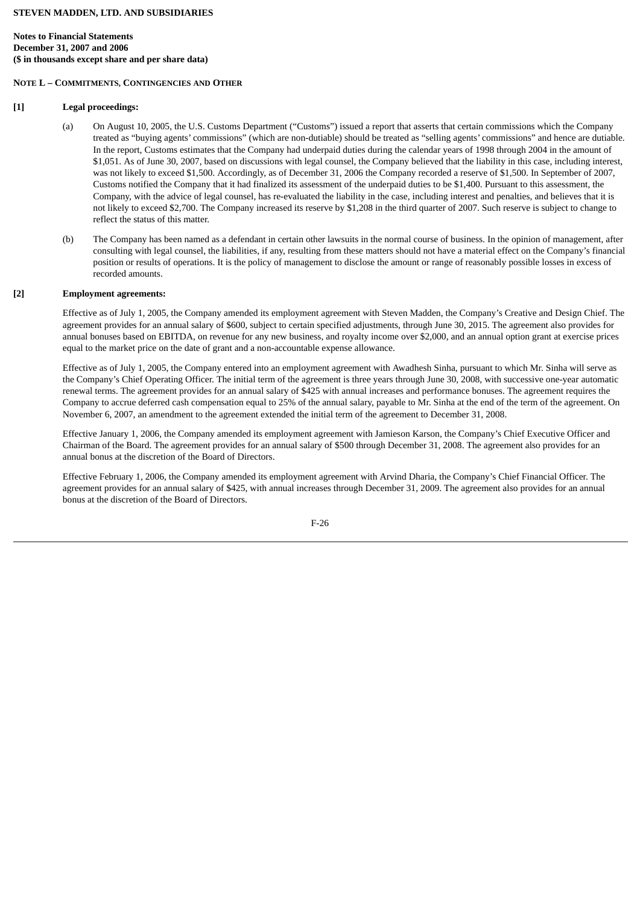**STEVEN MADDEN, LTD. AND SUBSIDIARIES**

**Notes to Financial Statements**
**December 31, 2007 and 2006**
**($ in thousands except share and per share data)**

**NOTE L – COMMITMENTS, CONTINGENCIES AND OTHER**

**[1] Legal proceedings:**

(a) On August 10, 2005, the U.S. Customs Department ("Customs") issued a report that asserts that certain commissions which the Company treated as "buying agents' commissions" (which are non-dutiable) should be treated as "selling agents' commissions" and hence are dutiable. In the report, Customs estimates that the Company had underpaid duties during the calendar years of 1998 through 2004 in the amount of $1,051. As of June 30, 2007, based on discussions with legal counsel, the Company believed that the liability in this case, including interest, was not likely to exceed $1,500. Accordingly, as of December 31, 2006 the Company recorded a reserve of $1,500. In September of 2007, Customs notified the Company that it had finalized its assessment of the underpaid duties to be $1,400. Pursuant to this assessment, the Company, with the advice of legal counsel, has re-evaluated the liability in the case, including interest and penalties, and believes that it is not likely to exceed $2,700. The Company increased its reserve by $1,208 in the third quarter of 2007. Such reserve is subject to change to reflect the status of this matter.

(b) The Company has been named as a defendant in certain other lawsuits in the normal course of business. In the opinion of management, after consulting with legal counsel, the liabilities, if any, resulting from these matters should not have a material effect on the Company's financial position or results of operations. It is the policy of management to disclose the amount or range of reasonably possible losses in excess of recorded amounts.

**[2] Employment agreements:**

Effective as of July 1, 2005, the Company amended its employment agreement with Steven Madden, the Company's Creative and Design Chief. The agreement provides for an annual salary of $600, subject to certain specified adjustments, through June 30, 2015. The agreement also provides for annual bonuses based on EBITDA, on revenue for any new business, and royalty income over $2,000, and an annual option grant at exercise prices equal to the market price on the date of grant and a non-accountable expense allowance.

Effective as of July 1, 2005, the Company entered into an employment agreement with Awadhesh Sinha, pursuant to which Mr. Sinha will serve as the Company's Chief Operating Officer. The initial term of the agreement is three years through June 30, 2008, with successive one-year automatic renewal terms. The agreement provides for an annual salary of $425 with annual increases and performance bonuses. The agreement requires the Company to accrue deferred cash compensation equal to 25% of the annual salary, payable to Mr. Sinha at the end of the term of the agreement. On November 6, 2007, an amendment to the agreement extended the initial term of the agreement to December 31, 2008.

Effective January 1, 2006, the Company amended its employment agreement with Jamieson Karson, the Company's Chief Executive Officer and Chairman of the Board. The agreement provides for an annual salary of $500 through December 31, 2008. The agreement also provides for an annual bonus at the discretion of the Board of Directors.

Effective February 1, 2006, the Company amended its employment agreement with Arvind Dharia, the Company's Chief Financial Officer. The agreement provides for an annual salary of $425, with annual increases through December 31, 2009. The agreement also provides for an annual bonus at the discretion of the Board of Directors.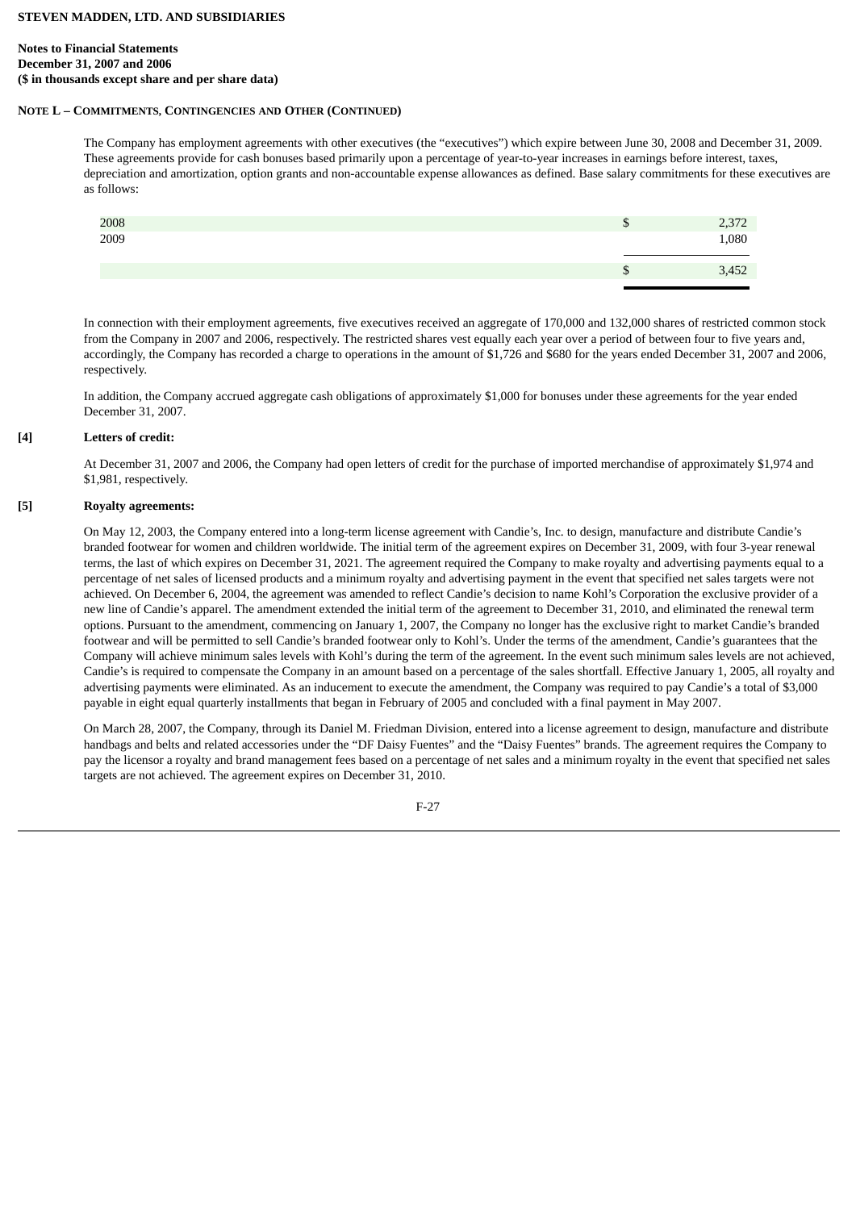**STEVEN MADDEN, LTD. AND SUBSIDIARIES**

**Notes to Financial Statements**
**December 31, 2007 and 2006**
**($ in thousands except share and per share data)**

**NOTE L – COMMITMENTS, CONTINGENCIES AND OTHER (CONTINUED)**

The Company has employment agreements with other executives (the "executives") which expire between June 30, 2008 and December 31, 2009. These agreements provide for cash bonuses based primarily upon a percentage of year-to-year increases in earnings before interest, taxes, depreciation and amortization, option grants and non-accountable expense allowances as defined. Base salary commitments for these executives are as follows:

| | | |
|---|---|---|
| 2008 | $ | 2,372 |
| 2009 | | 1,080 |
| | $ | 3,452 |

In connection with their employment agreements, five executives received an aggregate of 170,000 and 132,000 shares of restricted common stock from the Company in 2007 and 2006, respectively. The restricted shares vest equally each year over a period of between four to five years and, accordingly, the Company has recorded a charge to operations in the amount of $1,726 and $680 for the years ended December 31, 2007 and 2006, respectively.

In addition, the Company accrued aggregate cash obligations of approximately $1,000 for bonuses under these agreements for the year ended December 31, 2007.

**[4] Letters of credit:**

At December 31, 2007 and 2006, the Company had open letters of credit for the purchase of imported merchandise of approximately $1,974 and $1,981, respectively.

**[5] Royalty agreements:**

On May 12, 2003, the Company entered into a long-term license agreement with Candie's, Inc. to design, manufacture and distribute Candie's branded footwear for women and children worldwide. The initial term of the agreement expires on December 31, 2009, with four 3-year renewal terms, the last of which expires on December 31, 2021. The agreement required the Company to make royalty and advertising payments equal to a percentage of net sales of licensed products and a minimum royalty and advertising payment in the event that specified net sales targets were not achieved. On December 6, 2004, the agreement was amended to reflect Candie's decision to name Kohl's Corporation the exclusive provider of a new line of Candie's apparel. The amendment extended the initial term of the agreement to December 31, 2010, and eliminated the renewal term options. Pursuant to the amendment, commencing on January 1, 2007, the Company no longer has the exclusive right to market Candie's branded footwear and will be permitted to sell Candie's branded footwear only to Kohl's. Under the terms of the amendment, Candie's guarantees that the Company will achieve minimum sales levels with Kohl's during the term of the agreement. In the event such minimum sales levels are not achieved, Candie's is required to compensate the Company in an amount based on a percentage of the sales shortfall. Effective January 1, 2005, all royalty and advertising payments were eliminated. As an inducement to execute the amendment, the Company was required to pay Candie's a total of $3,000 payable in eight equal quarterly installments that began in February of 2005 and concluded with a final payment in May 2007.

On March 28, 2007, the Company, through its Daniel M. Friedman Division, entered into a license agreement to design, manufacture and distribute handbags and belts and related accessories under the "DF Daisy Fuentes" and the "Daisy Fuentes" brands. The agreement requires the Company to pay the licensor a royalty and brand management fees based on a percentage of net sales and a minimum royalty in the event that specified net sales targets are not achieved. The agreement expires on December 31, 2010.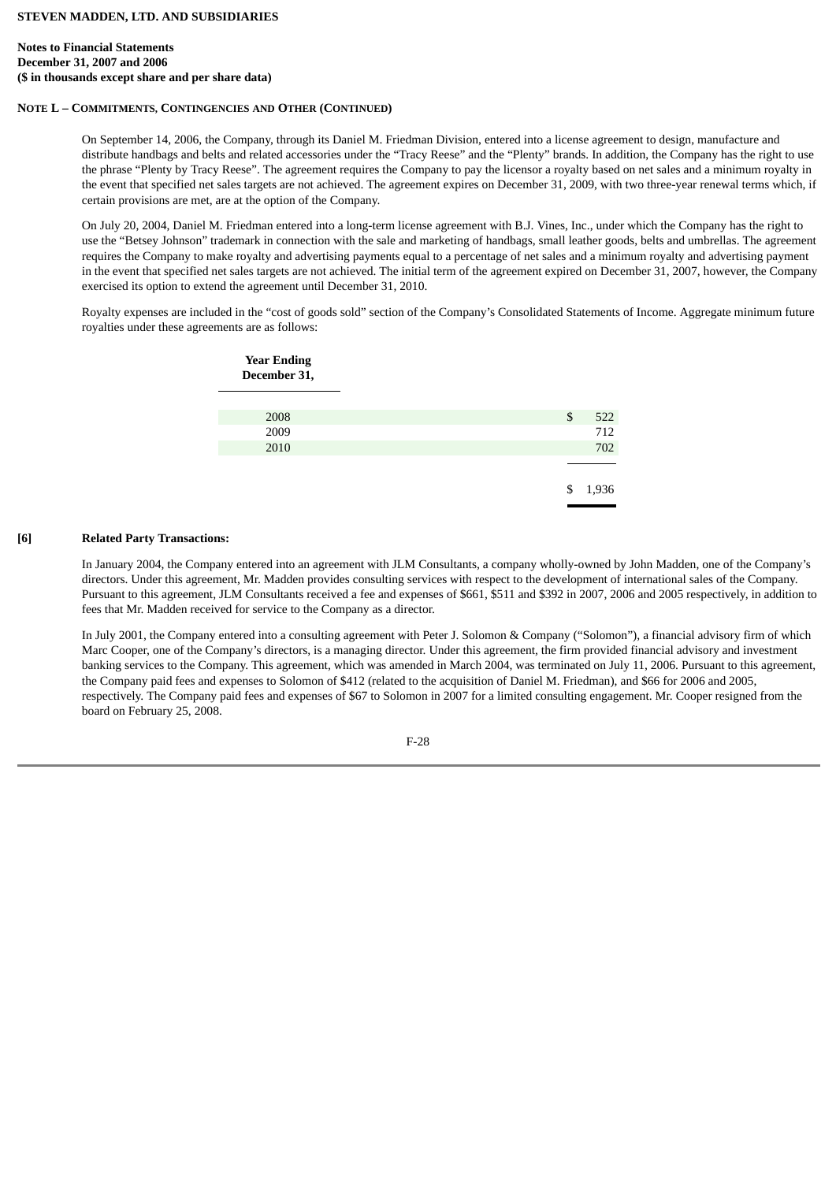**STEVEN MADDEN, LTD. AND SUBSIDIARIES**

**Notes to Financial Statements**
**December 31, 2007 and 2006**
**($ in thousands except share and per share data)**

**NOTE L – COMMITMENTS, CONTINGENCIES AND OTHER (CONTINUED)**

On September 14, 2006, the Company, through its Daniel M. Friedman Division, entered into a license agreement to design, manufacture and distribute handbags and belts and related accessories under the "Tracy Reese" and the "Plenty" brands. In addition, the Company has the right to use the phrase "Plenty by Tracy Reese". The agreement requires the Company to pay the licensor a royalty based on net sales and a minimum royalty in the event that specified net sales targets are not achieved. The agreement expires on December 31, 2009, with two three-year renewal terms which, if certain provisions are met, are at the option of the Company.

On July 20, 2004, Daniel M. Friedman entered into a long-term license agreement with B.J. Vines, Inc., under which the Company has the right to use the "Betsey Johnson" trademark in connection with the sale and marketing of handbags, small leather goods, belts and umbrellas. The agreement requires the Company to make royalty and advertising payments equal to a percentage of net sales and a minimum royalty and advertising payment in the event that specified net sales targets are not achieved. The initial term of the agreement expired on December 31, 2007, however, the Company exercised its option to extend the agreement until December 31, 2010.

Royalty expenses are included in the "cost of goods sold" section of the Company's Consolidated Statements of Income. Aggregate minimum future royalties under these agreements are as follows:

| Year Ending December 31, | |
|---|---|
| 2008 | $ 522 |
| 2009 | 712 |
| 2010 | 702 |
| | $ 1,936 |

**[6] Related Party Transactions:**

In January 2004, the Company entered into an agreement with JLM Consultants, a company wholly-owned by John Madden, one of the Company's directors. Under this agreement, Mr. Madden provides consulting services with respect to the development of international sales of the Company. Pursuant to this agreement, JLM Consultants received a fee and expenses of $661, $511 and $392 in 2007, 2006 and 2005 respectively, in addition to fees that Mr. Madden received for service to the Company as a director.

In July 2001, the Company entered into a consulting agreement with Peter J. Solomon & Company ("Solomon"), a financial advisory firm of which Marc Cooper, one of the Company's directors, is a managing director. Under this agreement, the firm provided financial advisory and investment banking services to the Company. This agreement, which was amended in March 2004, was terminated on July 11, 2006. Pursuant to this agreement, the Company paid fees and expenses to Solomon of $412 (related to the acquisition of Daniel M. Friedman), and $66 for 2006 and 2005, respectively. The Company paid fees and expenses of $67 to Solomon in 2007 for a limited consulting engagement. Mr. Cooper resigned from the board on February 25, 2008.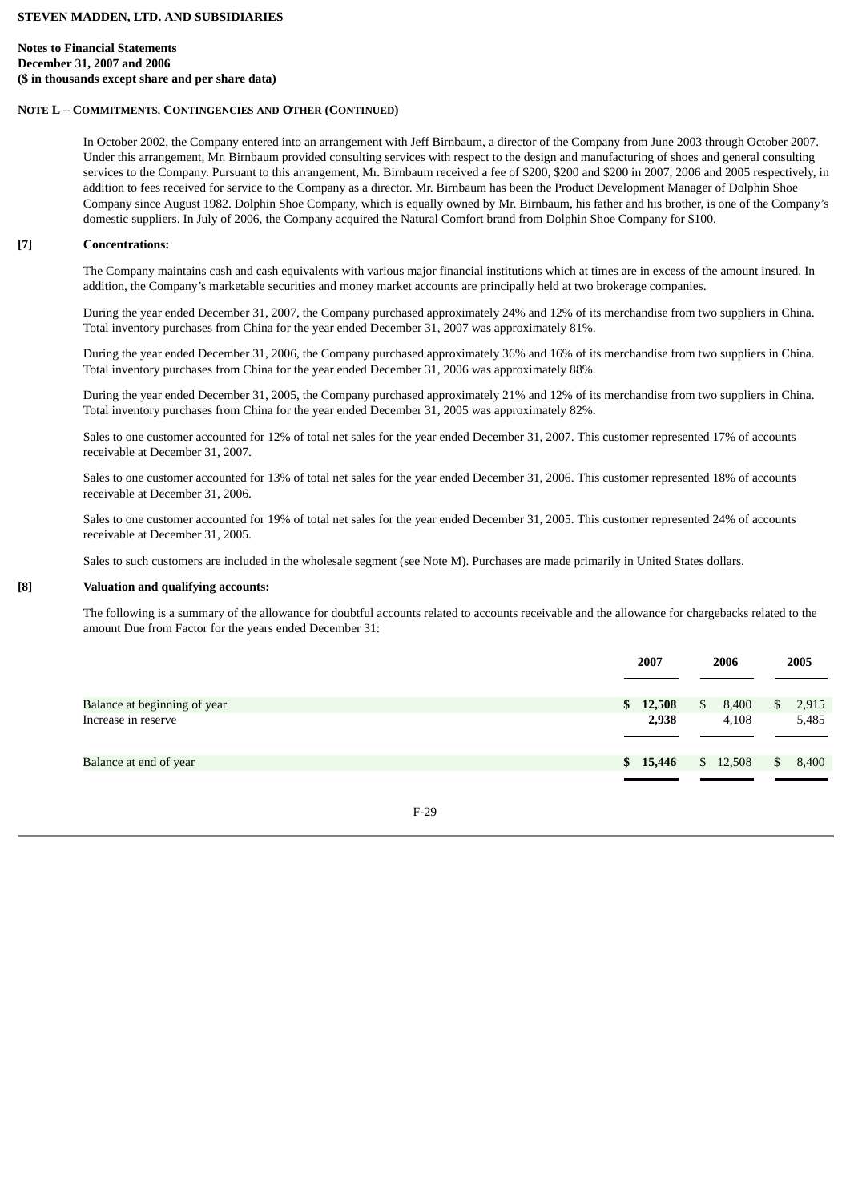**STEVEN MADDEN, LTD. AND SUBSIDIARIES**

**Notes to Financial Statements**
**December 31, 2007 and 2006**
**($ in thousands except share and per share data)**

**NOTE L – COMMITMENTS, CONTINGENCIES AND OTHER (CONTINUED)**

In October 2002, the Company entered into an arrangement with Jeff Birnbaum, a director of the Company from June 2003 through October 2007. Under this arrangement, Mr. Birnbaum provided consulting services with respect to the design and manufacturing of shoes and general consulting services to the Company. Pursuant to this arrangement, Mr. Birnbaum received a fee of $200, $200 and $200 in 2007, 2006 and 2005 respectively, in addition to fees received for service to the Company as a director. Mr. Birnbaum has been the Product Development Manager of Dolphin Shoe Company since August 1982. Dolphin Shoe Company, which is equally owned by Mr. Birnbaum, his father and his brother, is one of the Company's domestic suppliers. In July of 2006, the Company acquired the Natural Comfort brand from Dolphin Shoe Company for $100.

**[7] Concentrations:**

The Company maintains cash and cash equivalents with various major financial institutions which at times are in excess of the amount insured. In addition, the Company's marketable securities and money market accounts are principally held at two brokerage companies.

During the year ended December 31, 2007, the Company purchased approximately 24% and 12% of its merchandise from two suppliers in China. Total inventory purchases from China for the year ended December 31, 2007 was approximately 81%.

During the year ended December 31, 2006, the Company purchased approximately 36% and 16% of its merchandise from two suppliers in China. Total inventory purchases from China for the year ended December 31, 2006 was approximately 88%.

During the year ended December 31, 2005, the Company purchased approximately 21% and 12% of its merchandise from two suppliers in China. Total inventory purchases from China for the year ended December 31, 2005 was approximately 82%.

Sales to one customer accounted for 12% of total net sales for the year ended December 31, 2007. This customer represented 17% of accounts receivable at December 31, 2007.

Sales to one customer accounted for 13% of total net sales for the year ended December 31, 2006. This customer represented 18% of accounts receivable at December 31, 2006.

Sales to one customer accounted for 19% of total net sales for the year ended December 31, 2005. This customer represented 24% of accounts receivable at December 31, 2005.

Sales to such customers are included in the wholesale segment (see Note M). Purchases are made primarily in United States dollars.

**[8] Valuation and qualifying accounts:**

The following is a summary of the allowance for doubtful accounts related to accounts receivable and the allowance for chargebacks related to the amount Due from Factor for the years ended December 31:

| | 2007 | 2006 | 2005 |
|---|---|---|---|
| Balance at beginning of year | **$ 12,508** | $ 8,400 | $ 2,915 |
| Increase in reserve | **2,938** | 4,108 | 5,485 |
| Balance at end of year | **$ 15,446** | $ 12,508 | $ 8,400 |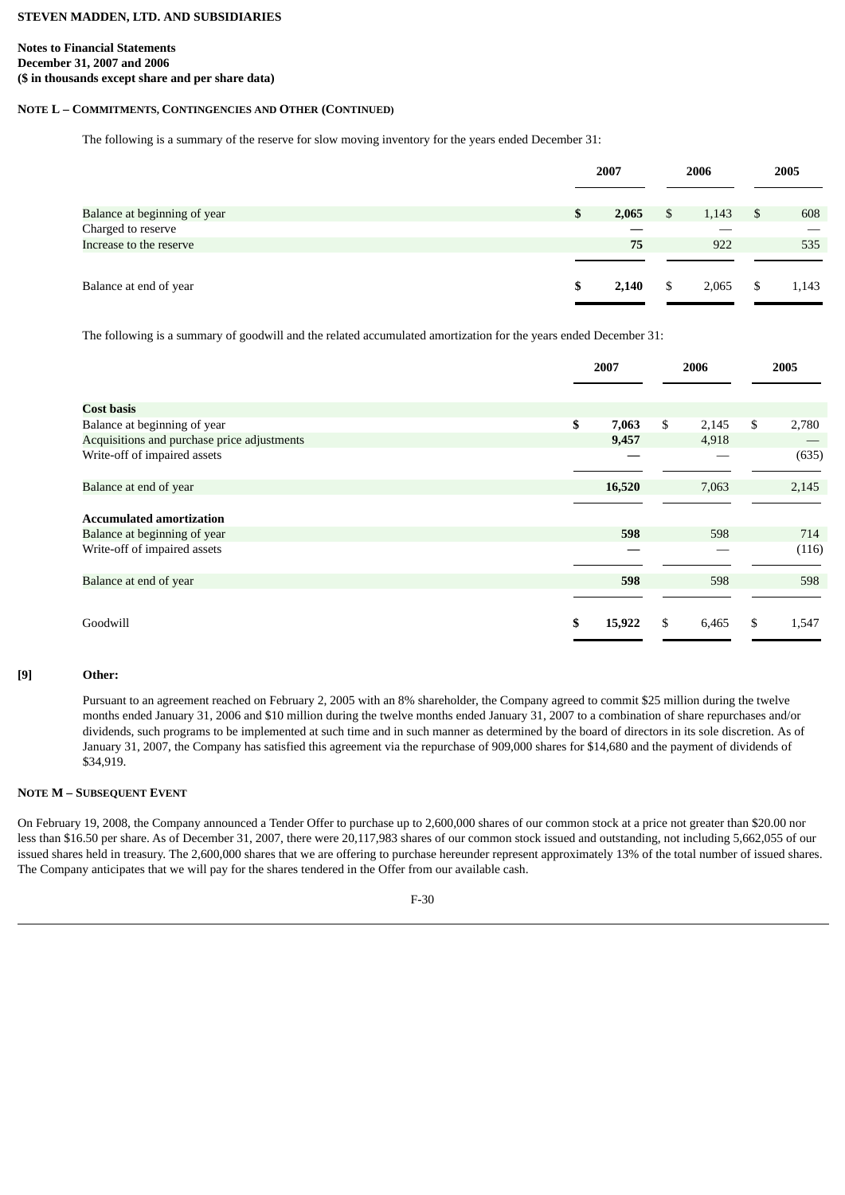**STEVEN MADDEN, LTD. AND SUBSIDIARIES**

**Notes to Financial Statements**
**December 31, 2007 and 2006**
**($ in thousands except share and per share data)**

**NOTE L – COMMITMENTS, CONTINGENCIES AND OTHER (CONTINUED)**

The following is a summary of the reserve for slow moving inventory for the years ended December 31:

| | 2007 | 2006 | 2005 |
|---|---|---|---|
| Balance at beginning of year | **$ 2,065** | $ 1,143 | $ 608 |
| Charged to reserve | **—** | — | — |
| Increase to the reserve | **75** | 922 | 535 |
| Balance at end of year | **$ 2,140** | $ 2,065 | $ 1,143 |

The following is a summary of goodwill and the related accumulated amortization for the years ended December 31:

| | 2007 | 2006 | 2005 |
|---|---|---|---|
| **Cost basis** | | | |
| Balance at beginning of year | **$ 7,063** | $ 2,145 | $ 2,780 |
| Acquisitions and purchase price adjustments | **9,457** | 4,918 | — |
| Write-off of impaired assets | **—** | — | (635) |
| Balance at end of year | **16,520** | 7,063 | 2,145 |
| **Accumulated amortization** | | | |
| Balance at beginning of year | **598** | 598 | 714 |
| Write-off of impaired assets | **—** | — | (116) |
| Balance at end of year | **598** | 598 | 598 |
| Goodwill | **$ 15,922** | $ 6,465 | $ 1,547 |

**[9] Other:**

Pursuant to an agreement reached on February 2, 2005 with an 8% shareholder, the Company agreed to commit $25 million during the twelve months ended January 31, 2006 and $10 million during the twelve months ended January 31, 2007 to a combination of share repurchases and/or dividends, such programs to be implemented at such time and in such manner as determined by the board of directors in its sole discretion. As of January 31, 2007, the Company has satisfied this agreement via the repurchase of 909,000 shares for $14,680 and the payment of dividends of $34,919.

**NOTE M – SUBSEQUENT EVENT**

On February 19, 2008, the Company announced a Tender Offer to purchase up to 2,600,000 shares of our common stock at a price not greater than $20.00 nor less than $16.50 per share. As of December 31, 2007, there were 20,117,983 shares of our common stock issued and outstanding, not including 5,662,055 of our issued shares held in treasury. The 2,600,000 shares that we are offering to purchase hereunder represent approximately 13% of the total number of issued shares. The Company anticipates that we will pay for the shares tendered in the Offer from our available cash.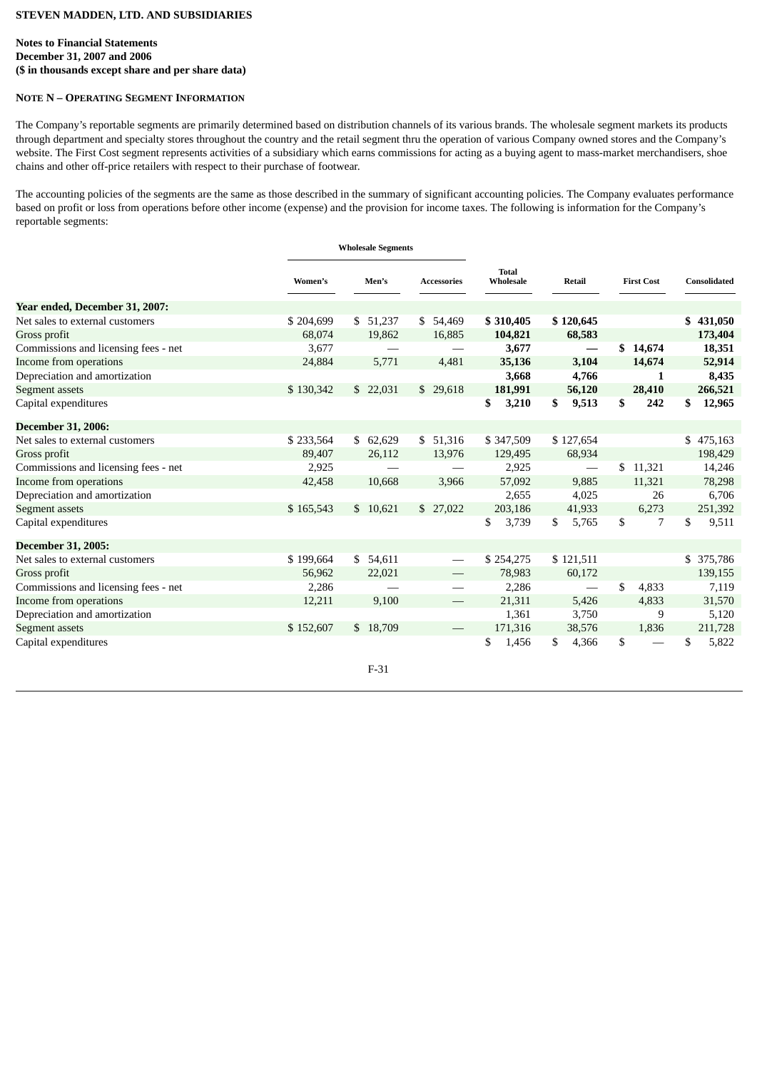**STEVEN MADDEN, LTD. AND SUBSIDIARIES**

**Notes to Financial Statements**
**December 31, 2007 and 2006**
**($ in thousands except share and per share data)**

**NOTE N – OPERATING SEGMENT INFORMATION**

The Company's reportable segments are primarily determined based on distribution channels of its various brands. The wholesale segment markets its products through department and specialty stores throughout the country and the retail segment thru the operation of various Company owned stores and the Company's website. The First Cost segment represents activities of a subsidiary which earns commissions for acting as a buying agent to mass-market merchandisers, shoe chains and other off-price retailers with respect to their purchase of footwear.

The accounting policies of the segments are the same as those described in the summary of significant accounting policies. The Company evaluates performance based on profit or loss from operations before other income (expense) and the provision for income taxes. The following is information for the Company's reportable segments:

| | Wholesale Segments | | | | | | |
|---|---|---|---|---|---|---|---|
| | Women's | Men's | Accessories | Total Wholesale | Retail | First Cost | Consolidated |
| **Year ended, December 31, 2007:** | | | | | | | |
| Net sales to external customers | $ 204,699 | $ 51,237 | $ 54,469 | **$ 310,405** | **$ 120,645** | | **$ 431,050** |
| Gross profit | 68,074 | 19,862 | 16,885 | **104,821** | **68,583** | | **173,404** |
| Commissions and licensing fees - net | 3,677 | — | — | **3,677** | **—** | **$ 14,674** | **18,351** |
| Income from operations | 24,884 | 5,771 | 4,481 | **35,136** | **3,104** | **14,674** | **52,914** |
| Depreciation and amortization | | | | **3,668** | **4,766** | **1** | **8,435** |
| Segment assets | $ 130,342 | $ 22,031 | $ 29,618 | **181,991** | **56,120** | **28,410** | **266,521** |
| Capital expenditures | | | | **$ 3,210** | **$ 9,513** | **$ 242** | **$ 12,965** |
| **December 31, 2006:** | | | | | | | |
| Net sales to external customers | $ 233,564 | $ 62,629 | $ 51,316 | $ 347,509 | $ 127,654 | | $ 475,163 |
| Gross profit | 89,407 | 26,112 | 13,976 | 129,495 | 68,934 | | 198,429 |
| Commissions and licensing fees - net | 2,925 | — | — | 2,925 | — | $ 11,321 | 14,246 |
| Income from operations | 42,458 | 10,668 | 3,966 | 57,092 | 9,885 | 11,321 | 78,298 |
| Depreciation and amortization | | | | 2,655 | 4,025 | 26 | 6,706 |
| Segment assets | $ 165,543 | $ 10,621 | $ 27,022 | 203,186 | 41,933 | 6,273 | 251,392 |
| Capital expenditures | | | | $ 3,739 | $ 5,765 | $ 7 | $ 9,511 |
| **December 31, 2005:** | | | | | | | |
| Net sales to external customers | $ 199,664 | $ 54,611 | — | $ 254,275 | $ 121,511 | | $ 375,786 |
| Gross profit | 56,962 | 22,021 | — | 78,983 | 60,172 | | 139,155 |
| Commissions and licensing fees - net | 2,286 | — | — | 2,286 | — | $ 4,833 | 7,119 |
| Income from operations | 12,211 | 9,100 | — | 21,311 | 5,426 | 4,833 | 31,570 |
| Depreciation and amortization | | | | 1,361 | 3,750 | 9 | 5,120 |
| Segment assets | $ 152,607 | $ 18,709 | — | 171,316 | 38,576 | 1,836 | 211,728 |
| Capital expenditures | | | | $ 1,456 | $ 4,366 | $ — | $ 5,822 |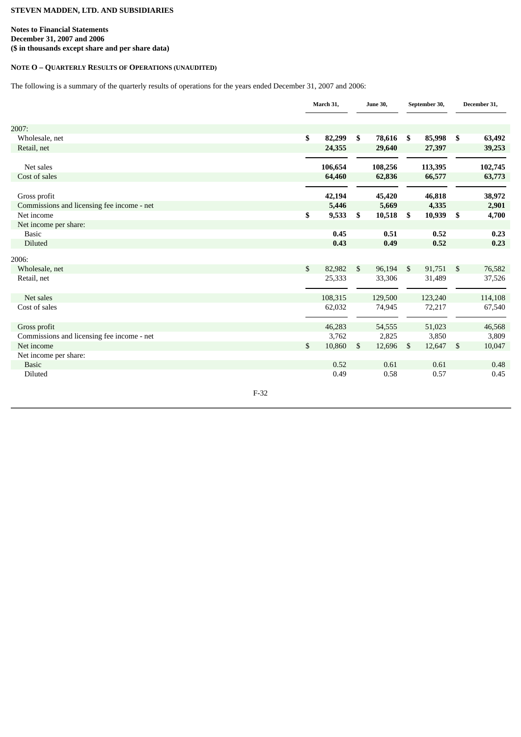**STEVEN MADDEN, LTD. AND SUBSIDIARIES**

**Notes to Financial Statements**
**December 31, 2007 and 2006**
**($ in thousands except share and per share data)**

**NOTE O – QUARTERLY RESULTS OF OPERATIONS (UNAUDITED)**

The following is a summary of the quarterly results of operations for the years ended December 31, 2007 and 2006:

| | March 31, | June 30, | September 30, | December 31, |
|---|---|---|---|---|
| 2007: | | | | |
| Wholesale, net | **$ 82,299** | **$ 78,616** | **$ 85,998** | **$ 63,492** |
| Retail, net | **24,355** | **29,640** | **27,397** | **39,253** |
| Net sales | **106,654** | **108,256** | **113,395** | **102,745** |
| Cost of sales | **64,460** | **62,836** | **66,577** | **63,773** |
| Gross profit | **42,194** | **45,420** | **46,818** | **38,972** |
| Commissions and licensing fee income - net | **5,446** | **5,669** | **4,335** | **2,901** |
| Net income | **$ 9,533** | **$ 10,518** | **$ 10,939** | **$ 4,700** |
| Net income per share: | | | | |
| Basic | **0.45** | **0.51** | **0.52** | **0.23** |
| Diluted | **0.43** | **0.49** | **0.52** | **0.23** |
| 2006: | | | | |
| Wholesale, net | $ 82,982 | $ 96,194 | $ 91,751 | $ 76,582 |
| Retail, net | 25,333 | 33,306 | 31,489 | 37,526 |
| Net sales | 108,315 | 129,500 | 123,240 | 114,108 |
| Cost of sales | 62,032 | 74,945 | 72,217 | 67,540 |
| Gross profit | 46,283 | 54,555 | 51,023 | 46,568 |
| Commissions and licensing fee income - net | 3,762 | 2,825 | 3,850 | 3,809 |
| Net income | $ 10,860 | $ 12,696 | $ 12,647 | $ 10,047 |
| Net income per share: | | | | |
| Basic | 0.52 | 0.61 | 0.61 | 0.48 |
| Diluted | 0.49 | 0.58 | 0.57 | 0.45 |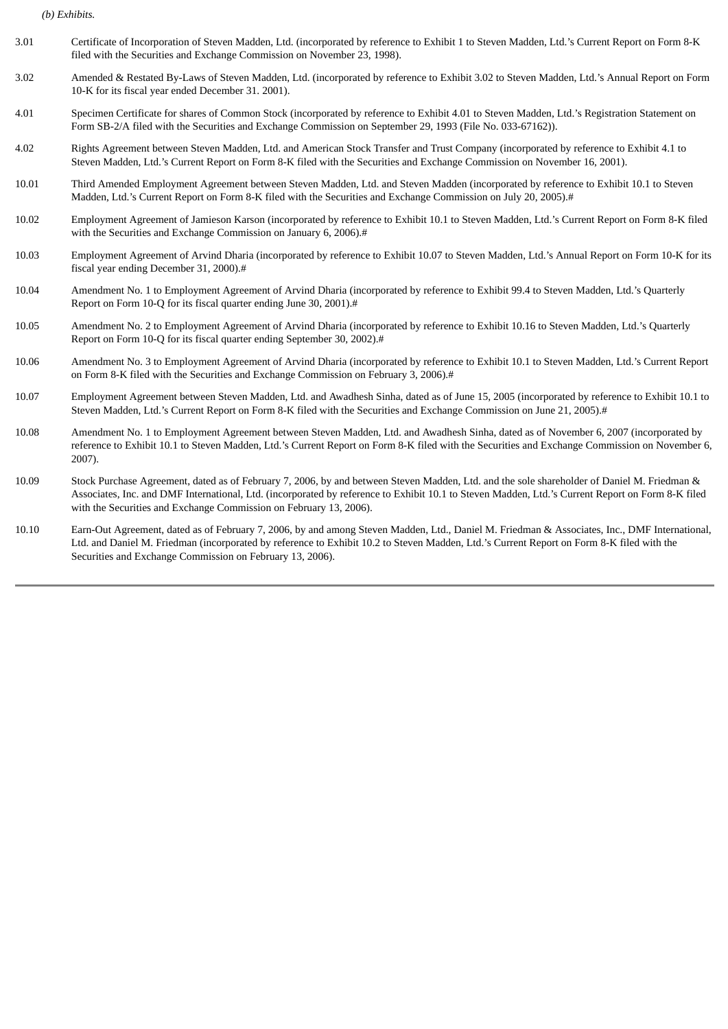*(b) Exhibits.*

| | |
|---|---|
| 3.01 | Certificate of Incorporation of Steven Madden, Ltd. (incorporated by reference to Exhibit 1 to Steven Madden, Ltd.'s Current Report on Form 8-K filed with the Securities and Exchange Commission on November 23, 1998). |
| 3.02 | Amended & Restated By-Laws of Steven Madden, Ltd. (incorporated by reference to Exhibit 3.02 to Steven Madden, Ltd.'s Annual Report on Form 10-K for its fiscal year ended December 31. 2001). |
| 4.01 | Specimen Certificate for shares of Common Stock (incorporated by reference to Exhibit 4.01 to Steven Madden, Ltd.'s Registration Statement on Form SB-2/A filed with the Securities and Exchange Commission on September 29, 1993 (File No. 033-67162)). |
| 4.02 | Rights Agreement between Steven Madden, Ltd. and American Stock Transfer and Trust Company (incorporated by reference to Exhibit 4.1 to Steven Madden, Ltd.'s Current Report on Form 8-K filed with the Securities and Exchange Commission on November 16, 2001). |
| 10.01 | Third Amended Employment Agreement between Steven Madden, Ltd. and Steven Madden (incorporated by reference to Exhibit 10.1 to Steven Madden, Ltd.'s Current Report on Form 8-K filed with the Securities and Exchange Commission on July 20, 2005).# |
| 10.02 | Employment Agreement of Jamieson Karson (incorporated by reference to Exhibit 10.1 to Steven Madden, Ltd.'s Current Report on Form 8-K filed with the Securities and Exchange Commission on January 6, 2006).# |
| 10.03 | Employment Agreement of Arvind Dharia (incorporated by reference to Exhibit 10.07 to Steven Madden, Ltd.'s Annual Report on Form 10-K for its fiscal year ending December 31, 2000).# |
| 10.04 | Amendment No. 1 to Employment Agreement of Arvind Dharia (incorporated by reference to Exhibit 99.4 to Steven Madden, Ltd.'s Quarterly Report on Form 10-Q for its fiscal quarter ending June 30, 2001).# |
| 10.05 | Amendment No. 2 to Employment Agreement of Arvind Dharia (incorporated by reference to Exhibit 10.16 to Steven Madden, Ltd.'s Quarterly Report on Form 10-Q for its fiscal quarter ending September 30, 2002).# |
| 10.06 | Amendment No. 3 to Employment Agreement of Arvind Dharia (incorporated by reference to Exhibit 10.1 to Steven Madden, Ltd.'s Current Report on Form 8-K filed with the Securities and Exchange Commission on February 3, 2006).# |
| 10.07 | Employment Agreement between Steven Madden, Ltd. and Awadhesh Sinha, dated as of June 15, 2005 (incorporated by reference to Exhibit 10.1 to Steven Madden, Ltd.'s Current Report on Form 8-K filed with the Securities and Exchange Commission on June 21, 2005).# |
| 10.08 | Amendment No. 1 to Employment Agreement between Steven Madden, Ltd. and Awadhesh Sinha, dated as of November 6, 2007 (incorporated by reference to Exhibit 10.1 to Steven Madden, Ltd.'s Current Report on Form 8-K filed with the Securities and Exchange Commission on November 6, 2007). |
| 10.09 | Stock Purchase Agreement, dated as of February 7, 2006, by and between Steven Madden, Ltd. and the sole shareholder of Daniel M. Friedman & Associates, Inc. and DMF International, Ltd. (incorporated by reference to Exhibit 10.1 to Steven Madden, Ltd.'s Current Report on Form 8-K filed with the Securities and Exchange Commission on February 13, 2006). |
| 10.10 | Earn-Out Agreement, dated as of February 7, 2006, by and among Steven Madden, Ltd., Daniel M. Friedman & Associates, Inc., DMF International, Ltd. and Daniel M. Friedman (incorporated by reference to Exhibit 10.2 to Steven Madden, Ltd.'s Current Report on Form 8-K filed with the Securities and Exchange Commission on February 13, 2006). |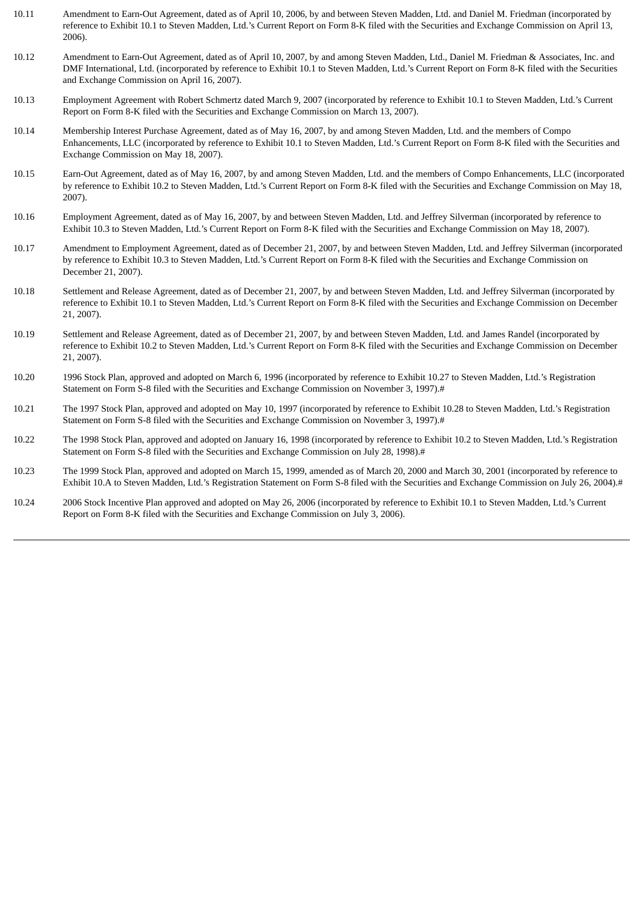| | |
|---|---|
| 10.11 | Amendment to Earn-Out Agreement, dated as of April 10, 2006, by and between Steven Madden, Ltd. and Daniel M. Friedman (incorporated by reference to Exhibit 10.1 to Steven Madden, Ltd.'s Current Report on Form 8-K filed with the Securities and Exchange Commission on April 13, 2006). |
| 10.12 | Amendment to Earn-Out Agreement, dated as of April 10, 2007, by and among Steven Madden, Ltd., Daniel M. Friedman & Associates, Inc. and DMF International, Ltd. (incorporated by reference to Exhibit 10.1 to Steven Madden, Ltd.'s Current Report on Form 8-K filed with the Securities and Exchange Commission on April 16, 2007). |
| 10.13 | Employment Agreement with Robert Schmertz dated March 9, 2007 (incorporated by reference to Exhibit 10.1 to Steven Madden, Ltd.'s Current Report on Form 8-K filed with the Securities and Exchange Commission on March 13, 2007). |
| 10.14 | Membership Interest Purchase Agreement, dated as of May 16, 2007, by and among Steven Madden, Ltd. and the members of Compo Enhancements, LLC (incorporated by reference to Exhibit 10.1 to Steven Madden, Ltd.'s Current Report on Form 8-K filed with the Securities and Exchange Commission on May 18, 2007). |
| 10.15 | Earn-Out Agreement, dated as of May 16, 2007, by and among Steven Madden, Ltd. and the members of Compo Enhancements, LLC (incorporated by reference to Exhibit 10.2 to Steven Madden, Ltd.'s Current Report on Form 8-K filed with the Securities and Exchange Commission on May 18, 2007). |
| 10.16 | Employment Agreement, dated as of May 16, 2007, by and between Steven Madden, Ltd. and Jeffrey Silverman (incorporated by reference to Exhibit 10.3 to Steven Madden, Ltd.'s Current Report on Form 8-K filed with the Securities and Exchange Commission on May 18, 2007). |
| 10.17 | Amendment to Employment Agreement, dated as of December 21, 2007, by and between Steven Madden, Ltd. and Jeffrey Silverman (incorporated by reference to Exhibit 10.3 to Steven Madden, Ltd.'s Current Report on Form 8-K filed with the Securities and Exchange Commission on December 21, 2007). |
| 10.18 | Settlement and Release Agreement, dated as of December 21, 2007, by and between Steven Madden, Ltd. and Jeffrey Silverman (incorporated by reference to Exhibit 10.1 to Steven Madden, Ltd.'s Current Report on Form 8-K filed with the Securities and Exchange Commission on December 21, 2007). |
| 10.19 | Settlement and Release Agreement, dated as of December 21, 2007, by and between Steven Madden, Ltd. and James Randel (incorporated by reference to Exhibit 10.2 to Steven Madden, Ltd.'s Current Report on Form 8-K filed with the Securities and Exchange Commission on December 21, 2007). |
| 10.20 | 1996 Stock Plan, approved and adopted on March 6, 1996 (incorporated by reference to Exhibit 10.27 to Steven Madden, Ltd.'s Registration Statement on Form S-8 filed with the Securities and Exchange Commission on November 3, 1997).# |
| 10.21 | The 1997 Stock Plan, approved and adopted on May 10, 1997 (incorporated by reference to Exhibit 10.28 to Steven Madden, Ltd.'s Registration Statement on Form S-8 filed with the Securities and Exchange Commission on November 3, 1997).# |
| 10.22 | The 1998 Stock Plan, approved and adopted on January 16, 1998 (incorporated by reference to Exhibit 10.2 to Steven Madden, Ltd.'s Registration Statement on Form S-8 filed with the Securities and Exchange Commission on July 28, 1998).# |
| 10.23 | The 1999 Stock Plan, approved and adopted on March 15, 1999, amended as of March 20, 2000 and March 30, 2001 (incorporated by reference to Exhibit 10.A to Steven Madden, Ltd.'s Registration Statement on Form S-8 filed with the Securities and Exchange Commission on July 26, 2004).# |
| 10.24 | 2006 Stock Incentive Plan approved and adopted on May 26, 2006 (incorporated by reference to Exhibit 10.1 to Steven Madden, Ltd.'s Current Report on Form 8-K filed with the Securities and Exchange Commission on July 3, 2006). |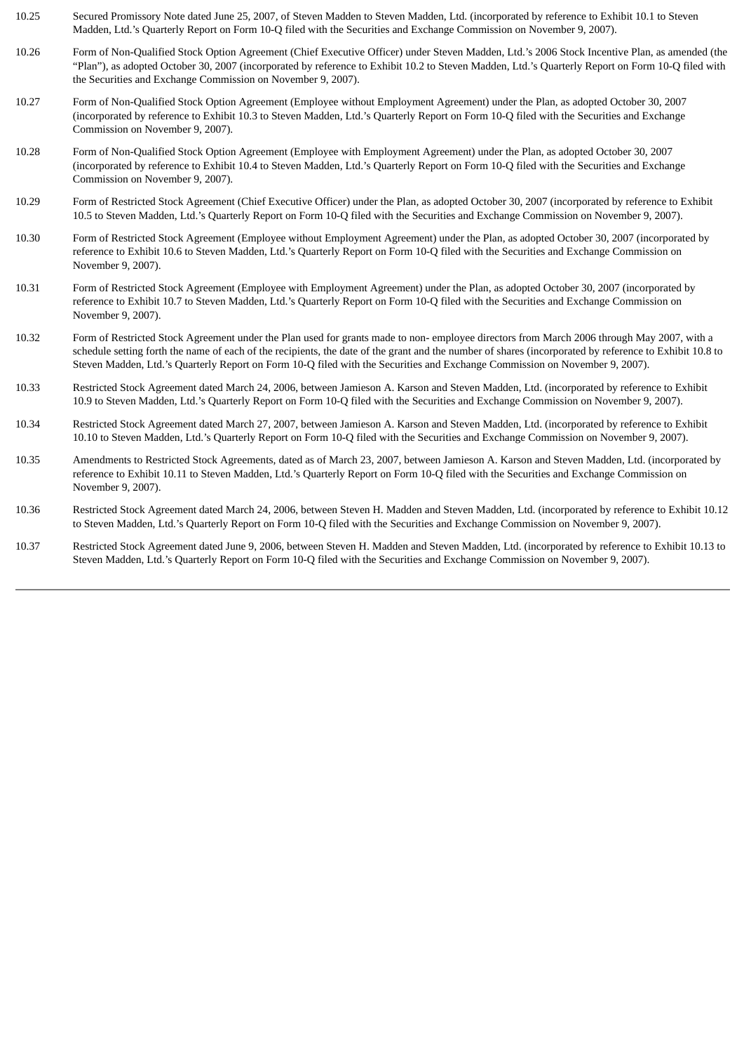| | |
|---|---|
| 10.25 | Secured Promissory Note dated June 25, 2007, of Steven Madden to Steven Madden, Ltd. (incorporated by reference to Exhibit 10.1 to Steven Madden, Ltd.'s Quarterly Report on Form 10-Q filed with the Securities and Exchange Commission on November 9, 2007). |
| 10.26 | Form of Non-Qualified Stock Option Agreement (Chief Executive Officer) under Steven Madden, Ltd.'s 2006 Stock Incentive Plan, as amended (the "Plan"), as adopted October 30, 2007 (incorporated by reference to Exhibit 10.2 to Steven Madden, Ltd.'s Quarterly Report on Form 10-Q filed with the Securities and Exchange Commission on November 9, 2007). |
| 10.27 | Form of Non-Qualified Stock Option Agreement (Employee without Employment Agreement) under the Plan, as adopted October 30, 2007 (incorporated by reference to Exhibit 10.3 to Steven Madden, Ltd.'s Quarterly Report on Form 10-Q filed with the Securities and Exchange Commission on November 9, 2007). |
| 10.28 | Form of Non-Qualified Stock Option Agreement (Employee with Employment Agreement) under the Plan, as adopted October 30, 2007 (incorporated by reference to Exhibit 10.4 to Steven Madden, Ltd.'s Quarterly Report on Form 10-Q filed with the Securities and Exchange Commission on November 9, 2007). |
| 10.29 | Form of Restricted Stock Agreement (Chief Executive Officer) under the Plan, as adopted October 30, 2007 (incorporated by reference to Exhibit 10.5 to Steven Madden, Ltd.'s Quarterly Report on Form 10-Q filed with the Securities and Exchange Commission on November 9, 2007). |
| 10.30 | Form of Restricted Stock Agreement (Employee without Employment Agreement) under the Plan, as adopted October 30, 2007 (incorporated by reference to Exhibit 10.6 to Steven Madden, Ltd.'s Quarterly Report on Form 10-Q filed with the Securities and Exchange Commission on November 9, 2007). |
| 10.31 | Form of Restricted Stock Agreement (Employee with Employment Agreement) under the Plan, as adopted October 30, 2007 (incorporated by reference to Exhibit 10.7 to Steven Madden, Ltd.'s Quarterly Report on Form 10-Q filed with the Securities and Exchange Commission on November 9, 2007). |
| 10.32 | Form of Restricted Stock Agreement under the Plan used for grants made to non- employee directors from March 2006 through May 2007, with a schedule setting forth the name of each of the recipients, the date of the grant and the number of shares (incorporated by reference to Exhibit 10.8 to Steven Madden, Ltd.'s Quarterly Report on Form 10-Q filed with the Securities and Exchange Commission on November 9, 2007). |
| 10.33 | Restricted Stock Agreement dated March 24, 2006, between Jamieson A. Karson and Steven Madden, Ltd. (incorporated by reference to Exhibit 10.9 to Steven Madden, Ltd.'s Quarterly Report on Form 10-Q filed with the Securities and Exchange Commission on November 9, 2007). |
| 10.34 | Restricted Stock Agreement dated March 27, 2007, between Jamieson A. Karson and Steven Madden, Ltd. (incorporated by reference to Exhibit 10.10 to Steven Madden, Ltd.'s Quarterly Report on Form 10-Q filed with the Securities and Exchange Commission on November 9, 2007). |
| 10.35 | Amendments to Restricted Stock Agreements, dated as of March 23, 2007, between Jamieson A. Karson and Steven Madden, Ltd. (incorporated by reference to Exhibit 10.11 to Steven Madden, Ltd.'s Quarterly Report on Form 10-Q filed with the Securities and Exchange Commission on November 9, 2007). |
| 10.36 | Restricted Stock Agreement dated March 24, 2006, between Steven H. Madden and Steven Madden, Ltd. (incorporated by reference to Exhibit 10.12 to Steven Madden, Ltd.'s Quarterly Report on Form 10-Q filed with the Securities and Exchange Commission on November 9, 2007). |
| 10.37 | Restricted Stock Agreement dated June 9, 2006, between Steven H. Madden and Steven Madden, Ltd. (incorporated by reference to Exhibit 10.13 to Steven Madden, Ltd.'s Quarterly Report on Form 10-Q filed with the Securities and Exchange Commission on November 9, 2007). |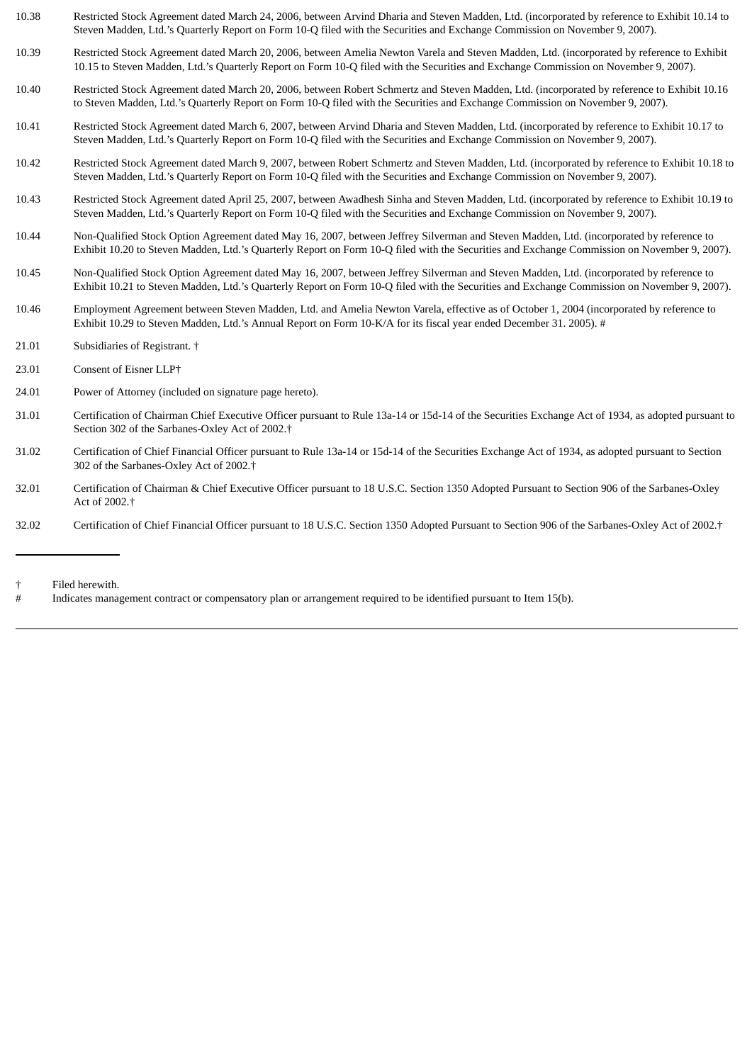| | |
|---|---|
| 10.38 | Restricted Stock Agreement dated March 24, 2006, between Arvind Dharia and Steven Madden, Ltd. (incorporated by reference to Exhibit 10.14 to Steven Madden, Ltd.'s Quarterly Report on Form 10-Q filed with the Securities and Exchange Commission on November 9, 2007). |
| 10.39 | Restricted Stock Agreement dated March 20, 2006, between Amelia Newton Varela and Steven Madden, Ltd. (incorporated by reference to Exhibit 10.15 to Steven Madden, Ltd.'s Quarterly Report on Form 10-Q filed with the Securities and Exchange Commission on November 9, 2007). |
| 10.40 | Restricted Stock Agreement dated March 20, 2006, between Robert Schmertz and Steven Madden, Ltd. (incorporated by reference to Exhibit 10.16 to Steven Madden, Ltd.'s Quarterly Report on Form 10-Q filed with the Securities and Exchange Commission on November 9, 2007). |
| 10.41 | Restricted Stock Agreement dated March 6, 2007, between Arvind Dharia and Steven Madden, Ltd. (incorporated by reference to Exhibit 10.17 to Steven Madden, Ltd.'s Quarterly Report on Form 10-Q filed with the Securities and Exchange Commission on November 9, 2007). |
| 10.42 | Restricted Stock Agreement dated March 9, 2007, between Robert Schmertz and Steven Madden, Ltd. (incorporated by reference to Exhibit 10.18 to Steven Madden, Ltd.'s Quarterly Report on Form 10-Q filed with the Securities and Exchange Commission on November 9, 2007). |
| 10.43 | Restricted Stock Agreement dated April 25, 2007, between Awadhesh Sinha and Steven Madden, Ltd. (incorporated by reference to Exhibit 10.19 to Steven Madden, Ltd.'s Quarterly Report on Form 10-Q filed with the Securities and Exchange Commission on November 9, 2007). |
| 10.44 | Non-Qualified Stock Option Agreement dated May 16, 2007, between Jeffrey Silverman and Steven Madden, Ltd. (incorporated by reference to Exhibit 10.20 to Steven Madden, Ltd.'s Quarterly Report on Form 10-Q filed with the Securities and Exchange Commission on November 9, 2007). |
| 10.45 | Non-Qualified Stock Option Agreement dated May 16, 2007, between Jeffrey Silverman and Steven Madden, Ltd. (incorporated by reference to Exhibit 10.21 to Steven Madden, Ltd.'s Quarterly Report on Form 10-Q filed with the Securities and Exchange Commission on November 9, 2007). |
| 10.46 | Employment Agreement between Steven Madden, Ltd. and Amelia Newton Varela, effective as of October 1, 2004 (incorporated by reference to Exhibit 10.29 to Steven Madden, Ltd.'s Annual Report on Form 10-K/A for its fiscal year ended December 31. 2005). # |
| 21.01 | Subsidiaries of Registrant. † |
| 23.01 | Consent of Eisner LLP† |
| 24.01 | Power of Attorney (included on signature page hereto). |
| 31.01 | Certification of Chairman Chief Executive Officer pursuant to Rule 13a-14 or 15d-14 of the Securities Exchange Act of 1934, as adopted pursuant to Section 302 of the Sarbanes-Oxley Act of 2002.† |
| 31.02 | Certification of Chief Financial Officer pursuant to Rule 13a-14 or 15d-14 of the Securities Exchange Act of 1934, as adopted pursuant to Section 302 of the Sarbanes-Oxley Act of 2002.† |
| 32.01 | Certification of Chairman & Chief Executive Officer pursuant to 18 U.S.C. Section 1350 Adopted Pursuant to Section 906 of the Sarbanes-Oxley Act of 2002.† |
| 32.02 | Certification of Chief Financial Officer pursuant to 18 U.S.C. Section 1350 Adopted Pursuant to Section 906 of the Sarbanes-Oxley Act of 2002.† |

† Filed herewith.

# Indicates management contract or compensatory plan or arrangement required to be identified pursuant to Item 15(b).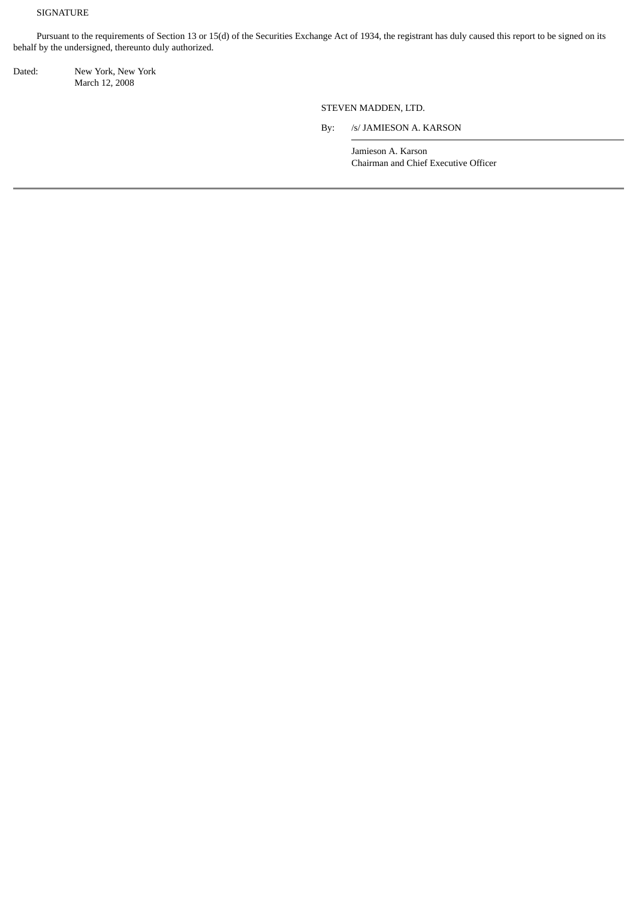SIGNATURE

Pursuant to the requirements of Section 13 or 15(d) of the Securities Exchange Act of 1934, the registrant has duly caused this report to be signed on its behalf by the undersigned, thereunto duly authorized.

Dated: New York, New York
March 12, 2008

STEVEN MADDEN, LTD.

By: /s/ JAMIESON A. KARSON

Jamieson A. Karson
Chairman and Chief Executive Officer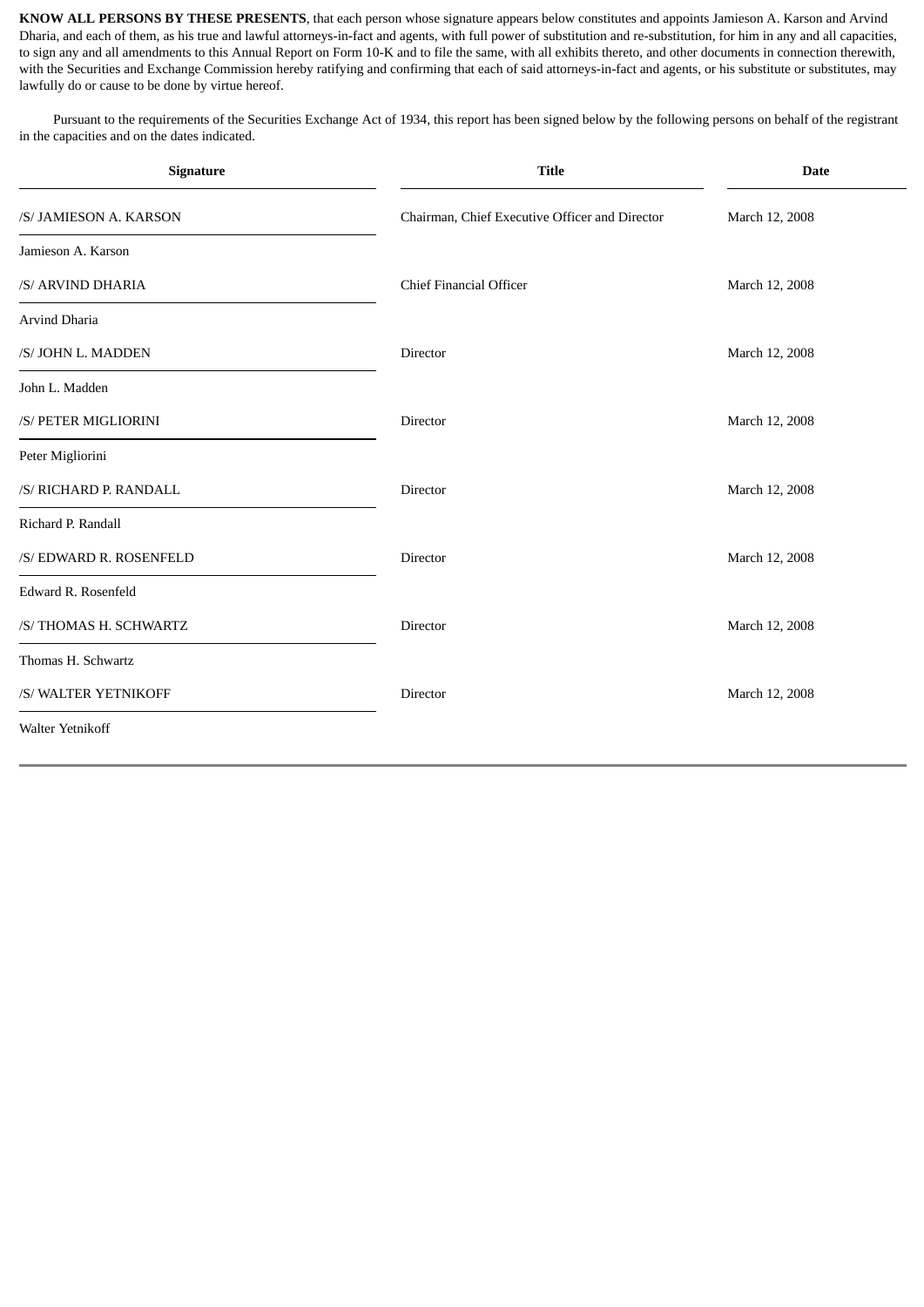**KNOW ALL PERSONS BY THESE PRESENTS**, that each person whose signature appears below constitutes and appoints Jamieson A. Karson and Arvind Dharia, and each of them, as his true and lawful attorneys-in-fact and agents, with full power of substitution and re-substitution, for him in any and all capacities, to sign any and all amendments to this Annual Report on Form 10-K and to file the same, with all exhibits thereto, and other documents in connection therewith, with the Securities and Exchange Commission hereby ratifying and confirming that each of said attorneys-in-fact and agents, or his substitute or substitutes, may lawfully do or cause to be done by virtue hereof.

Pursuant to the requirements of the Securities Exchange Act of 1934, this report has been signed below by the following persons on behalf of the registrant in the capacities and on the dates indicated.

| Signature | Title | Date |
|---|---|---|
| /S/ JAMIESON A. KARSON<br>Jamieson A. Karson | Chairman, Chief Executive Officer and Director | March 12, 2008 |
| /S/ ARVIND DHARIA<br>Arvind Dharia | Chief Financial Officer | March 12, 2008 |
| /S/ JOHN L. MADDEN<br>John L. Madden | Director | March 12, 2008 |
| /S/ PETER MIGLIORINI<br>Peter Migliorini | Director | March 12, 2008 |
| /S/ RICHARD P. RANDALL<br>Richard P. Randall | Director | March 12, 2008 |
| /S/ EDWARD R. ROSENFELD<br>Edward R. Rosenfeld | Director | March 12, 2008 |
| /S/ THOMAS H. SCHWARTZ<br>Thomas H. Schwartz | Director | March 12, 2008 |
| /S/ WALTER YETNIKOFF<br>Walter Yetnikoff | Director | March 12, 2008 |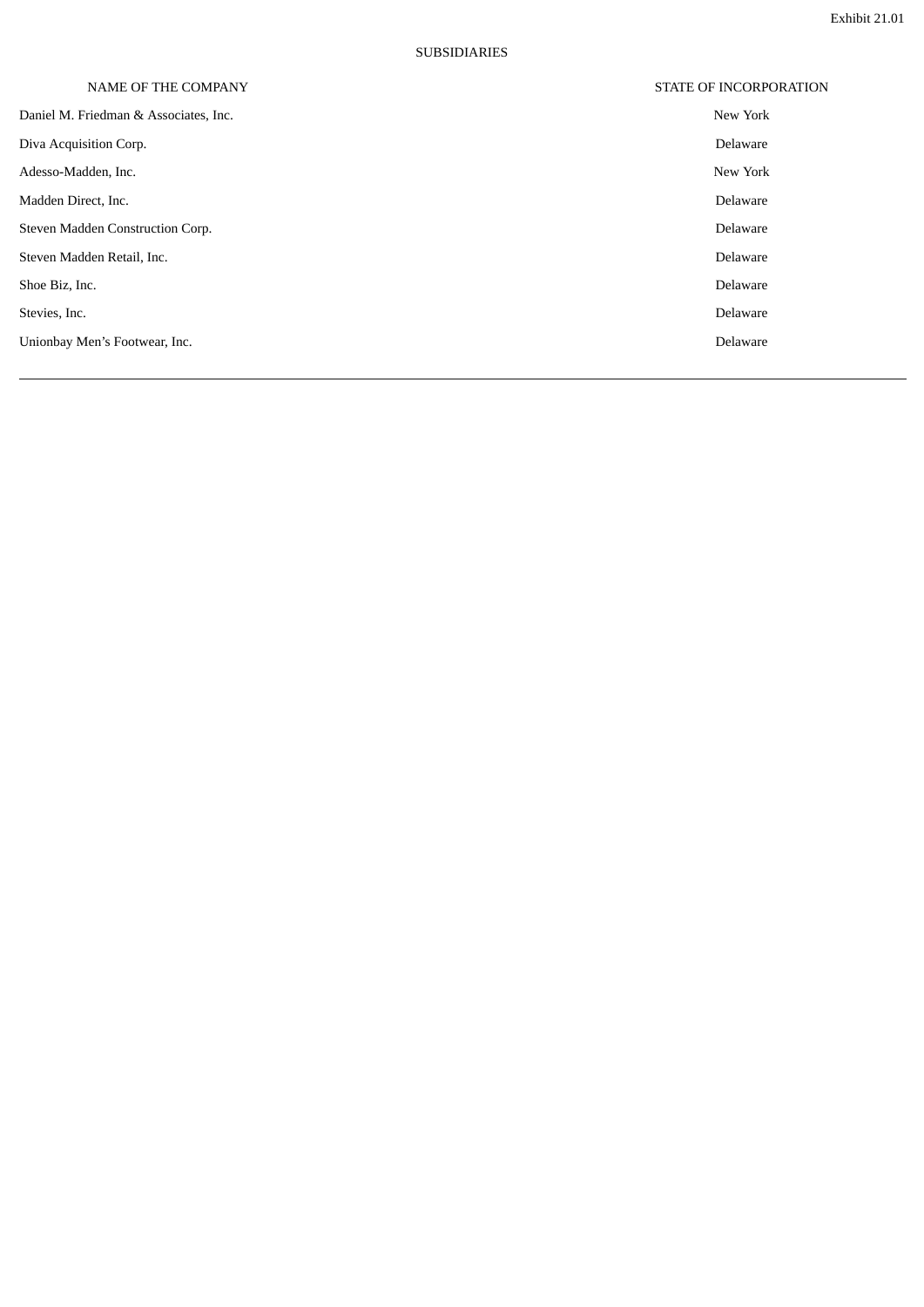Exhibit 21.01

SUBSIDIARIES

| NAME OF THE COMPANY | STATE OF INCORPORATION |
| --- | --- |
| Daniel M. Friedman & Associates, Inc. | New York |
| Diva Acquisition Corp. | Delaware |
| Adesso-Madden, Inc. | New York |
| Madden Direct, Inc. | Delaware |
| Steven Madden Construction Corp. | Delaware |
| Steven Madden Retail, Inc. | Delaware |
| Shoe Biz, Inc. | Delaware |
| Stevies, Inc. | Delaware |
| Unionbay Men's Footwear, Inc. | Delaware |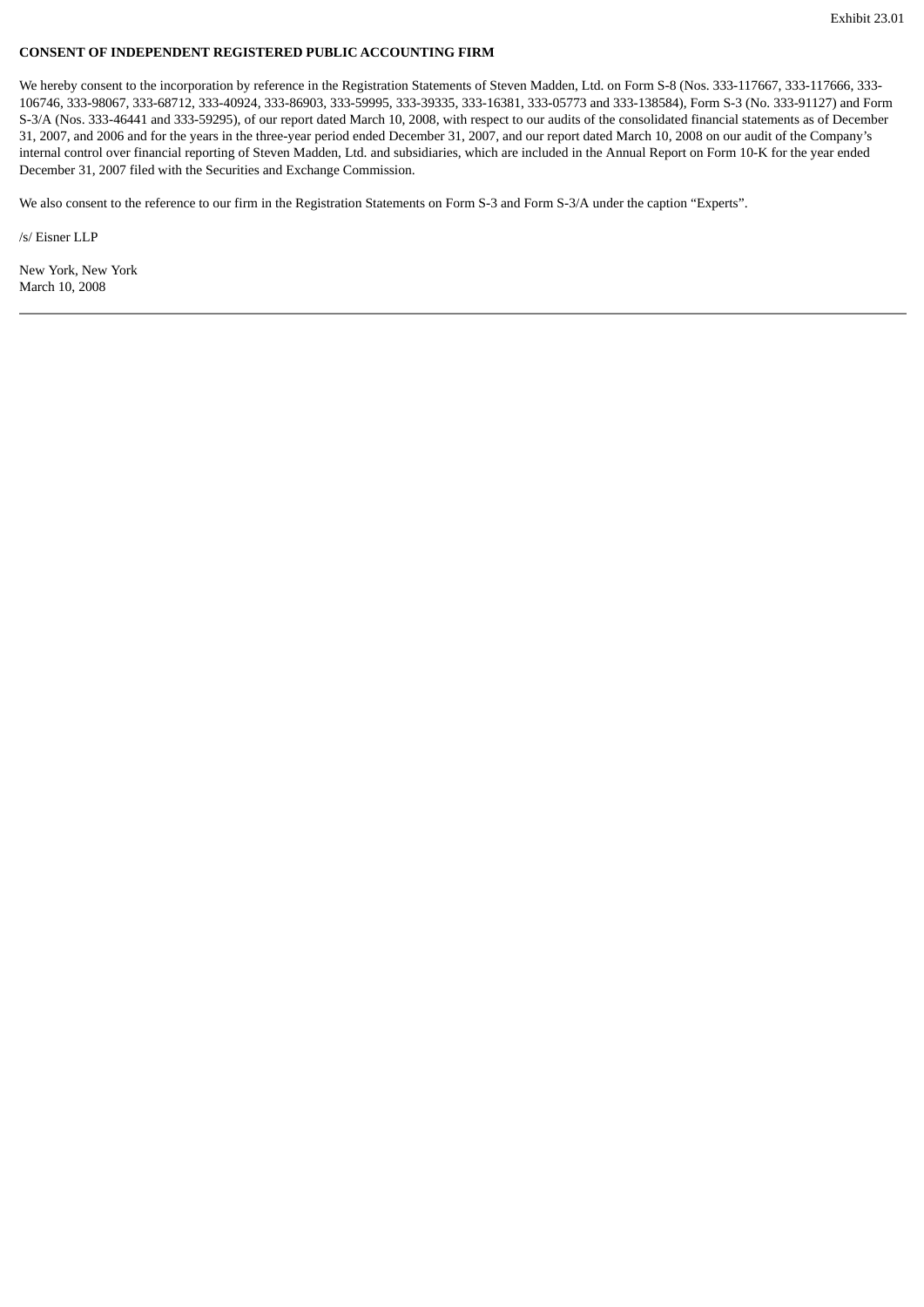Exhibit 23.01

**CONSENT OF INDEPENDENT REGISTERED PUBLIC ACCOUNTING FIRM**

We hereby consent to the incorporation by reference in the Registration Statements of Steven Madden, Ltd. on Form S-8 (Nos. 333-117667, 333-117666, 333-106746, 333-98067, 333-68712, 333-40924, 333-86903, 333-59995, 333-39335, 333-16381, 333-05773 and 333-138584), Form S-3 (No. 333-91127) and Form S-3/A (Nos. 333-46441 and 333-59295), of our report dated March 10, 2008, with respect to our audits of the consolidated financial statements as of December 31, 2007, and 2006 and for the years in the three-year period ended December 31, 2007, and our report dated March 10, 2008 on our audit of the Company's internal control over financial reporting of Steven Madden, Ltd. and subsidiaries, which are included in the Annual Report on Form 10-K for the year ended December 31, 2007 filed with the Securities and Exchange Commission.

We also consent to the reference to our firm in the Registration Statements on Form S-3 and Form S-3/A under the caption "Experts".

/s/ Eisner LLP

New York, New York
March 10, 2008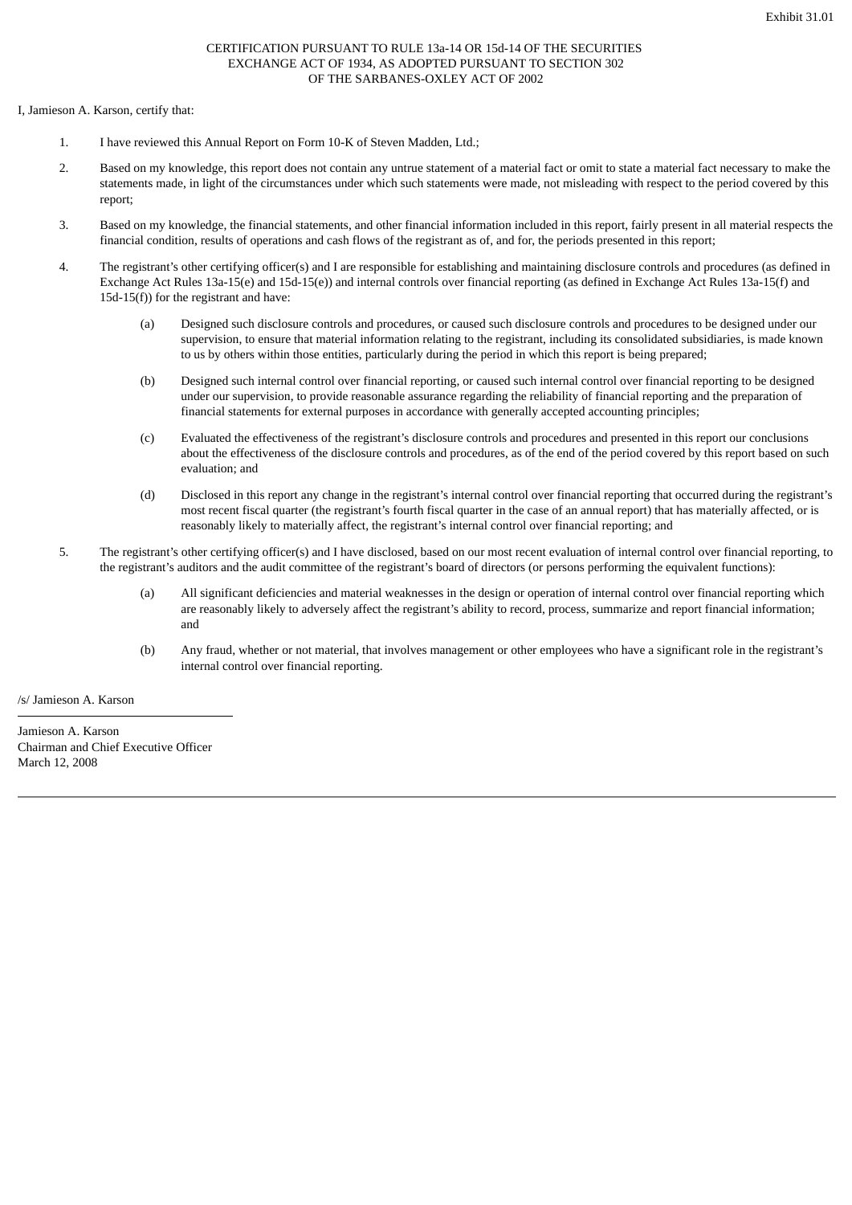Exhibit 31.01

CERTIFICATION PURSUANT TO RULE 13a-14 OR 15d-14 OF THE SECURITIES EXCHANGE ACT OF 1934, AS ADOPTED PURSUANT TO SECTION 302 OF THE SARBANES-OXLEY ACT OF 2002

I, Jamieson A. Karson, certify that:

1. I have reviewed this Annual Report on Form 10-K of Steven Madden, Ltd.;

2. Based on my knowledge, this report does not contain any untrue statement of a material fact or omit to state a material fact necessary to make the statements made, in light of the circumstances under which such statements were made, not misleading with respect to the period covered by this report;

3. Based on my knowledge, the financial statements, and other financial information included in this report, fairly present in all material respects the financial condition, results of operations and cash flows of the registrant as of, and for, the periods presented in this report;

4. The registrant's other certifying officer(s) and I are responsible for establishing and maintaining disclosure controls and procedures (as defined in Exchange Act Rules 13a-15(e) and 15d-15(e)) and internal controls over financial reporting (as defined in Exchange Act Rules 13a-15(f) and 15d-15(f)) for the registrant and have:

   (a) Designed such disclosure controls and procedures, or caused such disclosure controls and procedures to be designed under our supervision, to ensure that material information relating to the registrant, including its consolidated subsidiaries, is made known to us by others within those entities, particularly during the period in which this report is being prepared;

   (b) Designed such internal control over financial reporting, or caused such internal control over financial reporting to be designed under our supervision, to provide reasonable assurance regarding the reliability of financial reporting and the preparation of financial statements for external purposes in accordance with generally accepted accounting principles;

   (c) Evaluated the effectiveness of the registrant's disclosure controls and procedures and presented in this report our conclusions about the effectiveness of the disclosure controls and procedures, as of the end of the period covered by this report based on such evaluation; and

   (d) Disclosed in this report any change in the registrant's internal control over financial reporting that occurred during the registrant's most recent fiscal quarter (the registrant's fourth fiscal quarter in the case of an annual report) that has materially affected, or is reasonably likely to materially affect, the registrant's internal control over financial reporting; and

5. The registrant's other certifying officer(s) and I have disclosed, based on our most recent evaluation of internal control over financial reporting, to the registrant's auditors and the audit committee of the registrant's board of directors (or persons performing the equivalent functions):

   (a) All significant deficiencies and material weaknesses in the design or operation of internal control over financial reporting which are reasonably likely to adversely affect the registrant's ability to record, process, summarize and report financial information; and

   (b) Any fraud, whether or not material, that involves management or other employees who have a significant role in the registrant's internal control over financial reporting.

/s/ Jamieson A. Karson

Jamieson A. Karson
Chairman and Chief Executive Officer
March 12, 2008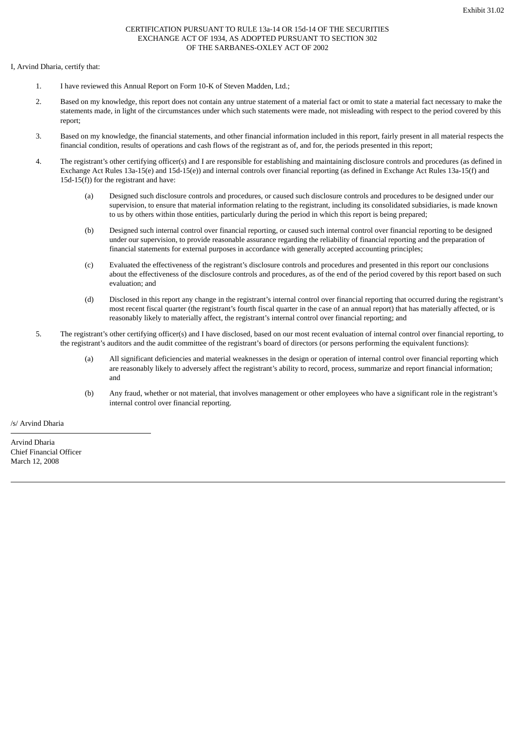Exhibit 31.02

CERTIFICATION PURSUANT TO RULE 13a-14 OR 15d-14 OF THE SECURITIES EXCHANGE ACT OF 1934, AS ADOPTED PURSUANT TO SECTION 302 OF THE SARBANES-OXLEY ACT OF 2002

I, Arvind Dharia, certify that:

1. I have reviewed this Annual Report on Form 10-K of Steven Madden, Ltd.;

2. Based on my knowledge, this report does not contain any untrue statement of a material fact or omit to state a material fact necessary to make the statements made, in light of the circumstances under which such statements were made, not misleading with respect to the period covered by this report;

3. Based on my knowledge, the financial statements, and other financial information included in this report, fairly present in all material respects the financial condition, results of operations and cash flows of the registrant as of, and for, the periods presented in this report;

4. The registrant's other certifying officer(s) and I are responsible for establishing and maintaining disclosure controls and procedures (as defined in Exchange Act Rules 13a-15(e) and 15d-15(e)) and internal controls over financial reporting (as defined in Exchange Act Rules 13a-15(f) and 15d-15(f)) for the registrant and have:

   (a) Designed such disclosure controls and procedures, or caused such disclosure controls and procedures to be designed under our supervision, to ensure that material information relating to the registrant, including its consolidated subsidiaries, is made known to us by others within those entities, particularly during the period in which this report is being prepared;

   (b) Designed such internal control over financial reporting, or caused such internal control over financial reporting to be designed under our supervision, to provide reasonable assurance regarding the reliability of financial reporting and the preparation of financial statements for external purposes in accordance with generally accepted accounting principles;

   (c) Evaluated the effectiveness of the registrant's disclosure controls and procedures and presented in this report our conclusions about the effectiveness of the disclosure controls and procedures, as of the end of the period covered by this report based on such evaluation; and

   (d) Disclosed in this report any change in the registrant's internal control over financial reporting that occurred during the registrant's most recent fiscal quarter (the registrant's fourth fiscal quarter in the case of an annual report) that has materially affected, or is reasonably likely to materially affect, the registrant's internal control over financial reporting; and

5. The registrant's other certifying officer(s) and I have disclosed, based on our most recent evaluation of internal control over financial reporting, to the registrant's auditors and the audit committee of the registrant's board of directors (or persons performing the equivalent functions):

   (a) All significant deficiencies and material weaknesses in the design or operation of internal control over financial reporting which are reasonably likely to adversely affect the registrant's ability to record, process, summarize and report financial information; and

   (b) Any fraud, whether or not material, that involves management or other employees who have a significant role in the registrant's internal control over financial reporting.

/s/ Arvind Dharia

Arvind Dharia
Chief Financial Officer
March 12, 2008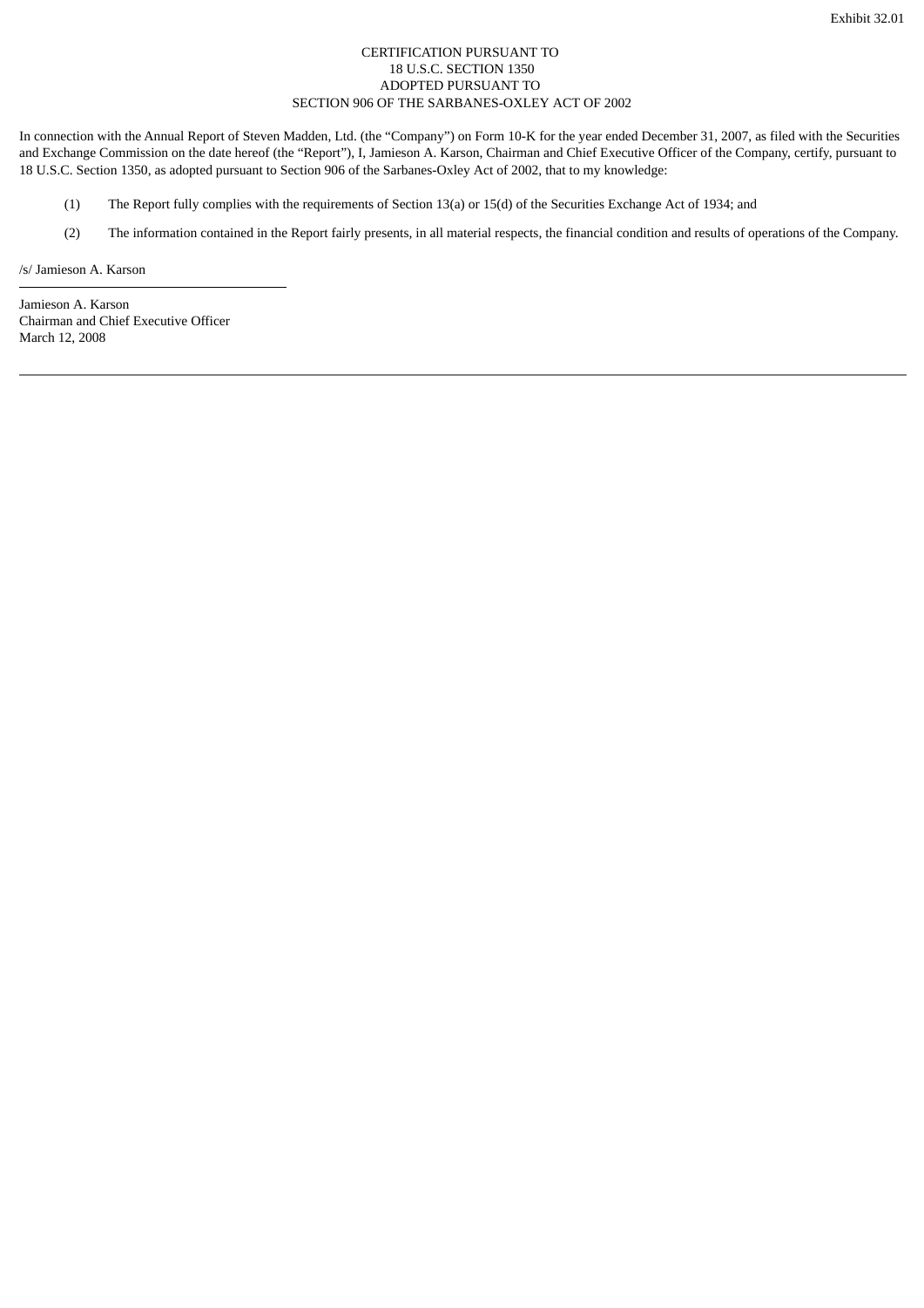Exhibit 32.01

# CERTIFICATION PURSUANT TO
# 18 U.S.C. SECTION 1350
# ADOPTED PURSUANT TO
# SECTION 906 OF THE SARBANES-OXLEY ACT OF 2002

In connection with the Annual Report of Steven Madden, Ltd. (the "Company") on Form 10-K for the year ended December 31, 2007, as filed with the Securities and Exchange Commission on the date hereof (the "Report"), I, Jamieson A. Karson, Chairman and Chief Executive Officer of the Company, certify, pursuant to 18 U.S.C. Section 1350, as adopted pursuant to Section 906 of the Sarbanes-Oxley Act of 2002, that to my knowledge:

(1) The Report fully complies with the requirements of Section 13(a) or 15(d) of the Securities Exchange Act of 1934; and

(2) The information contained in the Report fairly presents, in all material respects, the financial condition and results of operations of the Company.

/s/ Jamieson A. Karson

Jamieson A. Karson
Chairman and Chief Executive Officer
March 12, 2008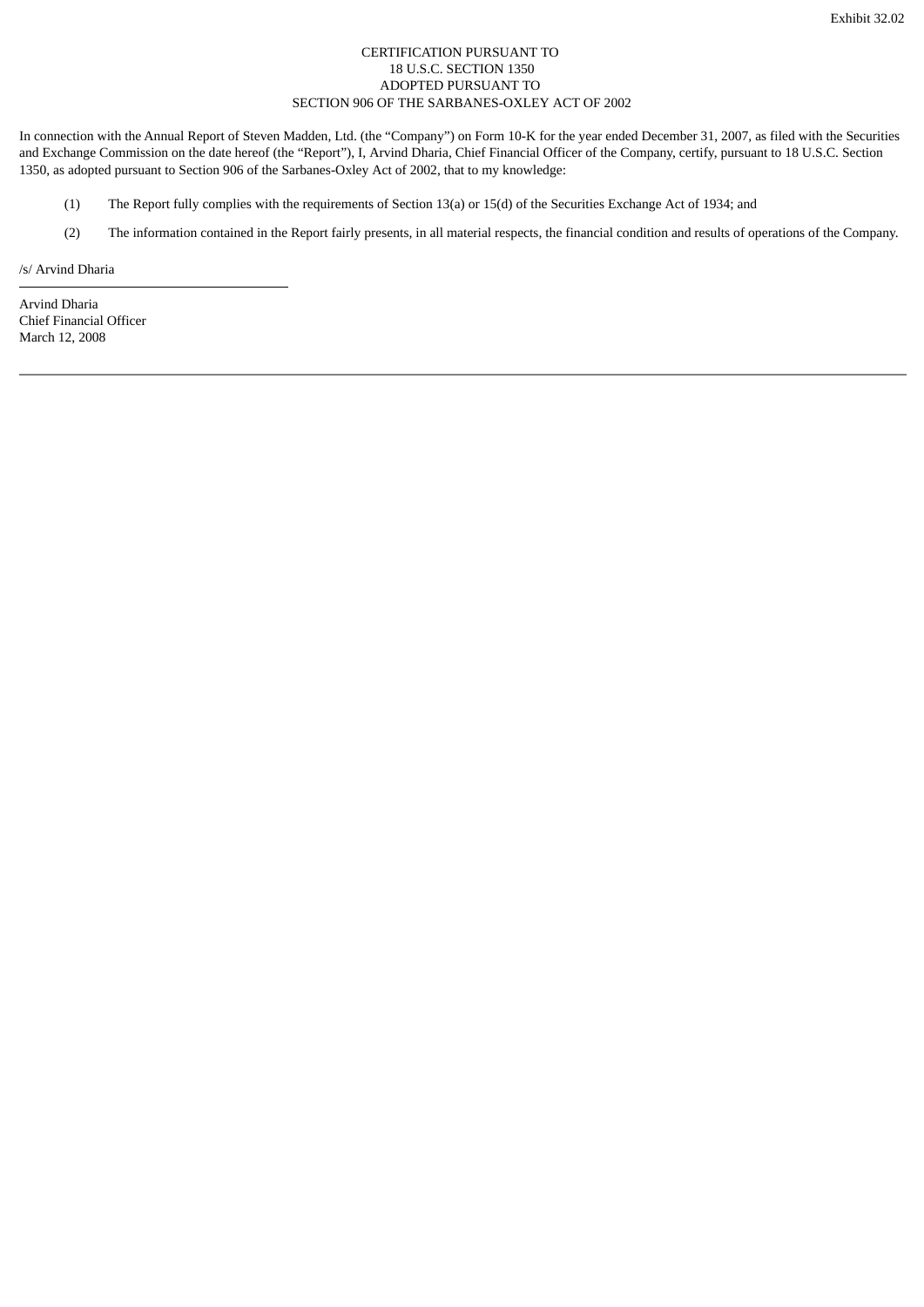Exhibit 32.02

CERTIFICATION PURSUANT TO
18 U.S.C. SECTION 1350
ADOPTED PURSUANT TO
SECTION 906 OF THE SARBANES-OXLEY ACT OF 2002

In connection with the Annual Report of Steven Madden, Ltd. (the "Company") on Form 10-K for the year ended December 31, 2007, as filed with the Securities and Exchange Commission on the date hereof (the "Report"), I, Arvind Dharia, Chief Financial Officer of the Company, certify, pursuant to 18 U.S.C. Section 1350, as adopted pursuant to Section 906 of the Sarbanes-Oxley Act of 2002, that to my knowledge:

(1) The Report fully complies with the requirements of Section 13(a) or 15(d) of the Securities Exchange Act of 1934; and

(2) The information contained in the Report fairly presents, in all material respects, the financial condition and results of operations of the Company.

/s/ Arvind Dharia

Arvind Dharia
Chief Financial Officer
March 12, 2008